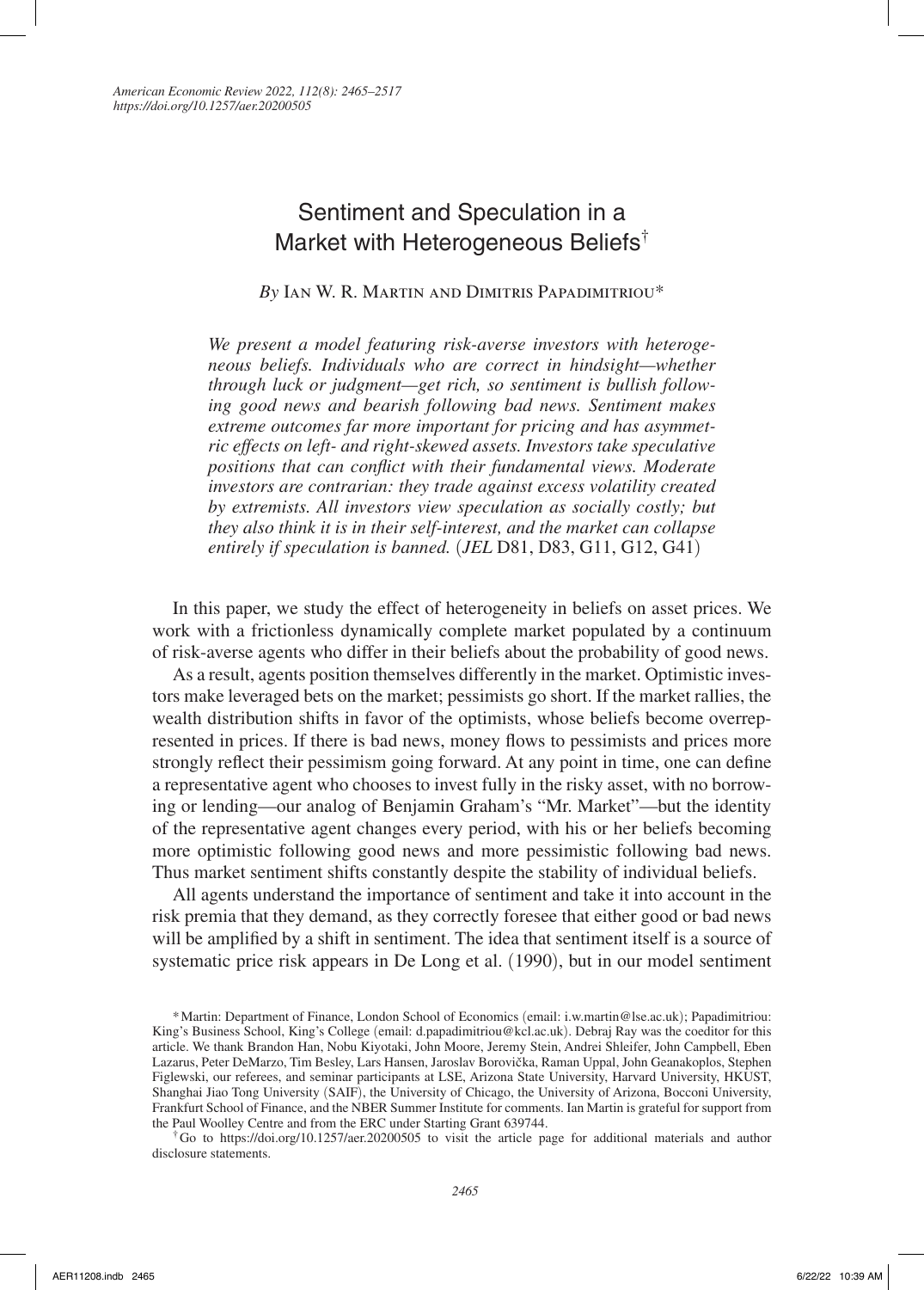# Sentiment and Speculation in a Market with Heterogeneous Beliefs[†]

*By* Ian W. R. Martin and Dimitris Papadimitriou*

*We present a model featuring risk-averse investors with heterogeneous beliefs. Individuals who are correct in hindsight—whether through luck or judgment—get rich, so sentiment is bullish following good news and bearish following bad news. Sentiment makes extreme outcomes far more important for pricing and has asymmetric effects on left- and right-skewed assets. Investors take speculative positions that can conflict with their fundamental views. Moderate investors are contrarian: they trade against excess volatility created by extremists. All investors view speculation as socially costly; but they also think it is in their self-interest, and the market can collapse entirely if speculation is banned.* (*JEL* D81, D83, G11, G12, G41)

In this paper, we study the effect of heterogeneity in beliefs on asset prices. We work with a frictionless dynamically complete market populated by a continuum of risk-averse agents who differ in their beliefs about the probability of good news.

As a result, agents position themselves differently in the market. Optimistic investors make leveraged bets on the market; pessimists go short. If the market rallies, the wealth distribution shifts in favor of the optimists, whose beliefs become overrepresented in prices. If there is bad news, money flows to pessimists and prices more strongly reflect their pessimism going forward. At any point in time, one can define a representative agent who chooses to invest fully in the risky asset, with no borrowing or lending—our analog of Benjamin Graham's "Mr. Market"—but the identity of the representative agent changes every period, with his or her beliefs becoming more optimistic following good news and more pessimistic following bad news. Thus market sentiment shifts constantly despite the stability of individual beliefs.

All agents understand the importance of sentiment and take it into account in the risk premia that they demand, as they correctly foresee that either good or bad news will be amplified by a shift in sentiment. The idea that sentiment itself is a source of systematic price risk appears in De Long et al. (1990), but in our model sentiment

---

*Martin: Department of Finance, London School of Economics (email: i.w.martin@lse.ac.uk); Papadimitriou: King's Business School, King's College (email: d.papadimitriou@kcl.ac.uk). Debraj Ray was the coeditor for this article. We thank Brandon Han, Nobu Kiyotaki, John Moore, Jeremy Stein, Andrei Shleifer, John Campbell, Eben Lazarus, Peter DeMarzo, Tim Besley, Lars Hansen, Jaroslav Borovička, Raman Uppal, John Geanakoplos, Stephen Figlewski, our referees, and seminar participants at LSE, Arizona State University, Harvard University, HKUST, Shanghai Jiao Tong University (SAIF), the University of Chicago, the University of Arizona, Bocconi University, Frankfurt School of Finance, and the NBER Summer Institute for comments. Ian Martin is grateful for support from the Paul Woolley Centre and from the ERC under Starting Grant 639744.

[†]Go to https://doi.org/10.1257/aer.20200505 to visit the article page for additional materials and author disclosure statements.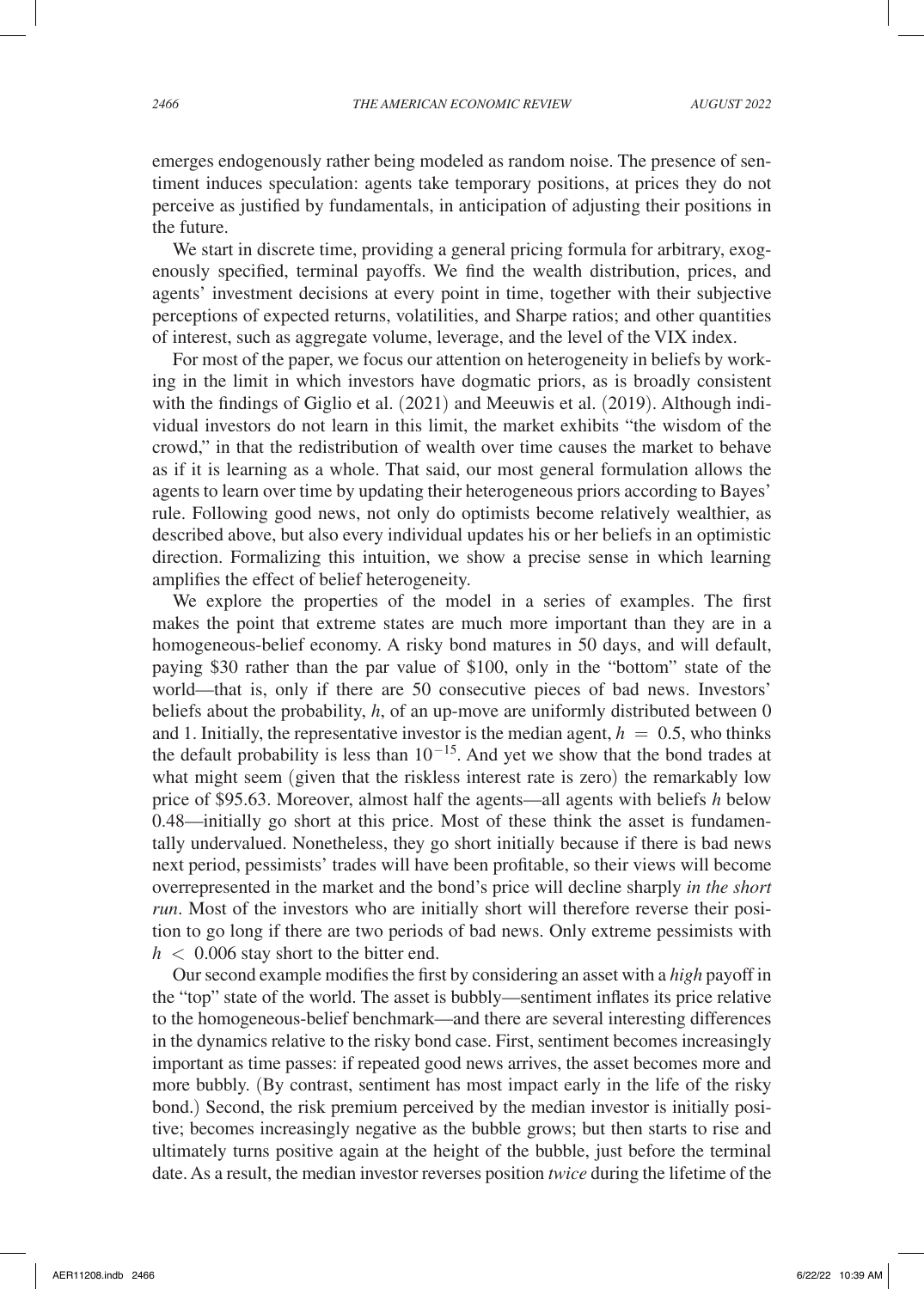emerges endogenously rather being modeled as random noise. The presence of sentiment induces speculation: agents take temporary positions, at prices they do not perceive as justified by fundamentals, in anticipation of adjusting their positions in the future.

We start in discrete time, providing a general pricing formula for arbitrary, exogenously specified, terminal payoffs. We find the wealth distribution, prices, and agents' investment decisions at every point in time, together with their subjective perceptions of expected returns, volatilities, and Sharpe ratios; and other quantities of interest, such as aggregate volume, leverage, and the level of the VIX index.

For most of the paper, we focus our attention on heterogeneity in beliefs by working in the limit in which investors have dogmatic priors, as is broadly consistent with the findings of Giglio et al. (2021) and Meeuwis et al. (2019). Although individual investors do not learn in this limit, the market exhibits "the wisdom of the crowd," in that the redistribution of wealth over time causes the market to behave as if it is learning as a whole. That said, our most general formulation allows the agents to learn over time by updating their heterogeneous priors according to Bayes' rule. Following good news, not only do optimists become relatively wealthier, as described above, but also every individual updates his or her beliefs in an optimistic direction. Formalizing this intuition, we show a precise sense in which learning amplifies the effect of belief heterogeneity.

We explore the properties of the model in a series of examples. The first makes the point that extreme states are much more important than they are in a homogeneous-belief economy. A risky bond matures in 50 days, and will default, paying \$30 rather than the par value of \$100, only in the "bottom" state of the world—that is, only if there are 50 consecutive pieces of bad news. Investors' beliefs about the probability, $h$, of an up-move are uniformly distributed between 0 and 1. Initially, the representative investor is the median agent, $h = 0.5$, who thinks the default probability is less than $10^{-15}$. And yet we show that the bond trades at what might seem (given that the riskless interest rate is zero) the remarkably low price of \$95.63. Moreover, almost half the agents—all agents with beliefs $h$ below 0.48—initially go short at this price. Most of these think the asset is fundamentally undervalued. Nonetheless, they go short initially because if there is bad news next period, pessimists' trades will have been profitable, so their views will become overrepresented in the market and the bond's price will decline sharply *in the short run*. Most of the investors who are initially short will therefore reverse their position to go long if there are two periods of bad news. Only extreme pessimists with $h < 0.006$ stay short to the bitter end.

Our second example modifies the first by considering an asset with a *high* payoff in the "top" state of the world. The asset is bubbly—sentiment inflates its price relative to the homogeneous-belief benchmark—and there are several interesting differences in the dynamics relative to the risky bond case. First, sentiment becomes increasingly important as time passes: if repeated good news arrives, the asset becomes more and more bubbly. (By contrast, sentiment has most impact early in the life of the risky bond.) Second, the risk premium perceived by the median investor is initially positive; becomes increasingly negative as the bubble grows; but then starts to rise and ultimately turns positive again at the height of the bubble, just before the terminal date. As a result, the median investor reverses position *twice* during the lifetime of the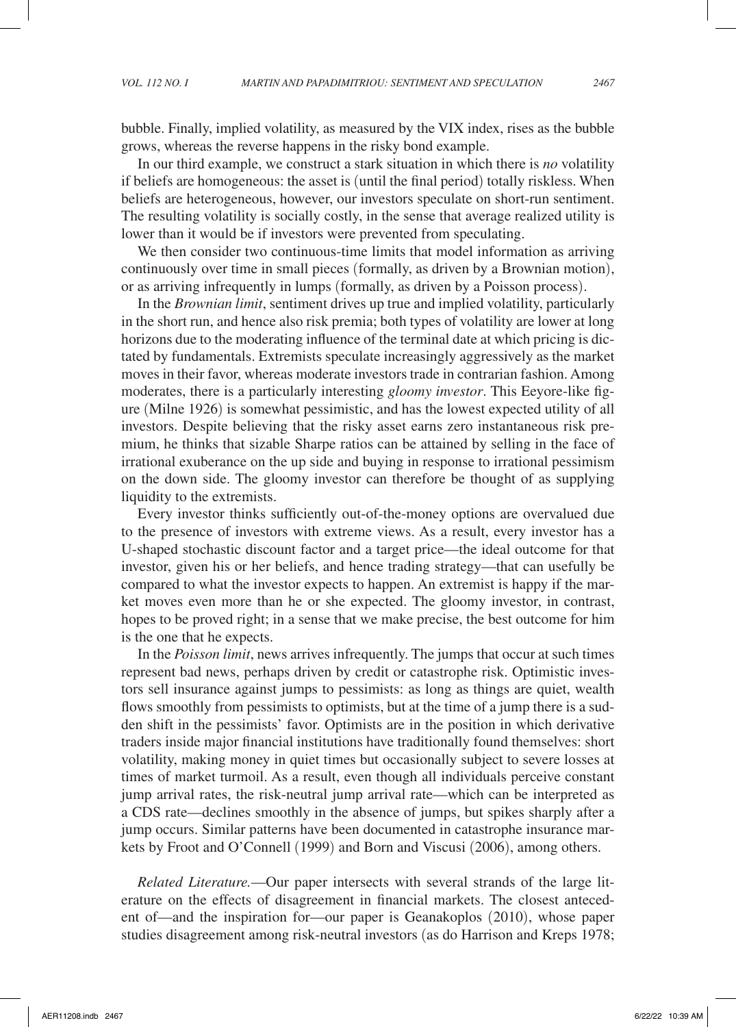bubble. Finally, implied volatility, as measured by the VIX index, rises as the bubble grows, whereas the reverse happens in the risky bond example.

In our third example, we construct a stark situation in which there is *no* volatility if beliefs are homogeneous: the asset is (until the final period) totally riskless. When beliefs are heterogeneous, however, our investors speculate on short-run sentiment. The resulting volatility is socially costly, in the sense that average realized utility is lower than it would be if investors were prevented from speculating.

We then consider two continuous-time limits that model information as arriving continuously over time in small pieces (formally, as driven by a Brownian motion), or as arriving infrequently in lumps (formally, as driven by a Poisson process).

In the *Brownian limit*, sentiment drives up true and implied volatility, particularly in the short run, and hence also risk premia; both types of volatility are lower at long horizons due to the moderating influence of the terminal date at which pricing is dictated by fundamentals. Extremists speculate increasingly aggressively as the market moves in their favor, whereas moderate investors trade in contrarian fashion. Among moderates, there is a particularly interesting *gloomy investor*. This Eeyore-like figure (Milne 1926) is somewhat pessimistic, and has the lowest expected utility of all investors. Despite believing that the risky asset earns zero instantaneous risk premium, he thinks that sizable Sharpe ratios can be attained by selling in the face of irrational exuberance on the up side and buying in response to irrational pessimism on the down side. The gloomy investor can therefore be thought of as supplying liquidity to the extremists.

Every investor thinks sufficiently out-of-the-money options are overvalued due to the presence of investors with extreme views. As a result, every investor has a U-shaped stochastic discount factor and a target price—the ideal outcome for that investor, given his or her beliefs, and hence trading strategy—that can usefully be compared to what the investor expects to happen. An extremist is happy if the market moves even more than he or she expected. The gloomy investor, in contrast, hopes to be proved right; in a sense that we make precise, the best outcome for him is the one that he expects.

In the *Poisson limit*, news arrives infrequently. The jumps that occur at such times represent bad news, perhaps driven by credit or catastrophe risk. Optimistic investors sell insurance against jumps to pessimists: as long as things are quiet, wealth flows smoothly from pessimists to optimists, but at the time of a jump there is a sudden shift in the pessimists' favor. Optimists are in the position in which derivative traders inside major financial institutions have traditionally found themselves: short volatility, making money in quiet times but occasionally subject to severe losses at times of market turmoil. As a result, even though all individuals perceive constant jump arrival rates, the risk-neutral jump arrival rate—which can be interpreted as a CDS rate—declines smoothly in the absence of jumps, but spikes sharply after a jump occurs. Similar patterns have been documented in catastrophe insurance markets by Froot and O'Connell (1999) and Born and Viscusi (2006), among others.

*Related Literature.*—Our paper intersects with several strands of the large literature on the effects of disagreement in financial markets. The closest antecedent of—and the inspiration for—our paper is Geanakoplos (2010), whose paper studies disagreement among risk-neutral investors (as do Harrison and Kreps 1978;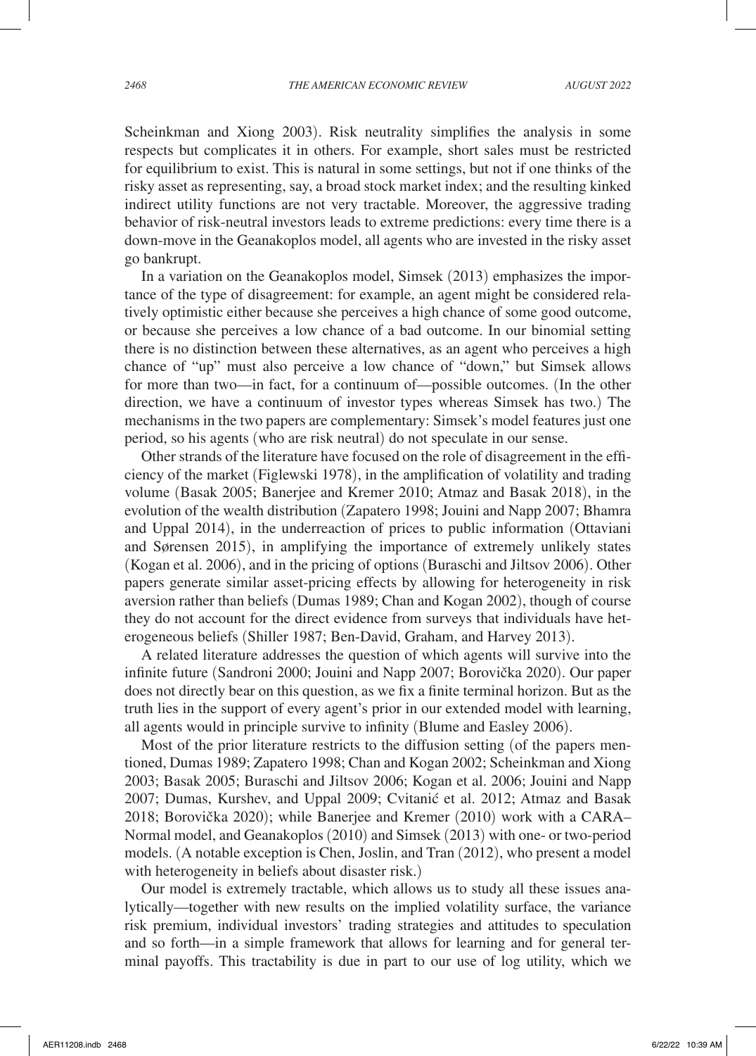Scheinkman and Xiong 2003). Risk neutrality simplifies the analysis in some respects but complicates it in others. For example, short sales must be restricted for equilibrium to exist. This is natural in some settings, but not if one thinks of the risky asset as representing, say, a broad stock market index; and the resulting kinked indirect utility functions are not very tractable. Moreover, the aggressive trading behavior of risk-neutral investors leads to extreme predictions: every time there is a down-move in the Geanakoplos model, all agents who are invested in the risky asset go bankrupt.

In a variation on the Geanakoplos model, Simsek (2013) emphasizes the importance of the type of disagreement: for example, an agent might be considered relatively optimistic either because she perceives a high chance of some good outcome, or because she perceives a low chance of a bad outcome. In our binomial setting there is no distinction between these alternatives, as an agent who perceives a high chance of "up" must also perceive a low chance of "down," but Simsek allows for more than two—in fact, for a continuum of—possible outcomes. (In the other direction, we have a continuum of investor types whereas Simsek has two.) The mechanisms in the two papers are complementary: Simsek's model features just one period, so his agents (who are risk neutral) do not speculate in our sense.

Other strands of the literature have focused on the role of disagreement in the efficiency of the market (Figlewski 1978), in the amplification of volatility and trading volume (Basak 2005; Banerjee and Kremer 2010; Atmaz and Basak 2018), in the evolution of the wealth distribution (Zapatero 1998; Jouini and Napp 2007; Bhamra and Uppal 2014), in the underreaction of prices to public information (Ottaviani and Sørensen 2015), in amplifying the importance of extremely unlikely states (Kogan et al. 2006), and in the pricing of options (Buraschi and Jiltsov 2006). Other papers generate similar asset-pricing effects by allowing for heterogeneity in risk aversion rather than beliefs (Dumas 1989; Chan and Kogan 2002), though of course they do not account for the direct evidence from surveys that individuals have heterogeneous beliefs (Shiller 1987; Ben-David, Graham, and Harvey 2013).

A related literature addresses the question of which agents will survive into the infinite future (Sandroni 2000; Jouini and Napp 2007; Borovička 2020). Our paper does not directly bear on this question, as we fix a finite terminal horizon. But as the truth lies in the support of every agent's prior in our extended model with learning, all agents would in principle survive to infinity (Blume and Easley 2006).

Most of the prior literature restricts to the diffusion setting (of the papers mentioned, Dumas 1989; Zapatero 1998; Chan and Kogan 2002; Scheinkman and Xiong 2003; Basak 2005; Buraschi and Jiltsov 2006; Kogan et al. 2006; Jouini and Napp 2007; Dumas, Kurshev, and Uppal 2009; Cvitanić et al. 2012; Atmaz and Basak 2018; Borovička 2020); while Banerjee and Kremer (2010) work with a CARA–Normal model, and Geanakoplos (2010) and Simsek (2013) with one- or two-period models. (A notable exception is Chen, Joslin, and Tran (2012), who present a model with heterogeneity in beliefs about disaster risk.)

Our model is extremely tractable, which allows us to study all these issues analytically—together with new results on the implied volatility surface, the variance risk premium, individual investors' trading strategies and attitudes to speculation and so forth—in a simple framework that allows for learning and for general terminal payoffs. This tractability is due in part to our use of log utility, which we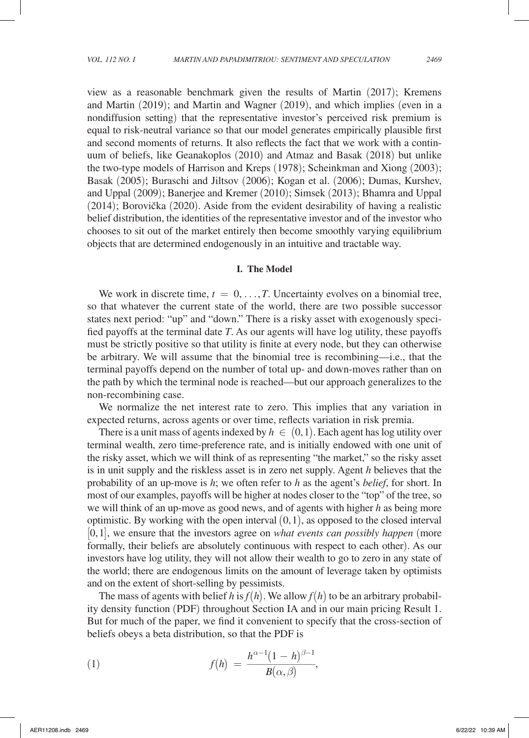view as a reasonable benchmark given the results of Martin (2017); Kremens and Martin (2019); and Martin and Wagner (2019), and which implies (even in a nondiffusion setting) that the representative investor's perceived risk premium is equal to risk-neutral variance so that our model generates empirically plausible first and second moments of returns. It also reflects the fact that we work with a continuum of beliefs, like Geanakoplos (2010) and Atmaz and Basak (2018) but unlike the two-type models of Harrison and Kreps (1978); Scheinkman and Xiong (2003); Basak (2005); Buraschi and Jiltsov (2006); Kogan et al. (2006); Dumas, Kurshev, and Uppal (2009); Banerjee and Kremer (2010); Simsek (2013); Bhamra and Uppal (2014); Borovička (2020). Aside from the evident desirability of having a realistic belief distribution, the identities of the representative investor and of the investor who chooses to sit out of the market entirely then become smoothly varying equilibrium objects that are determined endogenously in an intuitive and tractable way.

## I. The Model

We work in discrete time, $t = 0, \ldots, T$. Uncertainty evolves on a binomial tree, so that whatever the current state of the world, there are two possible successor states next period: "up" and "down." There is a risky asset with exogenously specified payoffs at the terminal date $T$. As our agents will have log utility, these payoffs must be strictly positive so that utility is finite at every node, but they can otherwise be arbitrary. We will assume that the binomial tree is recombining—i.e., that the terminal payoffs depend on the number of total up- and down-moves rather than on the path by which the terminal node is reached—but our approach generalizes to the non-recombining case.

We normalize the net interest rate to zero. This implies that any variation in expected returns, across agents or over time, reflects variation in risk premia.

There is a unit mass of agents indexed by $h \in (0,1)$. Each agent has log utility over terminal wealth, zero time-preference rate, and is initially endowed with one unit of the risky asset, which we will think of as representing "the market," so the risky asset is in unit supply and the riskless asset is in zero net supply. Agent $h$ believes that the probability of an up-move is $h$; we often refer to $h$ as the agent's *belief*, for short. In most of our examples, payoffs will be higher at nodes closer to the "top" of the tree, so we will think of an up-move as good news, and of agents with higher $h$ as being more optimistic. By working with the open interval $(0,1)$, as opposed to the closed interval $[0,1]$, we ensure that the investors agree on *what events can possibly happen* (more formally, their beliefs are absolutely continuous with respect to each other). As our investors have log utility, they will not allow their wealth to go to zero in any state of the world; there are endogenous limits on the amount of leverage taken by optimists and on the extent of short-selling by pessimists.

The mass of agents with belief $h$ is $f(h)$. We allow $f(h)$ to be an arbitrary probability density function (PDF) throughout Section IA and in our main pricing Result 1. But for much of the paper, we find it convenient to specify that the cross-section of beliefs obeys a beta distribution, so that the PDF is

$$f(h) = \frac{h^{\alpha-1}(1-h)^{\beta-1}}{B(\alpha,\beta)}, \tag{1}$$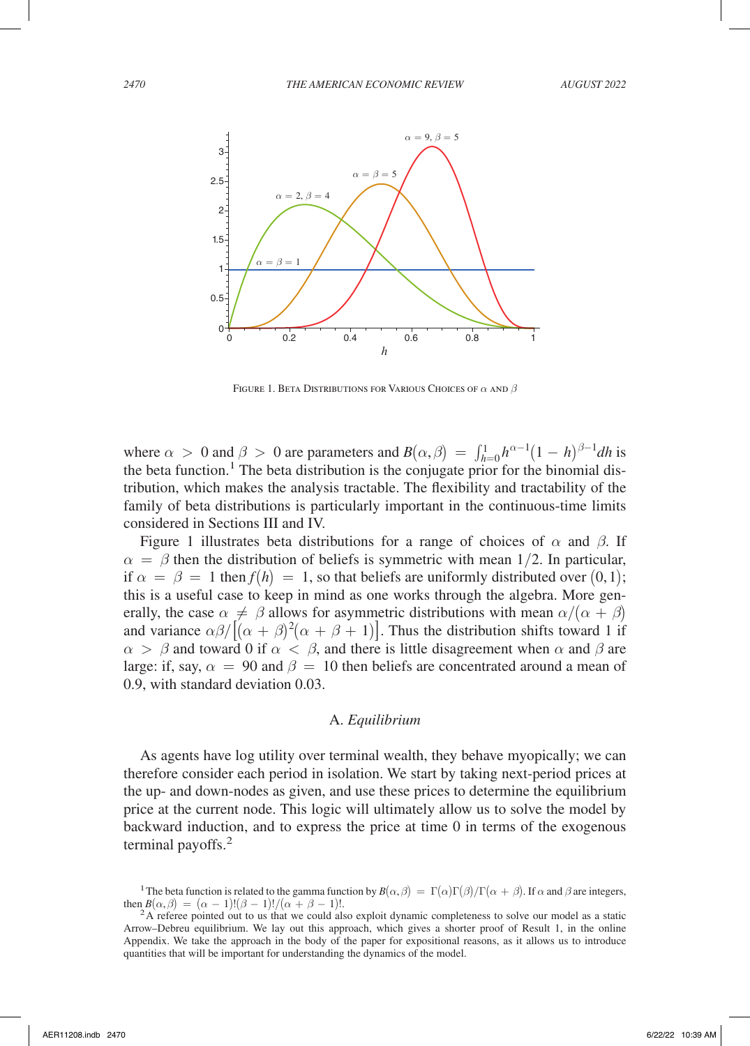FIGURE 1. BETA DISTRIBUTIONS FOR VARIOUS CHOICES OF $\alpha$ AND $\beta$

where $\alpha > 0$ and $\beta > 0$ are parameters and $B(\alpha,\beta) = \int_{h=0}^{1} h^{\alpha-1}(1-h)^{\beta-1}dh$ is the beta function.[1] The beta distribution is the conjugate prior for the binomial distribution, which makes the analysis tractable. The flexibility and tractability of the family of beta distributions is particularly important in the continuous-time limits considered in Sections III and IV.

Figure 1 illustrates beta distributions for a range of choices of $\alpha$ and $\beta$. If $\alpha = \beta$ then the distribution of beliefs is symmetric with mean $1/2$. In particular, if $\alpha = \beta = 1$ then $f(h) = 1$, so that beliefs are uniformly distributed over $(0,1)$; this is a useful case to keep in mind as one works through the algebra. More generally, the case $\alpha \neq \beta$ allows for asymmetric distributions with mean $\alpha/(\alpha+\beta)$ and variance $\alpha\beta/\left[(\alpha+\beta)^2(\alpha+\beta+1)\right]$. Thus the distribution shifts toward 1 if $\alpha > \beta$ and toward 0 if $\alpha < \beta$, and there is little disagreement when $\alpha$ and $\beta$ are large: if, say, $\alpha = 90$ and $\beta = 10$ then beliefs are concentrated around a mean of 0.9, with standard deviation 0.03.

## A. *Equilibrium*

As agents have log utility over terminal wealth, they behave myopically; we can therefore consider each period in isolation. We start by taking next-period prices at the up- and down-nodes as given, and use these prices to determine the equilibrium price at the current node. This logic will ultimately allow us to solve the model by backward induction, and to express the price at time 0 in terms of the exogenous terminal payoffs.[2]

[1] The beta function is related to the gamma function by $B(\alpha,\beta) = \Gamma(\alpha)\Gamma(\beta)/\Gamma(\alpha+\beta)$. If $\alpha$ and $\beta$ are integers, then $B(\alpha,\beta) = (\alpha-1)!(\beta-1)!/(\alpha+\beta-1)!$.

[2] A referee pointed out to us that we could also exploit dynamic completeness to solve our model as a static Arrow–Debreu equilibrium. We lay out this approach, which gives a shorter proof of Result 1, in the online Appendix. We take the approach in the body of the paper for expositional reasons, as it allows us to introduce quantities that will be important for understanding the dynamics of the model.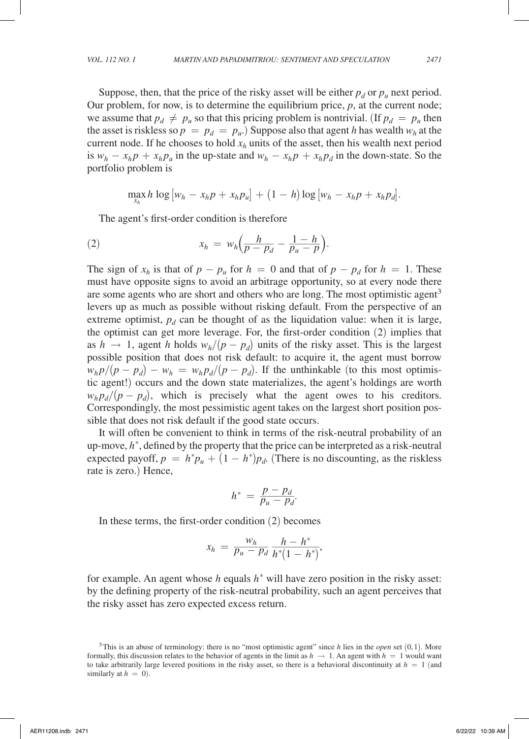Suppose, then, that the price of the risky asset will be either $p_d$ or $p_u$ next period. Our problem, for now, is to determine the equilibrium price, $p$, at the current node; we assume that $p_d \neq p_u$ so that this pricing problem is nontrivial. (If $p_d = p_u$ then the asset is riskless so $p = p_d = p_u$.) Suppose also that agent $h$ has wealth $w_h$ at the current node. If he chooses to hold $x_h$ units of the asset, then his wealth next period is $w_h - x_h p + x_h p_u$ in the up-state and $w_h - x_h p + x_h p_d$ in the down-state. So the portfolio problem is

$$\max_{x_h} h \log\left[w_h - x_h p + x_h p_u\right] + (1 - h) \log\left[w_h - x_h p + x_h p_d\right].$$

The agent's first-order condition is therefore

$$x_h = w_h\left(\frac{h}{p - p_d} - \frac{1 - h}{p_u - p}\right). \tag{2}$$

The sign of $x_h$ is that of $p - p_u$ for $h = 0$ and that of $p - p_d$ for $h = 1$. These must have opposite signs to avoid an arbitrage opportunity, so at every node there are some agents who are short and others who are long. The most optimistic agent[3] levers up as much as possible without risking default. From the perspective of an extreme optimist, $p_d$ can be thought of as the liquidation value: when it is large, the optimist can get more leverage. For, the first-order condition (2) implies that as $h \to 1$, agent $h$ holds $w_h/(p - p_d)$ units of the risky asset. This is the largest possible position that does not risk default: to acquire it, the agent must borrow $w_h p/(p - p_d) - w_h = w_h p_d/(p - p_d)$. If the unthinkable (to this most optimistic agent!) occurs and the down state materializes, the agent's holdings are worth $w_h p_d/(p - p_d)$, which is precisely what the agent owes to his creditors. Correspondingly, the most pessimistic agent takes on the largest short position possible that does not risk default if the good state occurs.

It will often be convenient to think in terms of the risk-neutral probability of an up-move, $h^*$, defined by the property that the price can be interpreted as a risk-neutral expected payoff, $p = h^* p_u + (1 - h^*) p_d$. (There is no discounting, as the riskless rate is zero.) Hence,

$$h^* = \frac{p - p_d}{p_u - p_d}.$$

In these terms, the first-order condition (2) becomes

$$x_h = \frac{w_h}{p_u - p_d} \frac{h - h^*}{h^*(1 - h^*)},$$

for example. An agent whose $h$ equals $h^*$ will have zero position in the risky asset: by the defining property of the risk-neutral probability, such an agent perceives that the risky asset has zero expected excess return.

[3] This is an abuse of terminology: there is no "most optimistic agent" since $h$ lies in the *open* set $(0, 1)$. More formally, this discussion relates to the behavior of agents in the limit as $h \to 1$. An agent with $h = 1$ would want to take arbitrarily large levered positions in the risky asset, so there is a behavioral discontinuity at $h = 1$ (and similarly at $h = 0$).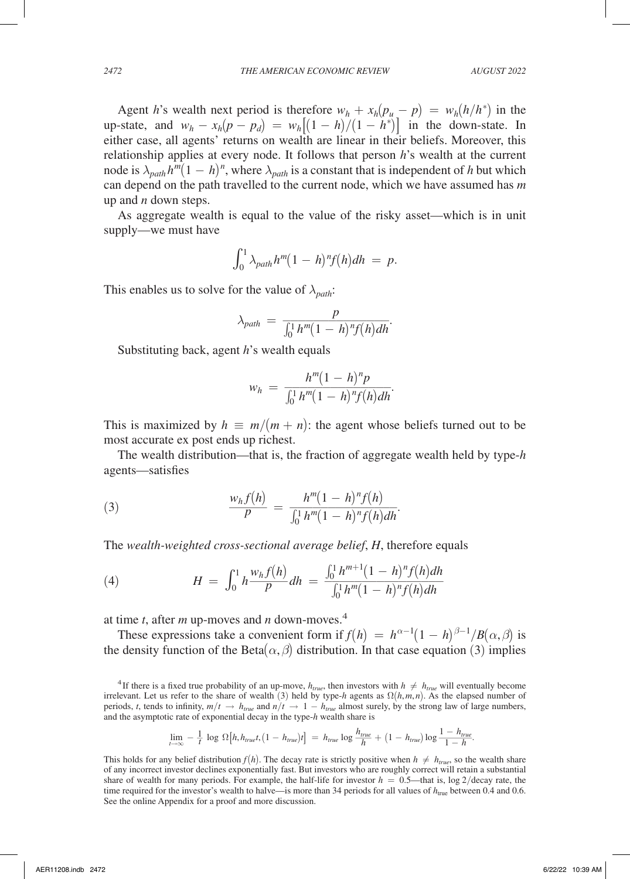Agent $h$'s wealth next period is therefore $w_h + x_h(p_u - p) = w_h(h/h^*)$ in the up-state, and $w_h - x_h(p - p_d) = w_h[(1-h)/(1-h^*)]$ in the down-state. In either case, all agents' returns on wealth are linear in their beliefs. Moreover, this relationship applies at every node. It follows that person $h$'s wealth at the current node is $\lambda_{path} h^m (1-h)^n$, where $\lambda_{path}$ is a constant that is independent of $h$ but which can depend on the path travelled to the current node, which we have assumed has $m$ up and $n$ down steps.

As aggregate wealth is equal to the value of the risky asset—which is in unit supply—we must have

$$\int_0^1 \lambda_{path} h^m (1-h)^n f(h) dh = p.$$

This enables us to solve for the value of $\lambda_{path}$:

$$\lambda_{path} = \frac{p}{\int_0^1 h^m (1-h)^n f(h) dh}.$$

Substituting back, agent $h$'s wealth equals

$$w_h = \frac{h^m (1-h)^n p}{\int_0^1 h^m (1-h)^n f(h) dh}.$$

This is maximized by $h \equiv m/(m+n)$: the agent whose beliefs turned out to be most accurate ex post ends up richest.

The wealth distribution—that is, the fraction of aggregate wealth held by type-$h$ agents—satisfies

$$\frac{w_h f(h)}{p} = \frac{h^m (1-h)^n f(h)}{\int_0^1 h^m (1-h)^n f(h) dh}. \tag{3}$$

The *wealth-weighted cross-sectional average belief*, $H$, therefore equals

$$H = \int_0^1 h \frac{w_h f(h)}{p} dh = \frac{\int_0^1 h^{m+1} (1-h)^n f(h) dh}{\int_0^1 h^m (1-h)^n f(h) dh} \tag{4}$$

at time $t$, after $m$ up-moves and $n$ down-moves.[4]

These expressions take a convenient form if $f(h) = h^{\alpha-1}(1-h)^{\beta-1}/B(\alpha, \beta)$ is the density function of the Beta$(\alpha, \beta)$ distribution. In that case equation (3) implies

[4] If there is a fixed true probability of an up-move, $h_{true}$, then investors with $h \neq h_{true}$ will eventually become irrelevant. Let us refer to the share of wealth (3) held by type-$h$ agents as $\Omega(h, m, n)$. As the elapsed number of periods, $t$, tends to infinity, $m/t \to h_{true}$ and $n/t \to 1 - h_{true}$ almost surely, by the strong law of large numbers, and the asymptotic rate of exponential decay in the type-$h$ wealth share is

$$\lim_{t \to \infty} -\frac{1}{t} \log \Omega[h, h_{true} t, (1 - h_{true}) t] = h_{true} \log \frac{h_{true}}{h} + (1 - h_{true}) \log \frac{1 - h_{true}}{1 - h}.$$

This holds for any belief distribution $f(h)$. The decay rate is strictly positive when $h \neq h_{true}$, so the wealth share of any incorrect investor declines exponentially fast. But investors who are roughly correct will retain a substantial share of wealth for many periods. For example, the half-life for investor $h = 0.5$—that is, $\log 2/$decay rate, the time required for the investor's wealth to halve—is more than 34 periods for all values of $h_{true}$ between 0.4 and 0.6. See the online Appendix for a proof and more discussion.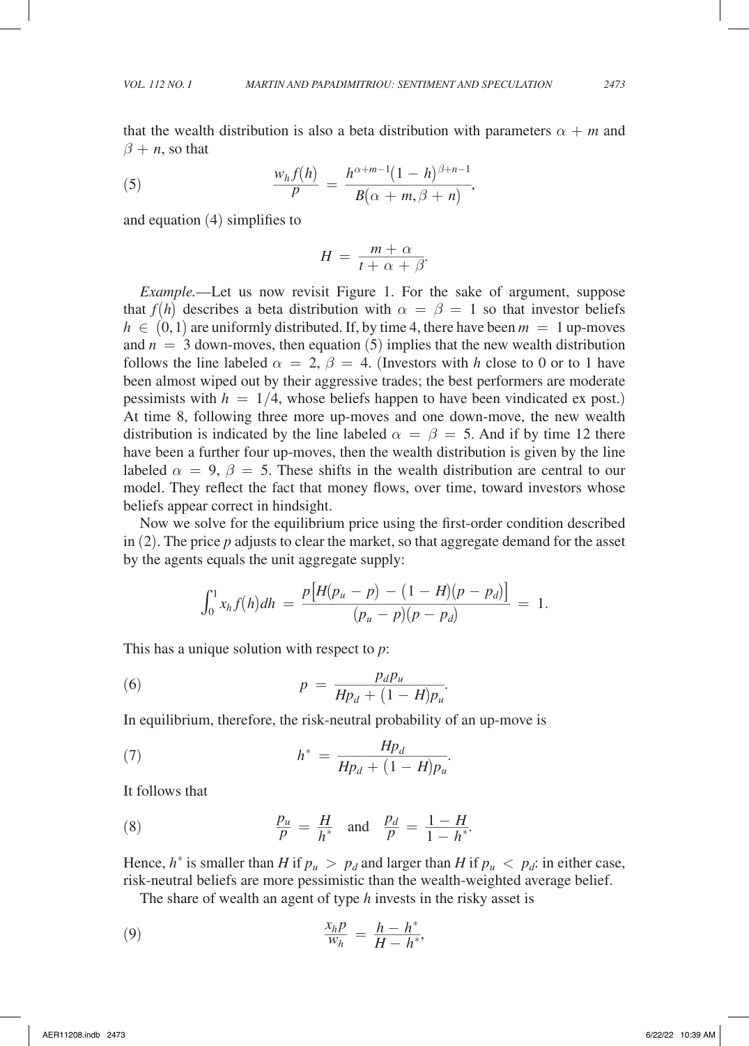that the wealth distribution is also a beta distribution with parameters $\alpha + m$ and $\beta + n$, so that

$$\frac{w_h f(h)}{p} = \frac{h^{\alpha+m-1}(1-h)^{\beta+n-1}}{B(\alpha+m, \beta+n)}, \tag{5}$$

and equation (4) simplifies to

$$H = \frac{m+\alpha}{t+\alpha+\beta}.$$

*Example.*—Let us now revisit Figure 1. For the sake of argument, suppose that $f(h)$ describes a beta distribution with $\alpha = \beta = 1$ so that investor beliefs $h \in (0,1)$ are uniformly distributed. If, by time 4, there have been $m = 1$ up-moves and $n = 3$ down-moves, then equation (5) implies that the new wealth distribution follows the line labeled $\alpha = 2$, $\beta = 4$. (Investors with $h$ close to 0 or to 1 have been almost wiped out by their aggressive trades; the best performers are moderate pessimists with $h = 1/4$, whose beliefs happen to have been vindicated ex post.) At time 8, following three more up-moves and one down-move, the new wealth distribution is indicated by the line labeled $\alpha = \beta = 5$. And if by time 12 there have been a further four up-moves, then the wealth distribution is given by the line labeled $\alpha = 9$, $\beta = 5$. These shifts in the wealth distribution are central to our model. They reflect the fact that money flows, over time, toward investors whose beliefs appear correct in hindsight.

Now we solve for the equilibrium price using the first-order condition described in (2). The price $p$ adjusts to clear the market, so that aggregate demand for the asset by the agents equals the unit aggregate supply:

$$\int_0^1 x_h f(h)\,dh = \frac{p\left[H(p_u - p) - (1-H)(p - p_d)\right]}{(p_u - p)(p - p_d)} = 1.$$

This has a unique solution with respect to $p$:

$$p = \frac{p_d p_u}{H p_d + (1-H) p_u}. \tag{6}$$

In equilibrium, therefore, the risk-neutral probability of an up-move is

$$h^* = \frac{H p_d}{H p_d + (1-H) p_u}. \tag{7}$$

It follows that

$$\frac{p_u}{p} = \frac{H}{h^*} \quad \text{and} \quad \frac{p_d}{p} = \frac{1-H}{1-h^*}. \tag{8}$$

Hence, $h^*$ is smaller than $H$ if $p_u > p_d$ and larger than $H$ if $p_u < p_d$: in either case, risk-neutral beliefs are more pessimistic than the wealth-weighted average belief.

The share of wealth an agent of type $h$ invests in the risky asset is

$$\frac{x_h p}{w_h} = \frac{h - h^*}{H - h^*}, \tag{9}$$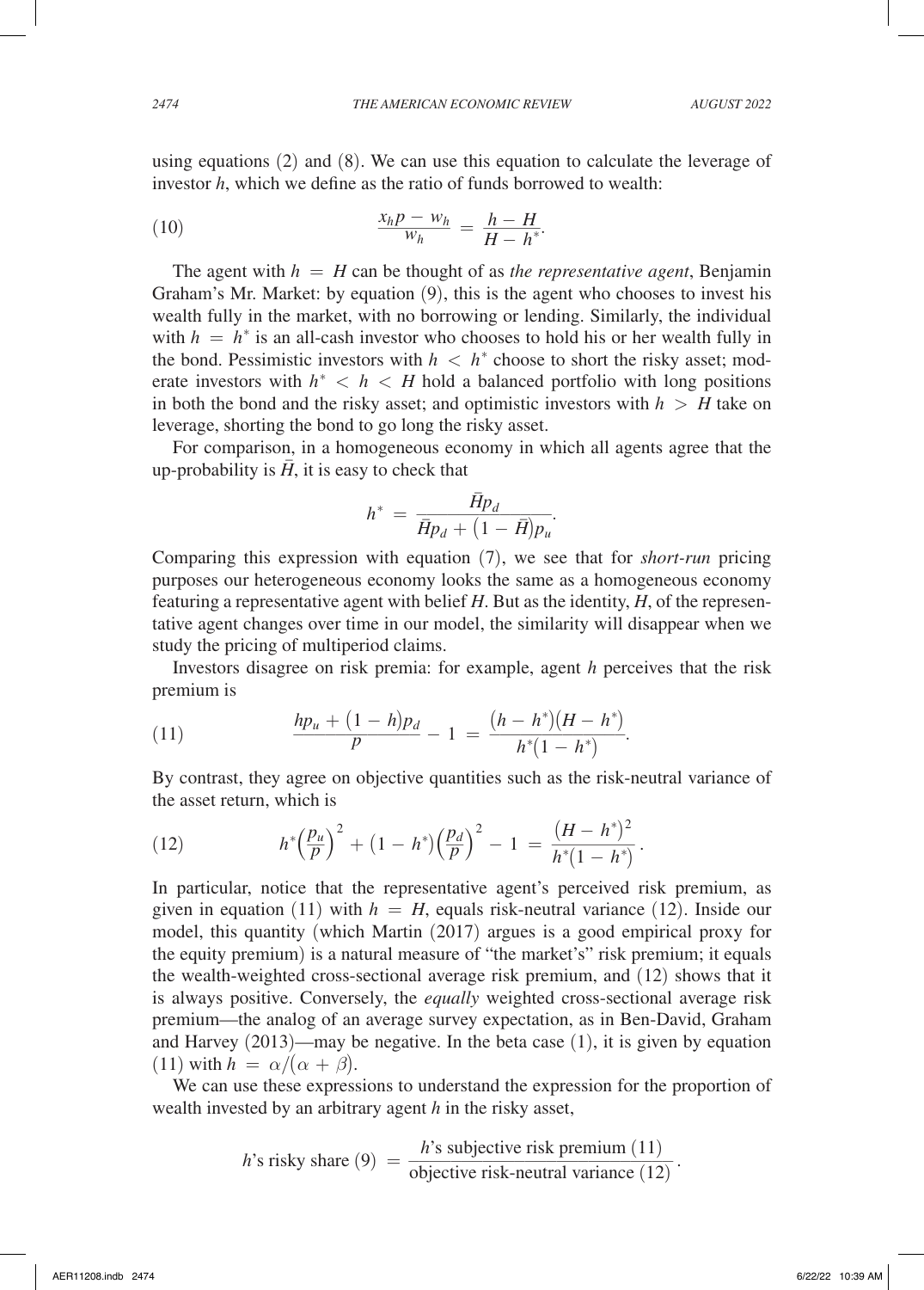using equations (2) and (8). We can use this equation to calculate the leverage of investor $h$, which we define as the ratio of funds borrowed to wealth:

$$\frac{x_h p - w_h}{w_h} = \frac{h - H}{H - h^*}. \tag{10}$$

The agent with $h = H$ can be thought of as *the representative agent*, Benjamin Graham's Mr. Market: by equation (9), this is the agent who chooses to invest his wealth fully in the market, with no borrowing or lending. Similarly, the individual with $h = h^*$ is an all-cash investor who chooses to hold his or her wealth fully in the bond. Pessimistic investors with $h < h^*$ choose to short the risky asset; moderate investors with $h^* < h < H$ hold a balanced portfolio with long positions in both the bond and the risky asset; and optimistic investors with $h > H$ take on leverage, shorting the bond to go long the risky asset.

For comparison, in a homogeneous economy in which all agents agree that the up-probability is $\bar{H}$, it is easy to check that

$$h^* = \frac{\bar{H} p_d}{\bar{H} p_d + \left(1 - \bar{H}\right) p_u}.$$

Comparing this expression with equation (7), we see that for *short-run* pricing purposes our heterogeneous economy looks the same as a homogeneous economy featuring a representative agent with belief $H$. But as the identity, $H$, of the representative agent changes over time in our model, the similarity will disappear when we study the pricing of multiperiod claims.

Investors disagree on risk premia: for example, agent $h$ perceives that the risk premium is

$$\frac{h p_u + \left(1 - h\right) p_d}{p} - 1 = \frac{\left(h - h^*\right)\left(H - h^*\right)}{h^*\left(1 - h^*\right)}. \tag{11}$$

By contrast, they agree on objective quantities such as the risk-neutral variance of the asset return, which is

$$h^* \left(\frac{p_u}{p}\right)^2 + \left(1 - h^*\right)\left(\frac{p_d}{p}\right)^2 - 1 = \frac{\left(H - h^*\right)^2}{h^*\left(1 - h^*\right)}. \tag{12}$$

In particular, notice that the representative agent's perceived risk premium, as given in equation (11) with $h = H$, equals risk-neutral variance (12). Inside our model, this quantity (which Martin (2017) argues is a good empirical proxy for the equity premium) is a natural measure of "the market's" risk premium; it equals the wealth-weighted cross-sectional average risk premium, and (12) shows that it is always positive. Conversely, the *equally* weighted cross-sectional average risk premium—the analog of an average survey expectation, as in Ben-David, Graham and Harvey (2013)—may be negative. In the beta case (1), it is given by equation (11) with $h = \alpha/(\alpha + \beta)$.

We can use these expressions to understand the expression for the proportion of wealth invested by an arbitrary agent $h$ in the risky asset,

$$h\text{'s risky share (9)} = \frac{h\text{'s subjective risk premium (11)}}{\text{objective risk-neutral variance (12)}}.$$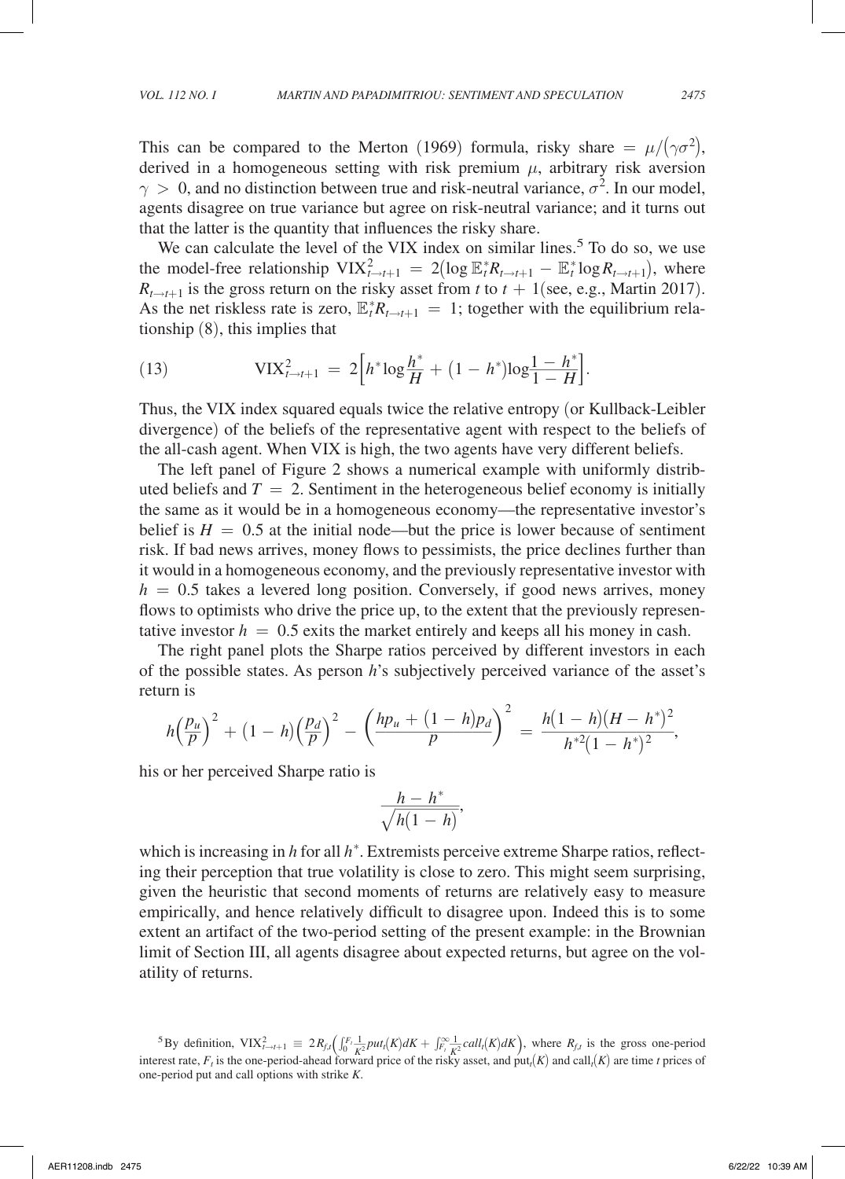This can be compared to the Merton (1969) formula, risky share $= \mu/(\gamma\sigma^2)$, derived in a homogeneous setting with risk premium $\mu$, arbitrary risk aversion $\gamma > 0$, and no distinction between true and risk-neutral variance, $\sigma^2$. In our model, agents disagree on true variance but agree on risk-neutral variance; and it turns out that the latter is the quantity that influences the risky share.

We can calculate the level of the VIX index on similar lines.[5] To do so, we use the model-free relationship $\text{VIX}^2_{t\to t+1} = 2(\log \mathbb{E}^*_t R_{t\to t+1} - \mathbb{E}^*_t \log R_{t\to t+1})$, where $R_{t\to t+1}$ is the gross return on the risky asset from $t$ to $t+1$(see, e.g., Martin 2017). As the net riskless rate is zero, $\mathbb{E}^*_t R_{t\to t+1} = 1$; together with the equilibrium relationship (8), this implies that

$$\text{VIX}^2_{t\to t+1} = 2\left[h^* \log\frac{h^*}{H} + (1-h^*)\log\frac{1-h^*}{1-H}\right]. \tag{13}$$

Thus, the VIX index squared equals twice the relative entropy (or Kullback-Leibler divergence) of the beliefs of the representative agent with respect to the beliefs of the all-cash agent. When VIX is high, the two agents have very different beliefs.

The left panel of Figure 2 shows a numerical example with uniformly distributed beliefs and $T = 2$. Sentiment in the heterogeneous belief economy is initially the same as it would be in a homogeneous economy—the representative investor's belief is $H = 0.5$ at the initial node—but the price is lower because of sentiment risk. If bad news arrives, money flows to pessimists, the price declines further than it would in a homogeneous economy, and the previously representative investor with $h = 0.5$ takes a levered long position. Conversely, if good news arrives, money flows to optimists who drive the price up, to the extent that the previously representative investor $h = 0.5$ exits the market entirely and keeps all his money in cash.

The right panel plots the Sharpe ratios perceived by different investors in each of the possible states. As person $h$'s subjectively perceived variance of the asset's return is

$$h\left(\frac{p_u}{p}\right)^2 + (1-h)\left(\frac{p_d}{p}\right)^2 - \left(\frac{hp_u + (1-h)p_d}{p}\right)^2 = \frac{h(1-h)(H-h^*)^2}{h^{*2}(1-h^*)^2},$$

his or her perceived Sharpe ratio is

$$\frac{h-h^*}{\sqrt{h(1-h)}},$$

which is increasing in $h$ for all $h^*$. Extremists perceive extreme Sharpe ratios, reflecting their perception that true volatility is close to zero. This might seem surprising, given the heuristic that second moments of returns are relatively easy to measure empirically, and hence relatively difficult to disagree upon. Indeed this is to some extent an artifact of the two-period setting of the present example: in the Brownian limit of Section III, all agents disagree about expected returns, but agree on the volatility of returns.

[5] By definition, $\text{VIX}^2_{t\to t+1} \equiv 2R_{f,t}\left(\int_0^{F_t} \frac{1}{K^2} put_t(K)dK + \int_{F_t}^{\infty} \frac{1}{K^2} call_t(K)dK\right)$, where $R_{f,t}$ is the gross one-period interest rate, $F_t$ is the one-period-ahead forward price of the risky asset, and $\text{put}_t(K)$ and $\text{call}_t(K)$ are time $t$ prices of one-period put and call options with strike $K$.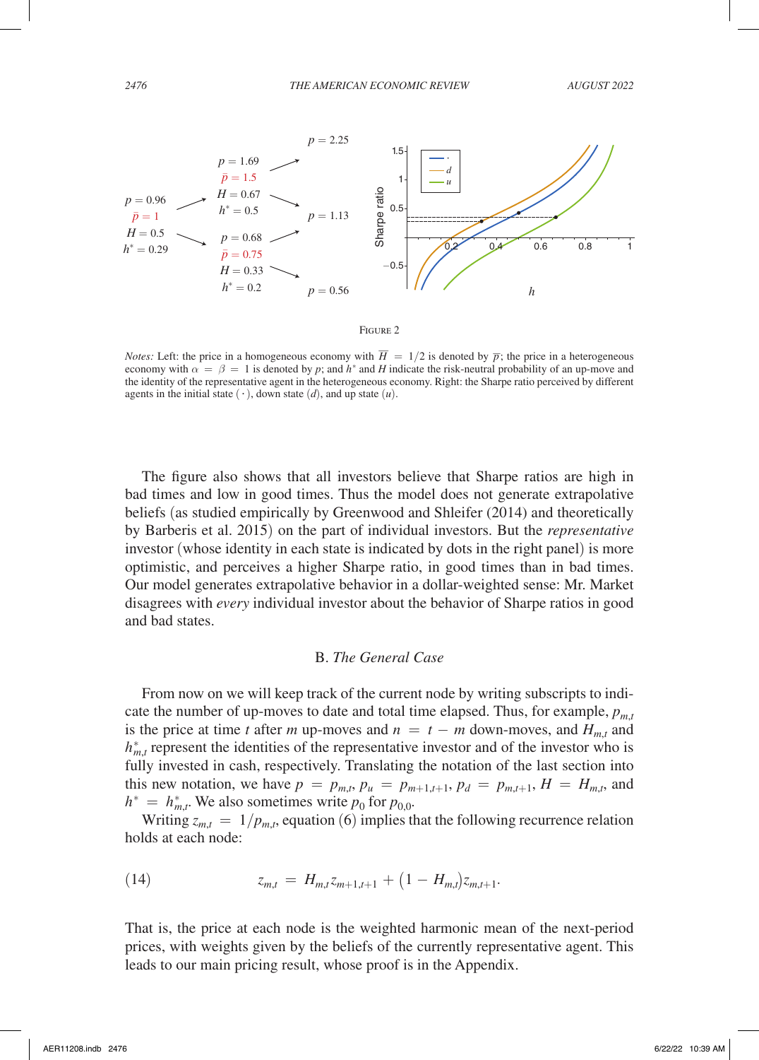FIGURE 2

*Notes:* Left: the price in a homogeneous economy with $\overline{H} = 1/2$ is denoted by $\overline{p}$; the price in a heterogeneous economy with $\alpha = \beta = 1$ is denoted by $p$; and $h^*$ and $H$ indicate the risk-neutral probability of an up-move and the identity of the representative agent in the heterogeneous economy. Right: the Sharpe ratio perceived by different agents in the initial state $(\cdot)$, down state $(d)$, and up state $(u)$.

The figure also shows that all investors believe that Sharpe ratios are high in bad times and low in good times. Thus the model does not generate extrapolative beliefs (as studied empirically by Greenwood and Shleifer (2014) and theoretically by Barberis et al. 2015) on the part of individual investors. But the *representative* investor (whose identity in each state is indicated by dots in the right panel) is more optimistic, and perceives a higher Sharpe ratio, in good times than in bad times. Our model generates extrapolative behavior in a dollar-weighted sense: Mr. Market disagrees with *every* individual investor about the behavior of Sharpe ratios in good and bad states.

## B. *The General Case*

From now on we will keep track of the current node by writing subscripts to indicate the number of up-moves to date and total time elapsed. Thus, for example, $p_{m,t}$ is the price at time $t$ after $m$ up-moves and $n = t - m$ down-moves, and $H_{m,t}$ and $h^*_{m,t}$ represent the identities of the representative investor and of the investor who is fully invested in cash, respectively. Translating the notation of the last section into this new notation, we have $p = p_{m,t}$, $p_u = p_{m+1,t+1}$, $p_d = p_{m,t+1}$, $H = H_{m,t}$, and $h^* = h^*_{m,t}$. We also sometimes write $p_0$ for $p_{0,0}$.

Writing $z_{m,t} = 1/p_{m,t}$, equation (6) implies that the following recurrence relation holds at each node:

$$z_{m,t} = H_{m,t} z_{m+1,t+1} + \left(1 - H_{m,t}\right) z_{m,t+1}. \tag{14}$$

That is, the price at each node is the weighted harmonic mean of the next-period prices, with weights given by the beliefs of the currently representative agent. This leads to our main pricing result, whose proof is in the Appendix.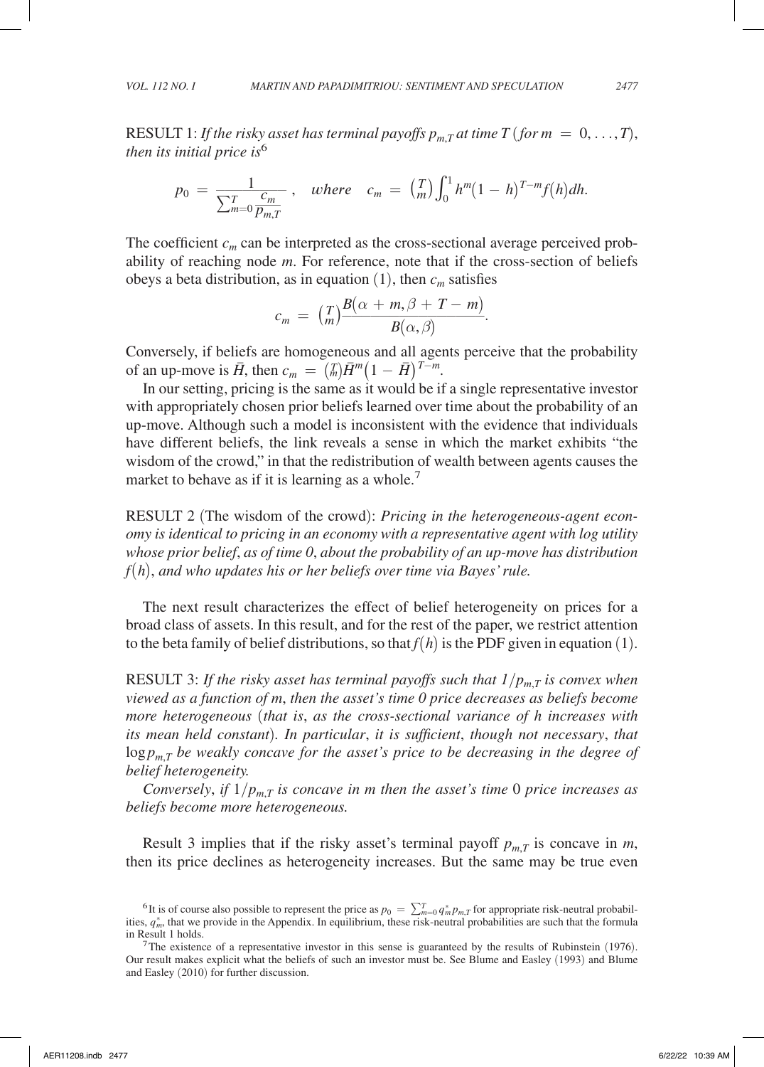RESULT 1: *If the risky asset has terminal payoffs $p_{m,T}$ at time $T$ (for $m = 0, \ldots, T$), then its initial price is*[6]

$$p_0 = \frac{1}{\sum_{m=0}^{T} \frac{c_m}{p_{m,T}}}, \quad \textit{where} \quad c_m = \binom{T}{m} \int_0^1 h^m (1-h)^{T-m} f(h) dh.$$

The coefficient $c_m$ can be interpreted as the cross-sectional average perceived probability of reaching node $m$. For reference, note that if the cross-section of beliefs obeys a beta distribution, as in equation (1), then $c_m$ satisfies

$$c_m = \binom{T}{m} \frac{B(\alpha + m, \beta + T - m)}{B(\alpha, \beta)}.$$

Conversely, if beliefs are homogeneous and all agents perceive that the probability of an up-move is $\bar{H}$, then $c_m = \binom{T}{m} \bar{H}^m (1 - \bar{H})^{T-m}$.

In our setting, pricing is the same as it would be if a single representative investor with appropriately chosen prior beliefs learned over time about the probability of an up-move. Although such a model is inconsistent with the evidence that individuals have different beliefs, the link reveals a sense in which the market exhibits "the wisdom of the crowd," in that the redistribution of wealth between agents causes the market to behave as if it is learning as a whole.[7]

RESULT 2 (The wisdom of the crowd): *Pricing in the heterogeneous-agent economy is identical to pricing in an economy with a representative agent with log utility whose prior belief, as of time 0, about the probability of an up-move has distribution $f(h)$, and who updates his or her beliefs over time via Bayes' rule.*

The next result characterizes the effect of belief heterogeneity on prices for a broad class of assets. In this result, and for the rest of the paper, we restrict attention to the beta family of belief distributions, so that $f(h)$ is the PDF given in equation (1).

RESULT 3: *If the risky asset has terminal payoffs such that $1/p_{m,T}$ is convex when viewed as a function of $m$, then the asset's time 0 price decreases as beliefs become more heterogeneous (that is, as the cross-sectional variance of $h$ increases with its mean held constant). In particular, it is sufficient, though not necessary, that $\log p_{m,T}$ be weakly concave for the asset's price to be decreasing in the degree of belief heterogeneity.*

*Conversely, if $1/p_{m,T}$ is concave in $m$ then the asset's time 0 price increases as beliefs become more heterogeneous.*

Result 3 implies that if the risky asset's terminal payoff $p_{m,T}$ is concave in $m$, then its price declines as heterogeneity increases. But the same may be true even

[6] It is of course also possible to represent the price as $p_0 = \sum_{m=0}^{T} q_m^* p_{m,T}$ for appropriate risk-neutral probabilities, $q_m^*$, that we provide in the Appendix. In equilibrium, these risk-neutral probabilities are such that the formula in Result 1 holds.

[7] The existence of a representative investor in this sense is guaranteed by the results of Rubinstein (1976). Our result makes explicit what the beliefs of such an investor must be. See Blume and Easley (1993) and Blume and Easley (2010) for further discussion.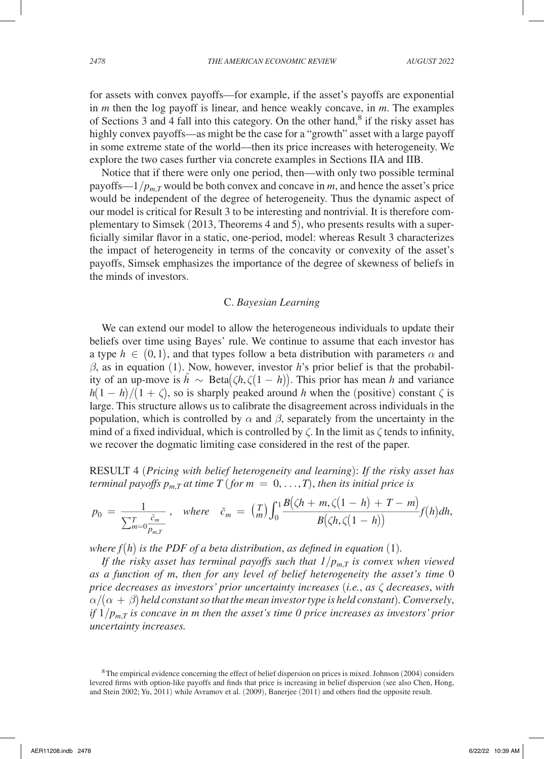for assets with convex payoffs—for example, if the asset's payoffs are exponential in $m$ then the log payoff is linear, and hence weakly concave, in $m$. The examples of Sections 3 and 4 fall into this category. On the other hand,[8] if the risky asset has highly convex payoffs—as might be the case for a "growth" asset with a large payoff in some extreme state of the world—then its price increases with heterogeneity. We explore the two cases further via concrete examples in Sections IIA and IIB.

Notice that if there were only one period, then—with only two possible terminal payoffs—$1/p_{m,T}$ would be both convex and concave in $m$, and hence the asset's price would be independent of the degree of heterogeneity. Thus the dynamic aspect of our model is critical for Result 3 to be interesting and nontrivial. It is therefore complementary to Simsek (2013, Theorems 4 and 5), who presents results with a superficially similar flavor in a static, one-period, model: whereas Result 3 characterizes the impact of heterogeneity in terms of the concavity or convexity of the asset's payoffs, Simsek emphasizes the importance of the degree of skewness of beliefs in the minds of investors.

### C. *Bayesian Learning*

We can extend our model to allow the heterogeneous individuals to update their beliefs over time using Bayes' rule. We continue to assume that each investor has a type $h \in (0,1)$, and that types follow a beta distribution with parameters $\alpha$ and $\beta$, as in equation (1). Now, however, investor $h$'s prior belief is that the probability of an up-move is $\tilde{h} \sim \text{Beta}(\zeta h, \zeta(1-h))$. This prior has mean $h$ and variance $h(1-h)/(1+\zeta)$, so is sharply peaked around $h$ when the (positive) constant $\zeta$ is large. This structure allows us to calibrate the disagreement across individuals in the population, which is controlled by $\alpha$ and $\beta$, separately from the uncertainty in the mind of a fixed individual, which is controlled by $\zeta$. In the limit as $\zeta$ tends to infinity, we recover the dogmatic limiting case considered in the rest of the paper.

RESULT 4 (*Pricing with belief heterogeneity and learning*): *If the risky asset has terminal payoffs $p_{m,T}$ at time $T$ (for $m = 0, \ldots, T$), then its initial price is*

$$p_0 = \frac{1}{\sum_{m=0}^{T} \frac{\tilde{c}_m}{p_{m,T}}}, \quad \textit{where} \quad \tilde{c}_m = \binom{T}{m} \int_0^1 \frac{B(\zeta h + m, \zeta(1-h) + T - m)}{B(\zeta h, \zeta(1-h))} f(h)\, dh,$$

*where $f(h)$ is the PDF of a beta distribution, as defined in equation (1).*

*If the risky asset has terminal payoffs such that $1/p_{m,T}$ is convex when viewed as a function of $m$, then for any level of belief heterogeneity the asset's time 0 price decreases as investors' prior uncertainty increases (i.e., as $\zeta$ decreases, with $\alpha/(\alpha+\beta)$ held constant so that the mean investor type is held constant). Conversely, if $1/p_{m,T}$ is concave in $m$ then the asset's time 0 price increases as investors' prior uncertainty increases.*

---

[8] The empirical evidence concerning the effect of belief dispersion on prices is mixed. Johnson (2004) considers levered firms with option-like payoffs and finds that price is increasing in belief dispersion (see also Chen, Hong, and Stein 2002; Yu, 2011) while Avramov et al. (2009), Banerjee (2011) and others find the opposite result.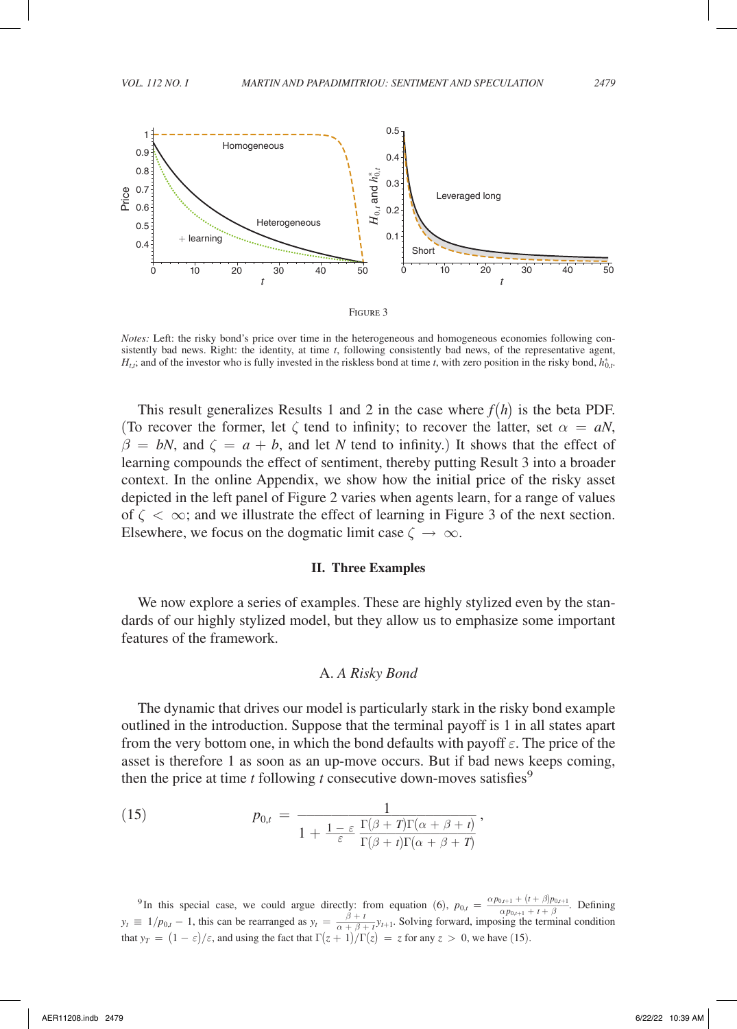FIGURE 3

*Notes:* Left: the risky bond's price over time in the heterogeneous and homogeneous economies following consistently bad news. Right: the identity, at time $t$, following consistently bad news, of the representative agent, $H_{t,t}$; and of the investor who is fully invested in the riskless bond at time $t$, with zero position in the risky bond, $h^*_{0,t}$.

This result generalizes Results 1 and 2 in the case where $f(h)$ is the beta PDF. (To recover the former, let $\zeta$ tend to infinity; to recover the latter, set $\alpha = aN$, $\beta = bN$, and $\zeta = a + b$, and let $N$ tend to infinity.) It shows that the effect of learning compounds the effect of sentiment, thereby putting Result 3 into a broader context. In the online Appendix, we show how the initial price of the risky asset depicted in the left panel of Figure 2 varies when agents learn, for a range of values of $\zeta < \infty$; and we illustrate the effect of learning in Figure 3 of the next section. Elsewhere, we focus on the dogmatic limit case $\zeta \to \infty$.

## II. Three Examples

We now explore a series of examples. These are highly stylized even by the standards of our highly stylized model, but they allow us to emphasize some important features of the framework.

### A. *A Risky Bond*

The dynamic that drives our model is particularly stark in the risky bond example outlined in the introduction. Suppose that the terminal payoff is 1 in all states apart from the very bottom one, in which the bond defaults with payoff $\varepsilon$. The price of the asset is therefore 1 as soon as an up-move occurs. But if bad news keeps coming, then the price at time $t$ following $t$ consecutive down-moves satisfies[9]

$$p_{0,t} = \frac{1}{1 + \frac{1-\varepsilon}{\varepsilon} \frac{\Gamma(\beta + T)\Gamma(\alpha + \beta + t)}{\Gamma(\beta + t)\Gamma(\alpha + \beta + T)}}, \tag{15}$$

[9] In this special case, we could argue directly: from equation (6), $p_{0,t} = \frac{\alpha p_{0,t+1} + (t+\beta)p_{0,t+1}}{\alpha p_{0,t+1} + t + \beta}$. Defining $y_t \equiv 1/p_{0,t} - 1$, this can be rearranged as $y_t = \frac{\beta + t}{\alpha + \beta + t} y_{t+1}$. Solving forward, imposing the terminal condition that $y_T = (1 - \varepsilon)/\varepsilon$, and using the fact that $\Gamma(z+1)/\Gamma(z) = z$ for any $z > 0$, we have (15).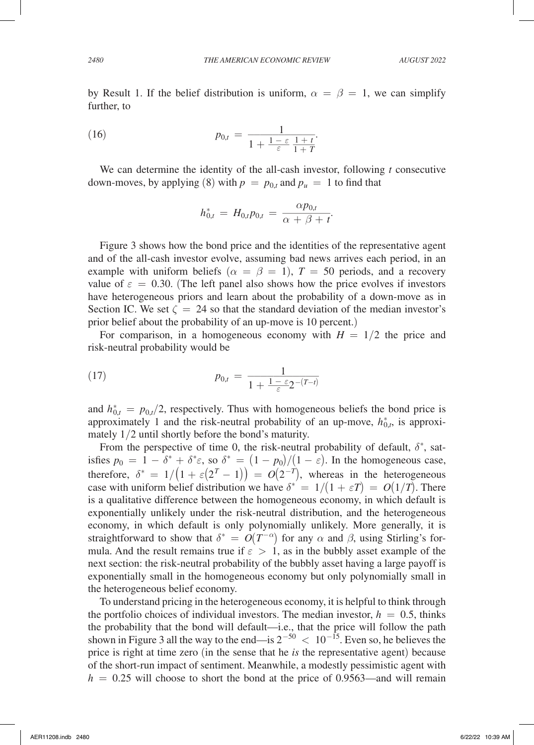by Result 1. If the belief distribution is uniform, $\alpha = \beta = 1$, we can simplify further, to

$$p_{0,t} = \frac{1}{1 + \frac{1-\varepsilon}{\varepsilon}\frac{1+t}{1+T}}. \tag{16}$$

We can determine the identity of the all-cash investor, following $t$ consecutive down-moves, by applying (8) with $p = p_{0,t}$ and $p_u = 1$ to find that

$$h_{0,t}^* = H_{0,t} p_{0,t} = \frac{\alpha p_{0,t}}{\alpha + \beta + t}.$$

Figure 3 shows how the bond price and the identities of the representative agent and of the all-cash investor evolve, assuming bad news arrives each period, in an example with uniform beliefs ($\alpha = \beta = 1$), $T = 50$ periods, and a recovery value of $\varepsilon = 0.30$. (The left panel also shows how the price evolves if investors have heterogeneous priors and learn about the probability of a down-move as in Section IC. We set $\zeta = 24$ so that the standard deviation of the median investor's prior belief about the probability of an up-move is 10 percent.)

For comparison, in a homogeneous economy with $H = 1/2$ the price and risk-neutral probability would be

$$p_{0,t} = \frac{1}{1 + \frac{1-\varepsilon}{\varepsilon}2^{-(T-t)}} \tag{17}$$

and $h_{0,t}^* = p_{0,t}/2$, respectively. Thus with homogeneous beliefs the bond price is approximately 1 and the risk-neutral probability of an up-move, $h_{0,t}^*$, is approximately $1/2$ until shortly before the bond's maturity.

From the perspective of time 0, the risk-neutral probability of default, $\delta^*$, satisfies $p_0 = 1 - \delta^* + \delta^* \varepsilon$, so $\delta^* = (1 - p_0)/(1 - \varepsilon)$. In the homogeneous case, therefore, $\delta^* = 1/\left(1 + \varepsilon(2^T - 1)\right) = O(2^{-T})$, whereas in the heterogeneous case with uniform belief distribution we have $\delta^* = 1/(1 + \varepsilon T) = O(1/T)$. There is a qualitative difference between the homogeneous economy, in which default is exponentially unlikely under the risk-neutral distribution, and the heterogeneous economy, in which default is only polynomially unlikely. More generally, it is straightforward to show that $\delta^* = O(T^{-\alpha})$ for any $\alpha$ and $\beta$, using Stirling's formula. And the result remains true if $\varepsilon > 1$, as in the bubbly asset example of the next section: the risk-neutral probability of the bubbly asset having a large payoff is exponentially small in the homogeneous economy but only polynomially small in the heterogeneous belief economy.

To understand pricing in the heterogeneous economy, it is helpful to think through the portfolio choices of individual investors. The median investor, $h = 0.5$, thinks the probability that the bond will default—i.e., that the price will follow the path shown in Figure 3 all the way to the end—is $2^{-50} < 10^{-15}$. Even so, he believes the price is right at time zero (in the sense that he *is* the representative agent) because of the short-run impact of sentiment. Meanwhile, a modestly pessimistic agent with $h = 0.25$ will choose to short the bond at the price of 0.9563—and will remain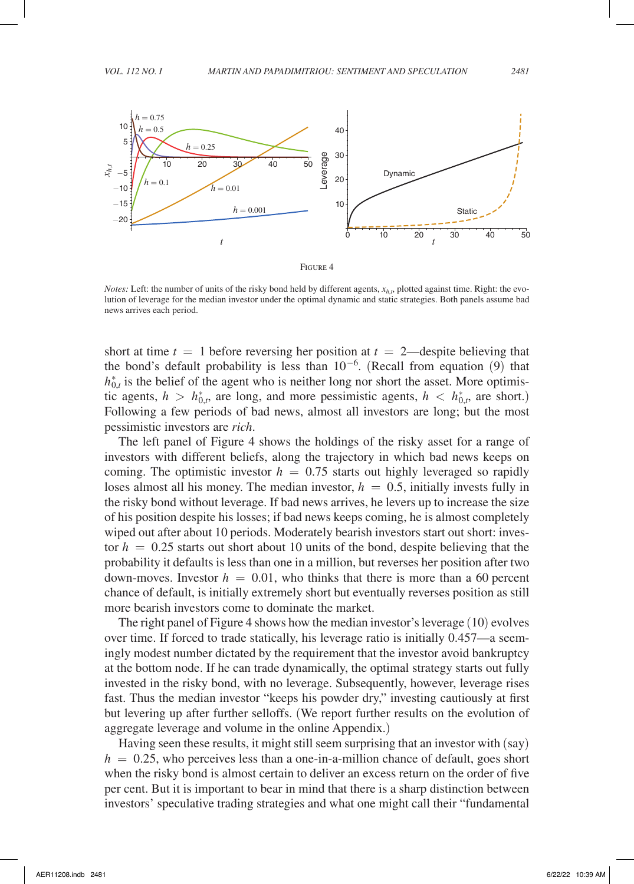Figure 4

*Notes:* Left: the number of units of the risky bond held by different agents, $x_{h,t}$, plotted against time. Right: the evolution of leverage for the median investor under the optimal dynamic and static strategies. Both panels assume bad news arrives each period.

short at time $t = 1$ before reversing her position at $t = 2$—despite believing that the bond's default probability is less than $10^{-6}$. (Recall from equation (9) that $h_{0,t}^*$ is the belief of the agent who is neither long nor short the asset. More optimistic agents, $h > h_{0,t}^*$, are long, and more pessimistic agents, $h < h_{0,t}^*$, are short.) Following a few periods of bad news, almost all investors are long; but the most pessimistic investors are *rich*.

The left panel of Figure 4 shows the holdings of the risky asset for a range of investors with different beliefs, along the trajectory in which bad news keeps on coming. The optimistic investor $h = 0.75$ starts out highly leveraged so rapidly loses almost all his money. The median investor, $h = 0.5$, initially invests fully in the risky bond without leverage. If bad news arrives, he levers up to increase the size of his position despite his losses; if bad news keeps coming, he is almost completely wiped out after about 10 periods. Moderately bearish investors start out short: investor $h = 0.25$ starts out short about 10 units of the bond, despite believing that the probability it defaults is less than one in a million, but reverses her position after two down-moves. Investor $h = 0.01$, who thinks that there is more than a 60 percent chance of default, is initially extremely short but eventually reverses position as still more bearish investors come to dominate the market.

The right panel of Figure 4 shows how the median investor's leverage (10) evolves over time. If forced to trade statically, his leverage ratio is initially 0.457—a seemingly modest number dictated by the requirement that the investor avoid bankruptcy at the bottom node. If he can trade dynamically, the optimal strategy starts out fully invested in the risky bond, with no leverage. Subsequently, however, leverage rises fast. Thus the median investor "keeps his powder dry," investing cautiously at first but levering up after further selloffs. (We report further results on the evolution of aggregate leverage and volume in the online Appendix.)

Having seen these results, it might still seem surprising that an investor with (say) $h = 0.25$, who perceives less than a one-in-a-million chance of default, goes short when the risky bond is almost certain to deliver an excess return on the order of five per cent. But it is important to bear in mind that there is a sharp distinction between investors' speculative trading strategies and what one might call their "fundamental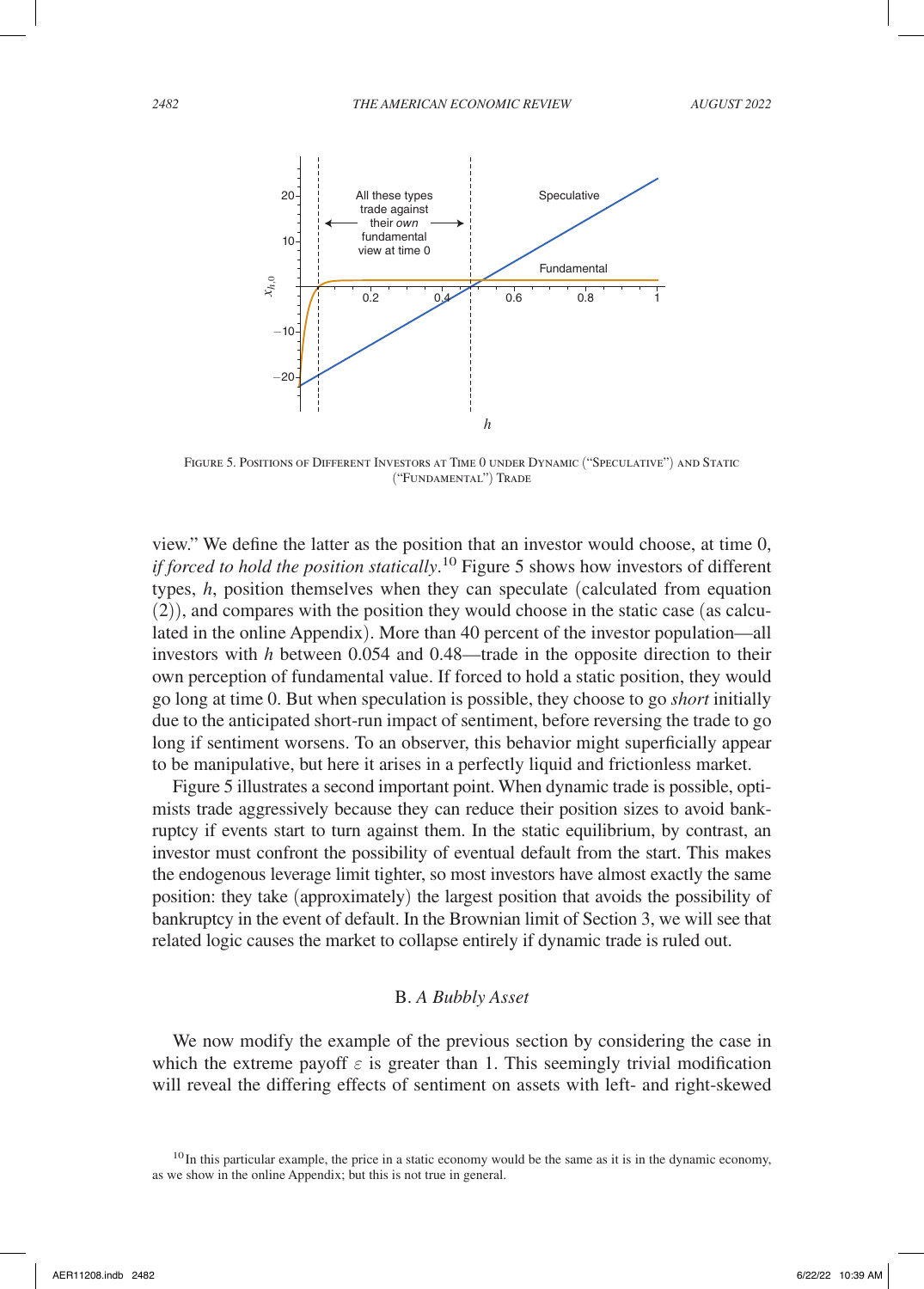FIGURE 5. POSITIONS OF DIFFERENT INVESTORS AT TIME 0 UNDER DYNAMIC ("SPECULATIVE") AND STATIC ("FUNDAMENTAL") TRADE

view." We define the latter as the position that an investor would choose, at time 0, *if forced to hold the position statically*.[10] Figure 5 shows how investors of different types, $h$, position themselves when they can speculate (calculated from equation (2)), and compares with the position they would choose in the static case (as calculated in the online Appendix). More than 40 percent of the investor population—all investors with $h$ between 0.054 and 0.48—trade in the opposite direction to their own perception of fundamental value. If forced to hold a static position, they would go long at time 0. But when speculation is possible, they choose to go *short* initially due to the anticipated short-run impact of sentiment, before reversing the trade to go long if sentiment worsens. To an observer, this behavior might superficially appear to be manipulative, but here it arises in a perfectly liquid and frictionless market.

Figure 5 illustrates a second important point. When dynamic trade is possible, optimists trade aggressively because they can reduce their position sizes to avoid bankruptcy if events start to turn against them. In the static equilibrium, by contrast, an investor must confront the possibility of eventual default from the start. This makes the endogenous leverage limit tighter, so most investors have almost exactly the same position: they take (approximately) the largest position that avoids the possibility of bankruptcy in the event of default. In the Brownian limit of Section 3, we will see that related logic causes the market to collapse entirely if dynamic trade is ruled out.

## B. *A Bubbly Asset*

We now modify the example of the previous section by considering the case in which the extreme payoff $\varepsilon$ is greater than 1. This seemingly trivial modification will reveal the differing effects of sentiment on assets with left- and right-skewed

[10] In this particular example, the price in a static economy would be the same as it is in the dynamic economy, as we show in the online Appendix; but this is not true in general.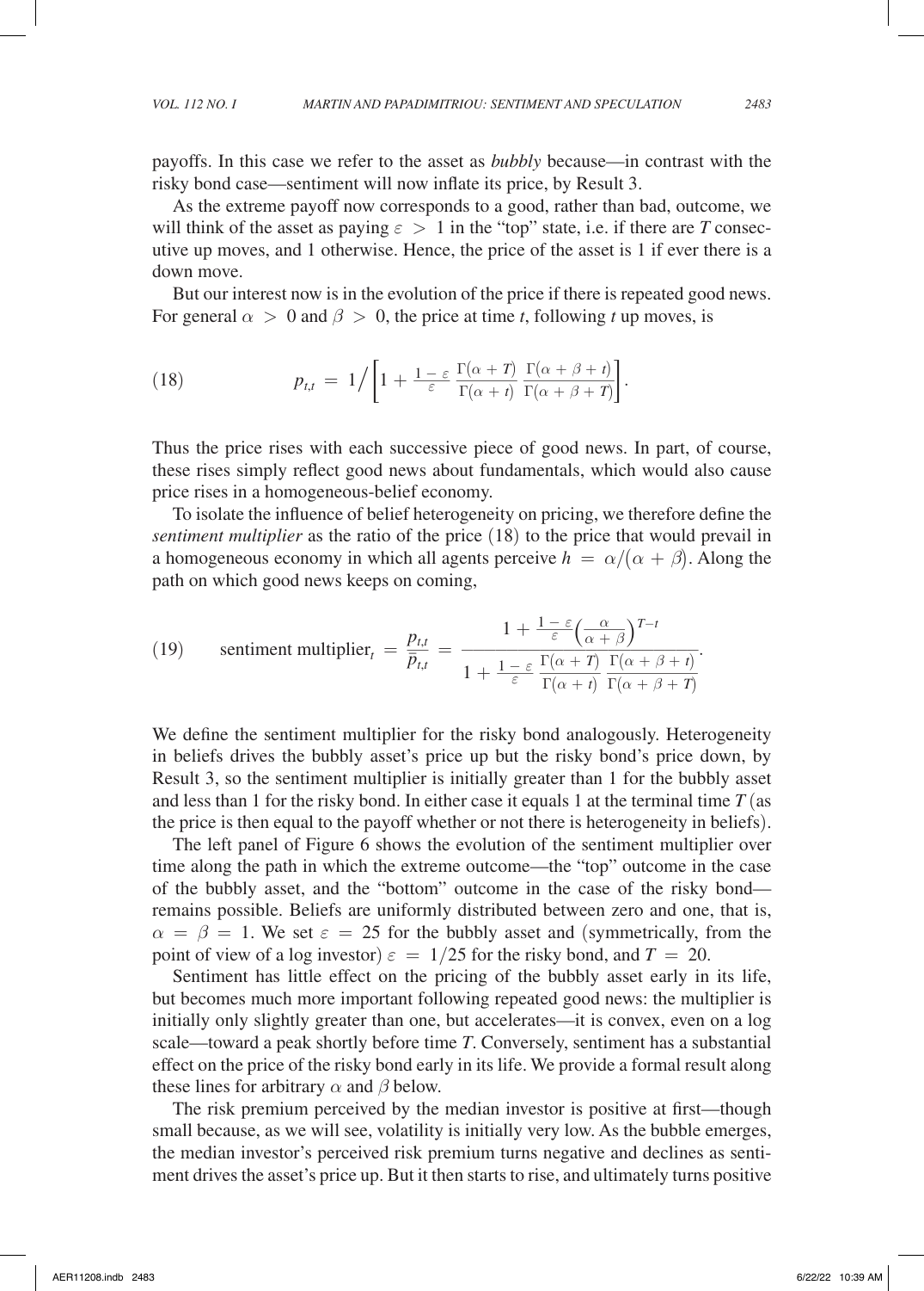payoffs. In this case we refer to the asset as *bubbly* because—in contrast with the risky bond case—sentiment will now inflate its price, by Result 3.

As the extreme payoff now corresponds to a good, rather than bad, outcome, we will think of the asset as paying $\varepsilon > 1$ in the "top" state, i.e. if there are $T$ consecutive up moves, and 1 otherwise. Hence, the price of the asset is 1 if ever there is a down move.

But our interest now is in the evolution of the price if there is repeated good news. For general $\alpha > 0$ and $\beta > 0$, the price at time $t$, following $t$ up moves, is

$$p_{t,t} = 1 \Big/ \left[ 1 + \frac{1-\varepsilon}{\varepsilon} \frac{\Gamma(\alpha + T)}{\Gamma(\alpha + t)} \frac{\Gamma(\alpha + \beta + t)}{\Gamma(\alpha + \beta + T)} \right]. \tag{18}$$

Thus the price rises with each successive piece of good news. In part, of course, these rises simply reflect good news about fundamentals, which would also cause price rises in a homogeneous-belief economy.

To isolate the influence of belief heterogeneity on pricing, we therefore define the *sentiment multiplier* as the ratio of the price (18) to the price that would prevail in a homogeneous economy in which all agents perceive $h = \alpha/(\alpha + \beta)$. Along the path on which good news keeps on coming,

$$\text{sentiment multiplier}_t = \frac{p_{t,t}}{\bar{p}_{t,t}} = \frac{1 + \frac{1-\varepsilon}{\varepsilon}\left(\frac{\alpha}{\alpha+\beta}\right)^{T-t}}{1 + \frac{1-\varepsilon}{\varepsilon} \frac{\Gamma(\alpha + T)}{\Gamma(\alpha + t)} \frac{\Gamma(\alpha + \beta + t)}{\Gamma(\alpha + \beta + T)}}. \tag{19}$$

We define the sentiment multiplier for the risky bond analogously. Heterogeneity in beliefs drives the bubbly asset's price up but the risky bond's price down, by Result 3, so the sentiment multiplier is initially greater than 1 for the bubbly asset and less than 1 for the risky bond. In either case it equals 1 at the terminal time $T$ (as the price is then equal to the payoff whether or not there is heterogeneity in beliefs).

The left panel of Figure 6 shows the evolution of the sentiment multiplier over time along the path in which the extreme outcome—the "top" outcome in the case of the bubbly asset, and the "bottom" outcome in the case of the risky bond—remains possible. Beliefs are uniformly distributed between zero and one, that is, $\alpha = \beta = 1$. We set $\varepsilon = 25$ for the bubbly asset and (symmetrically, from the point of view of a log investor) $\varepsilon = 1/25$ for the risky bond, and $T = 20$.

Sentiment has little effect on the pricing of the bubbly asset early in its life, but becomes much more important following repeated good news: the multiplier is initially only slightly greater than one, but accelerates—it is convex, even on a log scale—toward a peak shortly before time $T$. Conversely, sentiment has a substantial effect on the price of the risky bond early in its life. We provide a formal result along these lines for arbitrary $\alpha$ and $\beta$ below.

The risk premium perceived by the median investor is positive at first—though small because, as we will see, volatility is initially very low. As the bubble emerges, the median investor's perceived risk premium turns negative and declines as sentiment drives the asset's price up. But it then starts to rise, and ultimately turns positive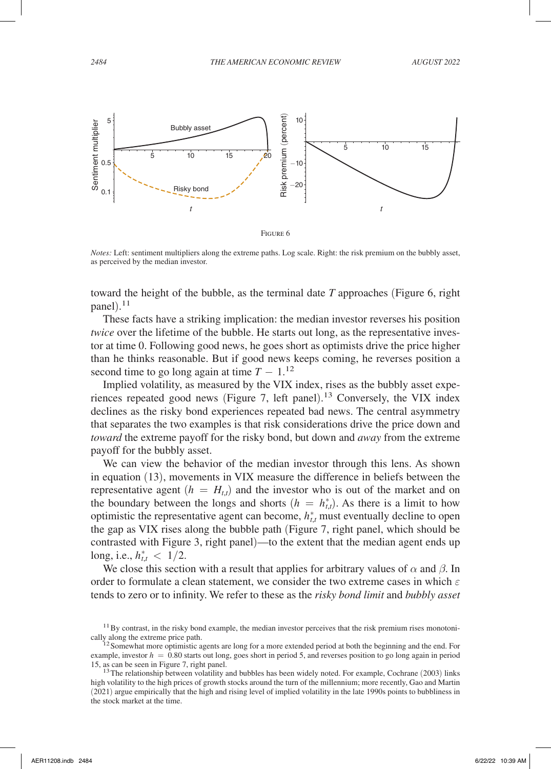Figure 6

*Notes:* Left: sentiment multipliers along the extreme paths. Log scale. Right: the risk premium on the bubbly asset, as perceived by the median investor.

toward the height of the bubble, as the terminal date $T$ approaches (Figure 6, right panel).[11]

These facts have a striking implication: the median investor reverses his position *twice* over the lifetime of the bubble. He starts out long, as the representative investor at time 0. Following good news, he goes short as optimists drive the price higher than he thinks reasonable. But if good news keeps coming, he reverses position a second time to go long again at time $T-1$.[12]

Implied volatility, as measured by the VIX index, rises as the bubbly asset experiences repeated good news (Figure 7, left panel).[13] Conversely, the VIX index declines as the risky bond experiences repeated bad news. The central asymmetry that separates the two examples is that risk considerations drive the price down and *toward* the extreme payoff for the risky bond, but down and *away* from the extreme payoff for the bubbly asset.

We can view the behavior of the median investor through this lens. As shown in equation (13), movements in VIX measure the difference in beliefs between the representative agent ($h = H_{t,t}$) and the investor who is out of the market and on the boundary between the longs and shorts ($h = h^*_{t,t}$). As there is a limit to how optimistic the representative agent can become, $h^*_{t,t}$ must eventually decline to open the gap as VIX rises along the bubble path (Figure 7, right panel, which should be contrasted with Figure 3, right panel)—to the extent that the median agent ends up long, i.e., $h^*_{t,t} < 1/2$.

We close this section with a result that applies for arbitrary values of $\alpha$ and $\beta$. In order to formulate a clean statement, we consider the two extreme cases in which $\varepsilon$ tends to zero or to infinity. We refer to these as the *risky bond limit* and *bubbly asset*

[11] By contrast, in the risky bond example, the median investor perceives that the risk premium rises monotonically along the extreme price path.

[12] Somewhat more optimistic agents are long for a more extended period at both the beginning and the end. For example, investor $h = 0.80$ starts out long, goes short in period 5, and reverses position to go long again in period 15, as can be seen in Figure 7, right panel.

[13] The relationship between volatility and bubbles has been widely noted. For example, Cochrane (2003) links high volatility to the high prices of growth stocks around the turn of the millennium; more recently, Gao and Martin (2021) argue empirically that the high and rising level of implied volatility in the late 1990s points to bubbliness in the stock market at the time.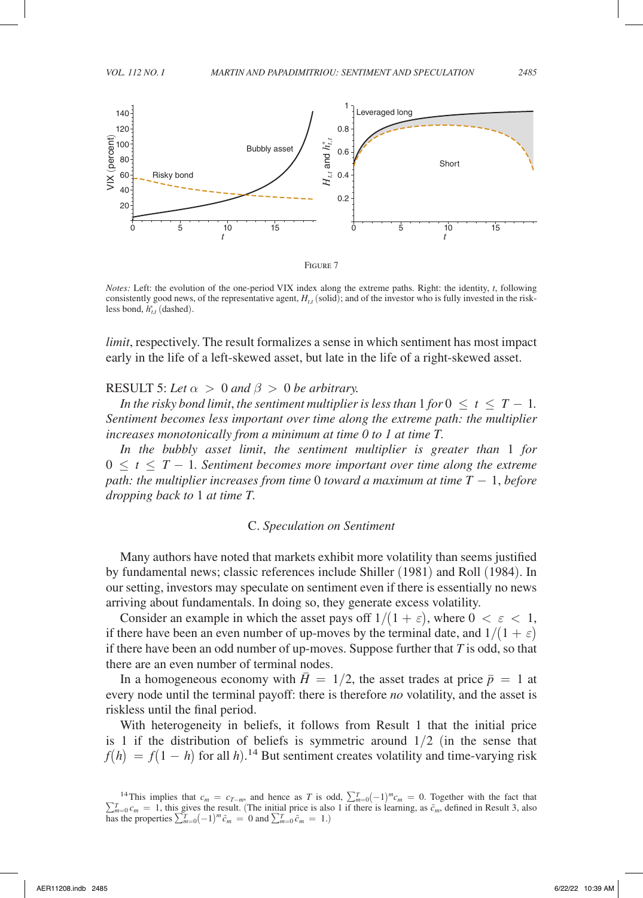FIGURE 7

*Notes:* Left: the evolution of the one-period VIX index along the extreme paths. Right: the identity, $t$, following consistently good news, of the representative agent, $H_{t,t}$ (solid); and of the investor who is fully invested in the riskless bond, $h^*_{t,t}$ (dashed).

*limit*, respectively. The result formalizes a sense in which sentiment has most impact early in the life of a left-skewed asset, but late in the life of a right-skewed asset.

RESULT 5: *Let $\alpha > 0$ and $\beta > 0$ be arbitrary.*

*In the risky bond limit, the sentiment multiplier is less than* 1 *for* $0 \le t \le T-1$. *Sentiment becomes less important over time along the extreme path: the multiplier increases monotonically from a minimum at time 0 to 1 at time T.*

*In the bubbly asset limit, the sentiment multiplier is greater than* 1 *for* $0 \le t \le T-1$. *Sentiment becomes more important over time along the extreme path: the multiplier increases from time* 0 *toward a maximum at time* $T-1$, *before dropping back to* 1 *at time T.*

### C. *Speculation on Sentiment*

Many authors have noted that markets exhibit more volatility than seems justified by fundamental news; classic references include Shiller (1981) and Roll (1984). In our setting, investors may speculate on sentiment even if there is essentially no news arriving about fundamentals. In doing so, they generate excess volatility.

Consider an example in which the asset pays off $1/(1+\varepsilon)$, where $0 < \varepsilon < 1$, if there have been an even number of up-moves by the terminal date, and $1/(1+\varepsilon)$ if there have been an odd number of up-moves. Suppose further that $T$ is odd, so that there are an even number of terminal nodes.

In a homogeneous economy with $\bar{H} = 1/2$, the asset trades at price $\bar{p} = 1$ at every node until the terminal payoff: there is therefore *no* volatility, and the asset is riskless until the final period.

With heterogeneity in beliefs, it follows from Result 1 that the initial price is 1 if the distribution of beliefs is symmetric around $1/2$ (in the sense that $f(h) = f(1-h)$ for all $h$).[14] But sentiment creates volatility and time-varying risk

[14]This implies that $c_m = c_{T-m}$, and hence as $T$ is odd, $\sum_{m=0}^{T}(-1)^m c_m = 0$. Together with the fact that $\sum_{m=0}^{T} c_m = 1$, this gives the result. (The initial price is also 1 if there is learning, as $\tilde{c}_m$, defined in Result 3, also has the properties $\sum_{m=0}^{T}(-1)^m \tilde{c}_m = 0$ and $\sum_{m=0}^{T}\tilde{c}_m = 1$.)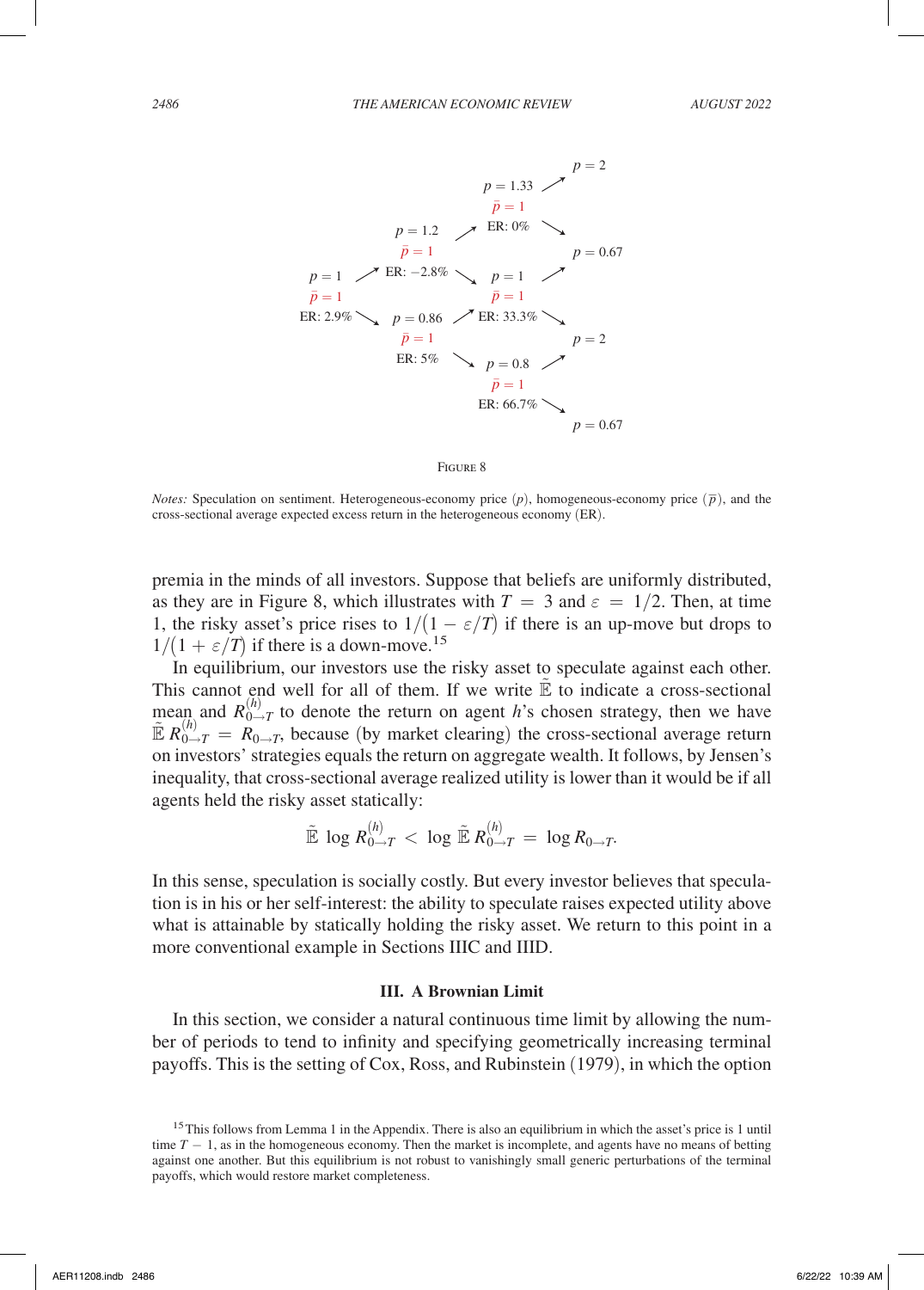Figure 8

*Notes:* Speculation on sentiment. Heterogeneous-economy price ($p$), homogeneous-economy price ($\bar{p}$), and the cross-sectional average expected excess return in the heterogeneous economy (ER).

premia in the minds of all investors. Suppose that beliefs are uniformly distributed, as they are in Figure 8, which illustrates with $T = 3$ and $\varepsilon = 1/2$. Then, at time 1, the risky asset's price rises to $1/(1-\varepsilon/T)$ if there is an up-move but drops to $1/(1+\varepsilon/T)$ if there is a down-move.[15]

In equilibrium, our investors use the risky asset to speculate against each other. This cannot end well for all of them. If we write $\tilde{\mathbb{E}}$ to indicate a cross-sectional mean and $R^{(h)}_{0\to T}$ to denote the return on agent $h$'s chosen strategy, then we have $\tilde{\mathbb{E}}\, R^{(h)}_{0\to T} = R_{0\to T}$, because (by market clearing) the cross-sectional average return on investors' strategies equals the return on aggregate wealth. It follows, by Jensen's inequality, that cross-sectional average realized utility is lower than it would be if all agents held the risky asset statically:

$$\tilde{\mathbb{E}}\, \log R^{(h)}_{0\to T} < \log \tilde{\mathbb{E}}\, R^{(h)}_{0\to T} = \log R_{0\to T}.$$

In this sense, speculation is socially costly. But every investor believes that speculation is in his or her self-interest: the ability to speculate raises expected utility above what is attainable by statically holding the risky asset. We return to this point in a more conventional example in Sections IIIC and IIID.

## III. A Brownian Limit

In this section, we consider a natural continuous time limit by allowing the number of periods to tend to infinity and specifying geometrically increasing terminal payoffs. This is the setting of Cox, Ross, and Rubinstein (1979), in which the option

[15] This follows from Lemma 1 in the Appendix. There is also an equilibrium in which the asset's price is 1 until time $T-1$, as in the homogeneous economy. Then the market is incomplete, and agents have no means of betting against one another. But this equilibrium is not robust to vanishingly small generic perturbations of the terminal payoffs, which would restore market completeness.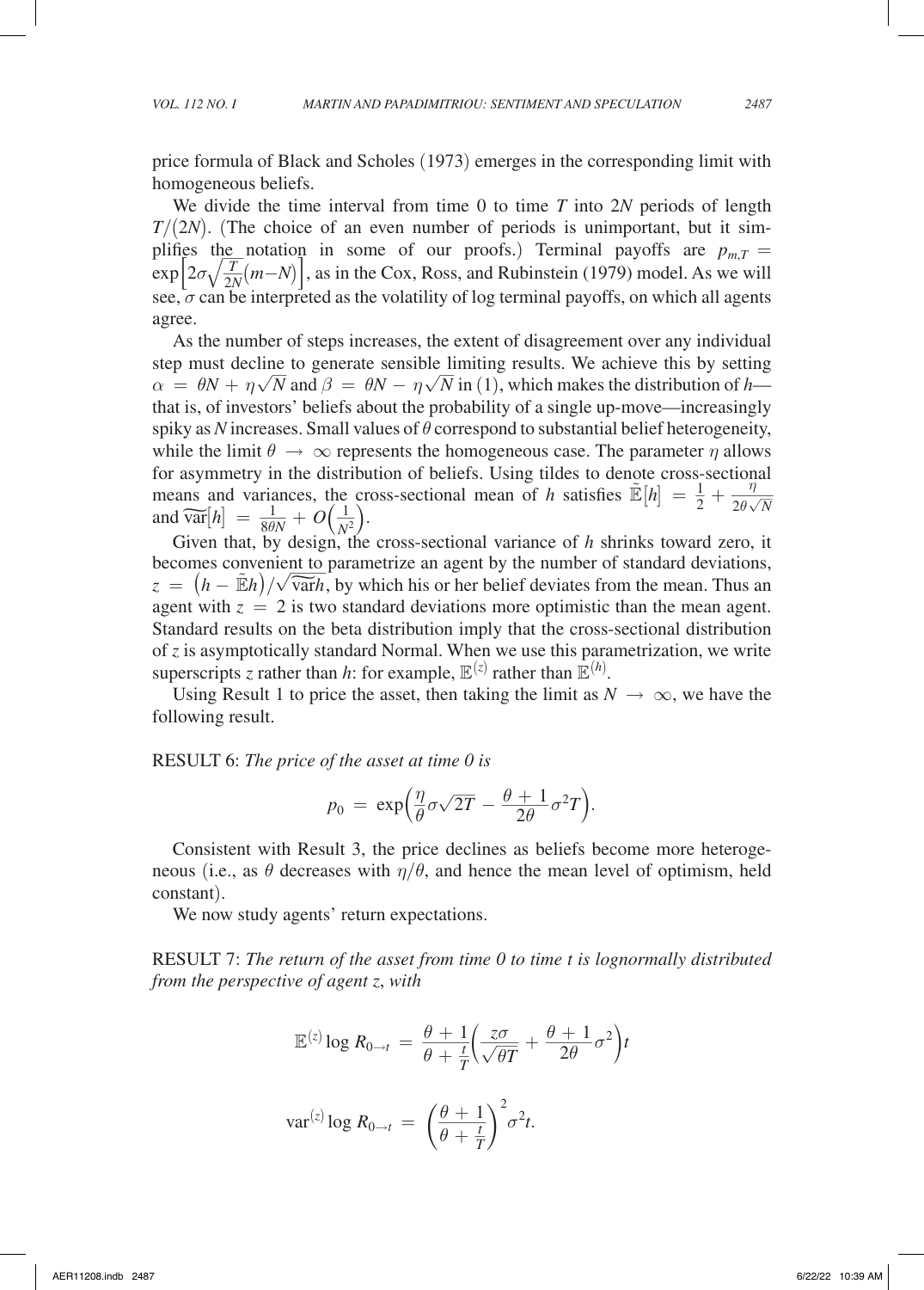price formula of Black and Scholes (1973) emerges in the corresponding limit with homogeneous beliefs.

We divide the time interval from time 0 to time $T$ into $2N$ periods of length $T/(2N)$. (The choice of an even number of periods is unimportant, but it simplifies the notation in some of our proofs.) Terminal payoffs are $p_{m,T} = \exp\left[2\sigma\sqrt{\frac{T}{2N}}(m-N)\right]$, as in the Cox, Ross, and Rubinstein (1979) model. As we will see, $\sigma$ can be interpreted as the volatility of log terminal payoffs, on which all agents agree.

As the number of steps increases, the extent of disagreement over any individual step must decline to generate sensible limiting results. We achieve this by setting $\alpha = \theta N + \eta\sqrt{N}$ and $\beta = \theta N - \eta\sqrt{N}$ in (1), which makes the distribution of $h$—that is, of investors' beliefs about the probability of a single up-move—increasingly spiky as $N$ increases. Small values of $\theta$ correspond to substantial belief heterogeneity, while the limit $\theta \to \infty$ represents the homogeneous case. The parameter $\eta$ allows for asymmetry in the distribution of beliefs. Using tildes to denote cross-sectional means and variances, the cross-sectional mean of $h$ satisfies $\tilde{\mathbb{E}}[h] = \frac{1}{2} + \frac{\eta}{2\theta\sqrt{N}}$ and $\widetilde{\text{var}}[h] = \frac{1}{8\theta N} + O\left(\frac{1}{N^2}\right)$.

Given that, by design, the cross-sectional variance of $h$ shrinks toward zero, it becomes convenient to parametrize an agent by the number of standard deviations, $z = \left(h - \tilde{\mathbb{E}}h\right)/\sqrt{\widetilde{\text{var}}h}$, by which his or her belief deviates from the mean. Thus an agent with $z = 2$ is two standard deviations more optimistic than the mean agent. Standard results on the beta distribution imply that the cross-sectional distribution of $z$ is asymptotically standard Normal. When we use this parametrization, we write superscripts $z$ rather than $h$: for example, $\mathbb{E}^{(z)}$ rather than $\mathbb{E}^{(h)}$.

Using Result 1 to price the asset, then taking the limit as $N \to \infty$, we have the following result.

RESULT 6: *The price of the asset at time 0 is*

$$p_0 = \exp\left(\frac{\eta}{\theta}\sigma\sqrt{2T} - \frac{\theta+1}{2\theta}\sigma^2 T\right).$$

Consistent with Result 3, the price declines as beliefs become more heterogeneous (i.e., as $\theta$ decreases with $\eta/\theta$, and hence the mean level of optimism, held constant).

We now study agents' return expectations.

RESULT 7: *The return of the asset from time 0 to time t is lognormally distributed from the perspective of agent z, with*

$$\mathbb{E}^{(z)} \log R_{0\to t} = \frac{\theta+1}{\theta+\frac{t}{T}}\left(\frac{z\sigma}{\sqrt{\theta T}} + \frac{\theta+1}{2\theta}\sigma^2\right)t$$

$$\text{var}^{(z)} \log R_{0\to t} = \left(\frac{\theta+1}{\theta+\frac{t}{T}}\right)^2 \sigma^2 t.$$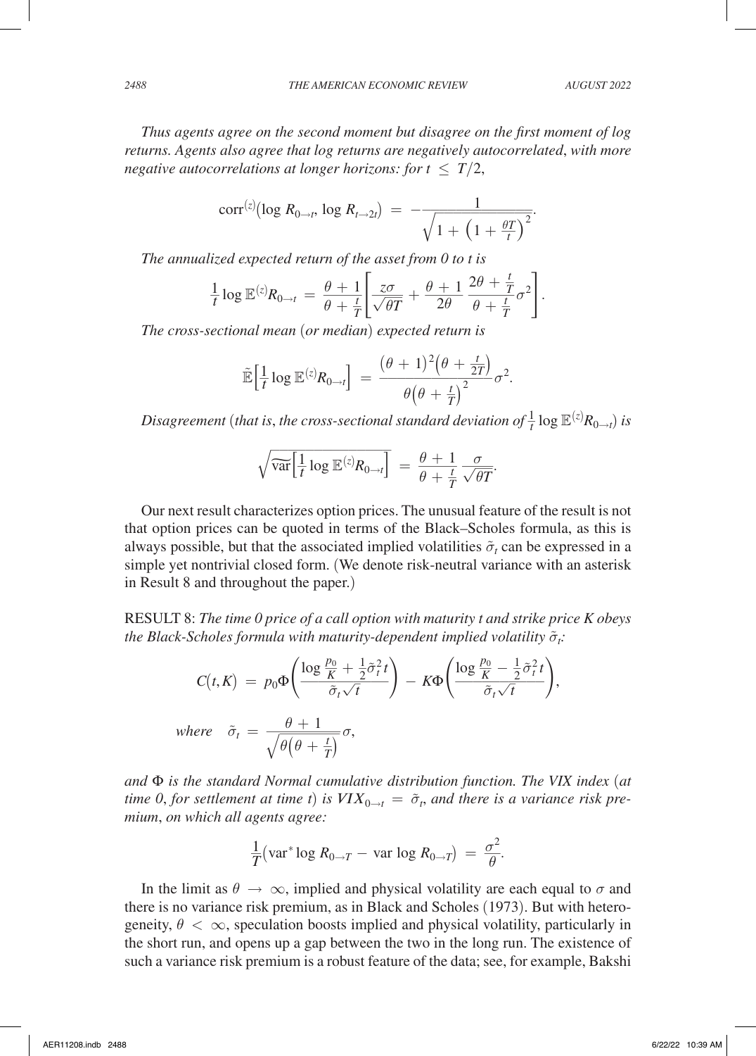*Thus agents agree on the second moment but disagree on the first moment of log returns. Agents also agree that log returns are negatively autocorrelated, with more negative autocorrelations at longer horizons: for* $t \leq T/2$,

$$\operatorname{corr}^{(z)}(\log R_{0\to t}, \log R_{t\to 2t}) = -\frac{1}{\sqrt{1+\left(1+\frac{\theta T}{t}\right)^2}}.$$

*The annualized expected return of the asset from 0 to t is*

$$\frac{1}{t}\log \mathbb{E}^{(z)} R_{0\to t} = \frac{\theta+1}{\theta+\frac{t}{T}}\left[\frac{z\sigma}{\sqrt{\theta T}} + \frac{\theta+1}{2\theta}\,\frac{2\theta+\frac{t}{T}}{\theta+\frac{t}{T}}\sigma^2\right].$$

*The cross-sectional mean (or median) expected return is*

$$\tilde{\mathbb{E}}\left[\frac{1}{t}\log \mathbb{E}^{(z)} R_{0\to t}\right] = \frac{(\theta+1)^2\left(\theta+\frac{t}{2T}\right)}{\theta\left(\theta+\frac{t}{T}\right)^2}\sigma^2.$$

*Disagreement (that is, the cross-sectional standard deviation of* $\frac{1}{t}\log \mathbb{E}^{(z)} R_{0\to t}$*) is*

$$\sqrt{\widetilde{\operatorname{var}}\left[\frac{1}{t}\log \mathbb{E}^{(z)} R_{0\to t}\right]} = \frac{\theta+1}{\theta+\frac{t}{T}}\,\frac{\sigma}{\sqrt{\theta T}}.$$

Our next result characterizes option prices. The unusual feature of the result is not that option prices can be quoted in terms of the Black–Scholes formula, as this is always possible, but that the associated implied volatilities $\tilde{\sigma}_t$ can be expressed in a simple yet nontrivial closed form. (We denote risk-neutral variance with an asterisk in Result 8 and throughout the paper.)

RESULT 8: *The time 0 price of a call option with maturity t and strike price K obeys the Black-Scholes formula with maturity-dependent implied volatility* $\tilde{\sigma}_t$*:*

$$C(t,K) = p_0\Phi\left(\frac{\log\frac{p_0}{K}+\frac{1}{2}\tilde{\sigma}_t^2 t}{\tilde{\sigma}_t\sqrt{t}}\right) - K\Phi\left(\frac{\log\frac{p_0}{K}-\frac{1}{2}\tilde{\sigma}_t^2 t}{\tilde{\sigma}_t\sqrt{t}}\right),$$

*where* $\quad \tilde{\sigma}_t = \dfrac{\theta+1}{\sqrt{\theta\left(\theta+\frac{t}{T}\right)}}\sigma,$

*and* $\Phi$ *is the standard Normal cumulative distribution function. The VIX index (at time 0, for settlement at time t) is* $VIX_{0\to t} = \tilde{\sigma}_t$*, and there is a variance risk premium, on which all agents agree:*

$$\frac{1}{T}\left(\operatorname{var}^*\log R_{0\to T} - \operatorname{var}\log R_{0\to T}\right) = \frac{\sigma^2}{\theta}.$$

In the limit as $\theta \to \infty$, implied and physical volatility are each equal to $\sigma$ and there is no variance risk premium, as in Black and Scholes (1973). But with heterogeneity, $\theta < \infty$, speculation boosts implied and physical volatility, particularly in the short run, and opens up a gap between the two in the long run. The existence of such a variance risk premium is a robust feature of the data; see, for example, Bakshi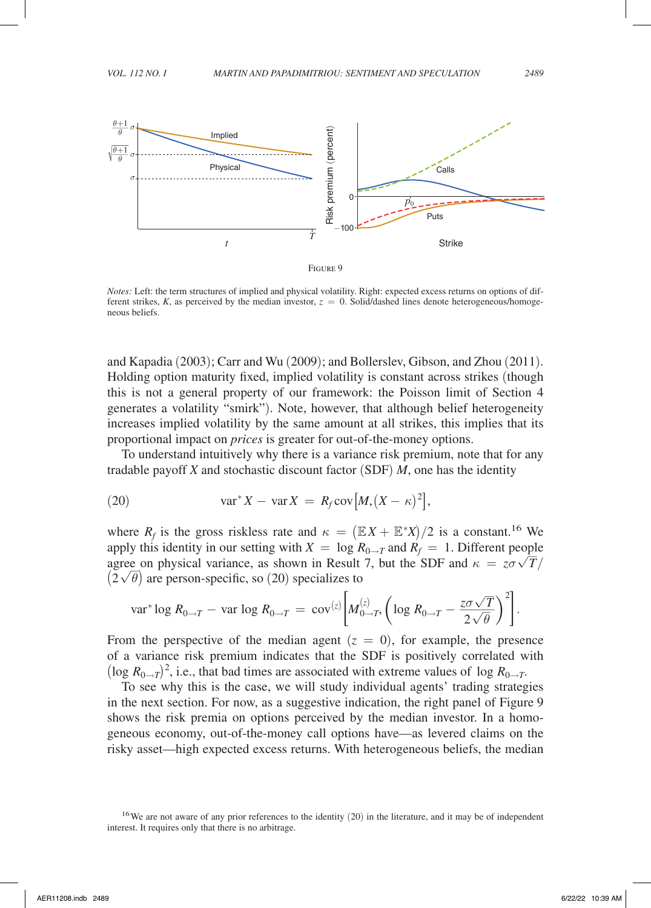Figure 9

*Notes:* Left: the term structures of implied and physical volatility. Right: expected excess returns on options of different strikes, $K$, as perceived by the median investor, $z = 0$. Solid/dashed lines denote heterogeneous/homogeneous beliefs.

and Kapadia (2003); Carr and Wu (2009); and Bollerslev, Gibson, and Zhou (2011). Holding option maturity fixed, implied volatility is constant across strikes (though this is not a general property of our framework: the Poisson limit of Section 4 generates a volatility "smirk"). Note, however, that although belief heterogeneity increases implied volatility by the same amount at all strikes, this implies that its proportional impact on *prices* is greater for out-of-the-money options.

To understand intuitively why there is a variance risk premium, note that for any tradable payoff $X$ and stochastic discount factor (SDF) $M$, one has the identity

$$\operatorname{var}^* X - \operatorname{var} X = R_f \operatorname{cov}\left[M, (X - \kappa)^2\right], \tag{20}$$

where $R_f$ is the gross riskless rate and $\kappa = (\mathbb{E}X + \mathbb{E}^*X)/2$ is a constant.[16] We apply this identity in our setting with $X = \log R_{0\to T}$ and $R_f = 1$. Different people agree on physical variance, as shown in Result 7, but the SDF and $\kappa = z\sigma\sqrt{T}/(2\sqrt{\theta})$ are person-specific, so (20) specializes to

$$\operatorname{var}^* \log R_{0\to T} - \operatorname{var} \log R_{0\to T} = \operatorname{cov}^{(z)}\left[M_{0\to T}^{(z)}, \left(\log R_{0\to T} - \frac{z\sigma\sqrt{T}}{2\sqrt{\theta}}\right)^2\right].$$

From the perspective of the median agent $(z = 0)$, for example, the presence of a variance risk premium indicates that the SDF is positively correlated with $(\log R_{0\to T})^2$, i.e., that bad times are associated with extreme values of $\log R_{0\to T}$.

To see why this is the case, we will study individual agents' trading strategies in the next section. For now, as a suggestive indication, the right panel of Figure 9 shows the risk premia on options perceived by the median investor. In a homogeneous economy, out-of-the-money call options have—as levered claims on the risky asset—high expected excess returns. With heterogeneous beliefs, the median

[16] We are not aware of any prior references to the identity (20) in the literature, and it may be of independent interest. It requires only that there is no arbitrage.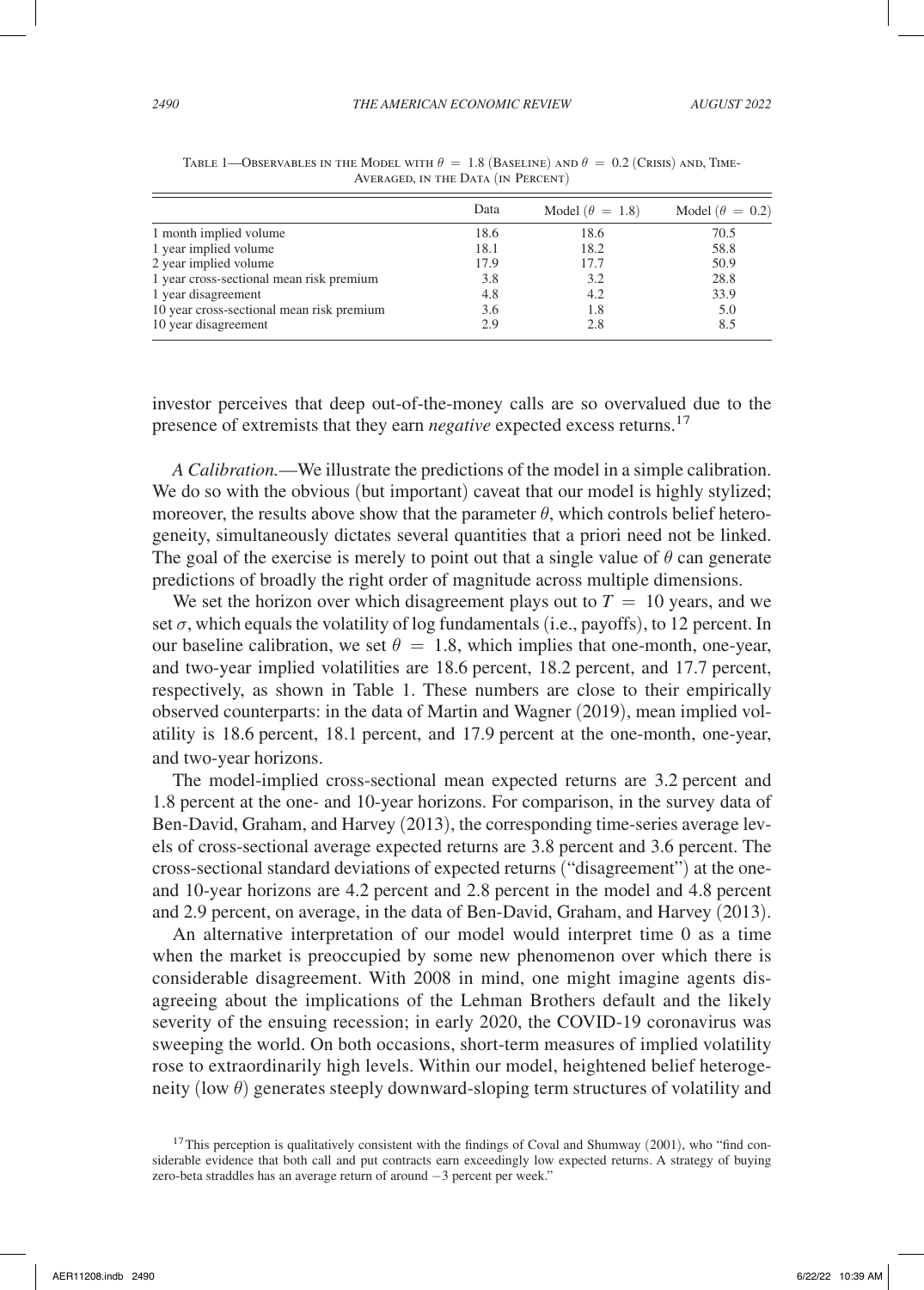Table 1—Observables in the Model with $\theta = 1.8$ (Baseline) and $\theta = 0.2$ (Crisis) and, Time-Averaged, in the Data (in Percent)

| | Data | Model ($\theta = 1.8$) | Model ($\theta = 0.2$) |
|---|---|---|---|
| 1 month implied volume | 18.6 | 18.6 | 70.5 |
| 1 year implied volume | 18.1 | 18.2 | 58.8 |
| 2 year implied volume | 17.9 | 17.7 | 50.9 |
| 1 year cross-sectional mean risk premium | 3.8 | 3.2 | 28.8 |
| 1 year disagreement | 4.8 | 4.2 | 33.9 |
| 10 year cross-sectional mean risk premium | 3.6 | 1.8 | 5.0 |
| 10 year disagreement | 2.9 | 2.8 | 8.5 |

investor perceives that deep out-of-the-money calls are so overvalued due to the presence of extremists that they earn *negative* expected excess returns.[17]

*A Calibration.*—We illustrate the predictions of the model in a simple calibration. We do so with the obvious (but important) caveat that our model is highly stylized; moreover, the results above show that the parameter $\theta$, which controls belief heterogeneity, simultaneously dictates several quantities that a priori need not be linked. The goal of the exercise is merely to point out that a single value of $\theta$ can generate predictions of broadly the right order of magnitude across multiple dimensions.

We set the horizon over which disagreement plays out to $T = 10$ years, and we set $\sigma$, which equals the volatility of log fundamentals (i.e., payoffs), to 12 percent. In our baseline calibration, we set $\theta = 1.8$, which implies that one-month, one-year, and two-year implied volatilities are 18.6 percent, 18.2 percent, and 17.7 percent, respectively, as shown in Table 1. These numbers are close to their empirically observed counterparts: in the data of Martin and Wagner (2019), mean implied volatility is 18.6 percent, 18.1 percent, and 17.9 percent at the one-month, one-year, and two-year horizons.

The model-implied cross-sectional mean expected returns are 3.2 percent and 1.8 percent at the one- and 10-year horizons. For comparison, in the survey data of Ben-David, Graham, and Harvey (2013), the corresponding time-series average levels of cross-sectional average expected returns are 3.8 percent and 3.6 percent. The cross-sectional standard deviations of expected returns ("disagreement") at the one- and 10-year horizons are 4.2 percent and 2.8 percent in the model and 4.8 percent and 2.9 percent, on average, in the data of Ben-David, Graham, and Harvey (2013).

An alternative interpretation of our model would interpret time 0 as a time when the market is preoccupied by some new phenomenon over which there is considerable disagreement. With 2008 in mind, one might imagine agents disagreeing about the implications of the Lehman Brothers default and the likely severity of the ensuing recession; in early 2020, the COVID-19 coronavirus was sweeping the world. On both occasions, short-term measures of implied volatility rose to extraordinarily high levels. Within our model, heightened belief heterogeneity (low $\theta$) generates steeply downward-sloping term structures of volatility and

[17] This perception is qualitatively consistent with the findings of Coval and Shumway (2001), who "find considerable evidence that both call and put contracts earn exceedingly low expected returns. A strategy of buying zero-beta straddles has an average return of around −3 percent per week."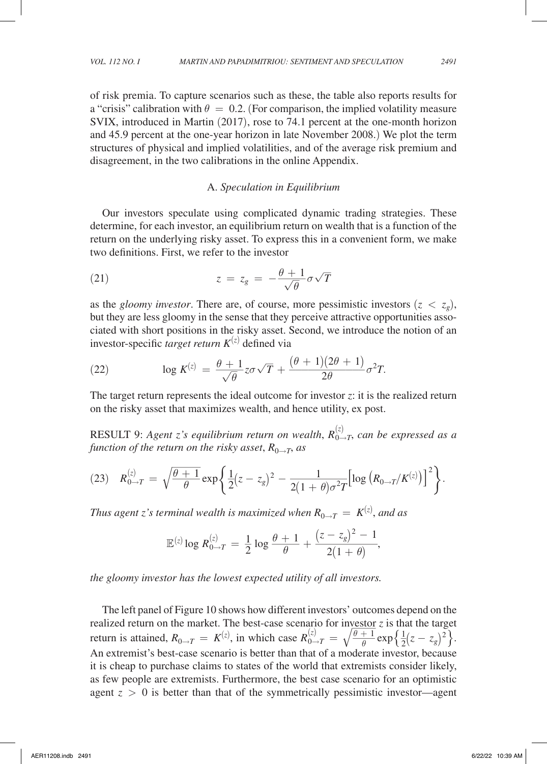of risk premia. To capture scenarios such as these, the table also reports results for a "crisis" calibration with $\theta = 0.2$. (For comparison, the implied volatility measure SVIX, introduced in Martin (2017), rose to 74.1 percent at the one-month horizon and 45.9 percent at the one-year horizon in late November 2008.) We plot the term structures of physical and implied volatilities, and of the average risk premium and disagreement, in the two calibrations in the online Appendix.

### A. *Speculation in Equilibrium*

Our investors speculate using complicated dynamic trading strategies. These determine, for each investor, an equilibrium return on wealth that is a function of the return on the underlying risky asset. To express this in a convenient form, we make two definitions. First, we refer to the investor

$$z = z_g = -\frac{\theta + 1}{\sqrt{\theta}} \sigma \sqrt{T} \tag{21}$$

as the *gloomy investor*. There are, of course, more pessimistic investors $(z < z_g)$, but they are less gloomy in the sense that they perceive attractive opportunities associated with short positions in the risky asset. Second, we introduce the notion of an investor-specific *target return* $K^{(z)}$ defined via

$$\log K^{(z)} = \frac{\theta + 1}{\sqrt{\theta}} z \sigma \sqrt{T} + \frac{(\theta + 1)(2\theta + 1)}{2\theta} \sigma^2 T. \tag{22}$$

The target return represents the ideal outcome for investor $z$: it is the realized return on the risky asset that maximizes wealth, and hence utility, ex post.

RESULT 9: *Agent z's equilibrium return on wealth*, $R^{(z)}_{0 \to T}$, *can be expressed as a function of the return on the risky asset*, $R_{0 \to T}$, *as*

$$R^{(z)}_{0 \to T} = \sqrt{\frac{\theta + 1}{\theta}} \exp\left\{ \frac{1}{2}(z - z_g)^2 - \frac{1}{2(1 + \theta)\sigma^2 T} \left[ \log\left( R_{0 \to T} / K^{(z)} \right) \right]^2 \right\}. \tag{23}$$

*Thus agent z's terminal wealth is maximized when* $R_{0 \to T} = K^{(z)}$, *and as*

$$\mathbb{E}^{(z)} \log R^{(z)}_{0 \to T} = \frac{1}{2} \log \frac{\theta + 1}{\theta} + \frac{(z - z_g)^2 - 1}{2(1 + \theta)},$$

*the gloomy investor has the lowest expected utility of all investors.*

The left panel of Figure 10 shows how different investors' outcomes depend on the realized return on the market. The best-case scenario for investor $z$ is that the target return is attained, $R_{0 \to T} = K^{(z)}$, in which case $R^{(z)}_{0 \to T} = \sqrt{\frac{\theta + 1}{\theta}} \exp\left\{ \frac{1}{2}(z - z_g)^2 \right\}$. An extremist's best-case scenario is better than that of a moderate investor, because it is cheap to purchase claims to states of the world that extremists consider likely, as few people are extremists. Furthermore, the best case scenario for an optimistic agent $z > 0$ is better than that of the symmetrically pessimistic investor—agent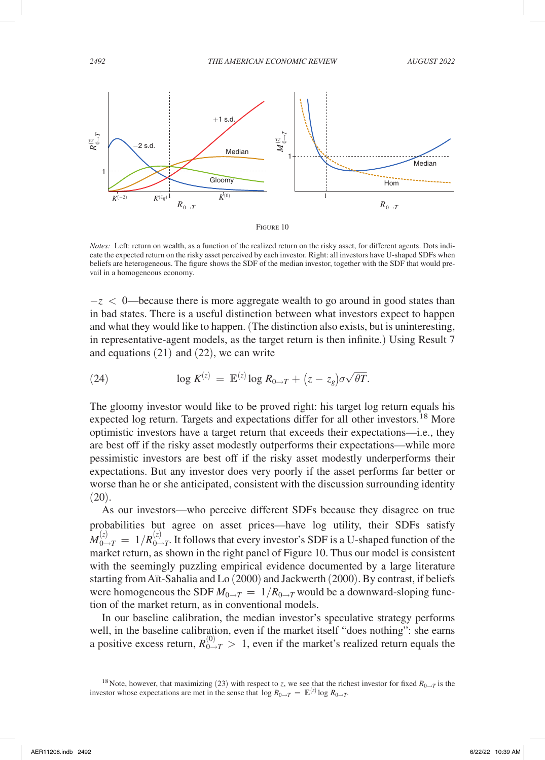FIGURE 10

*Notes:* Left: return on wealth, as a function of the realized return on the risky asset, for different agents. Dots indicate the expected return on the risky asset perceived by each investor. Right: all investors have U-shaped SDFs when beliefs are heterogeneous. The figure shows the SDF of the median investor, together with the SDF that would prevail in a homogeneous economy.

$-z < 0$—because there is more aggregate wealth to go around in good states than in bad states. There is a useful distinction between what investors expect to happen and what they would like to happen. (The distinction also exists, but is uninteresting, in representative-agent models, as the target return is then infinite.) Using Result 7 and equations (21) and (22), we can write

$$\log K^{(z)} = \mathbb{E}^{(z)} \log R_{0\to T} + \left(z - z_g\right)\sigma\sqrt{\theta T}. \tag{24}$$

The gloomy investor would like to be proved right: his target log return equals his expected log return. Targets and expectations differ for all other investors.[18] More optimistic investors have a target return that exceeds their expectations—i.e., they are best off if the risky asset modestly outperforms their expectations—while more pessimistic investors are best off if the risky asset modestly underperforms their expectations. But any investor does very poorly if the asset performs far better or worse than he or she anticipated, consistent with the discussion surrounding identity (20).

As our investors—who perceive different SDFs because they disagree on true probabilities but agree on asset prices—have log utility, their SDFs satisfy $M_{0\to T}^{(z)} = 1/R_{0\to T}^{(z)}$. It follows that every investor's SDF is a U-shaped function of the market return, as shown in the right panel of Figure 10. Thus our model is consistent with the seemingly puzzling empirical evidence documented by a large literature starting from Aït-Sahalia and Lo (2000) and Jackwerth (2000). By contrast, if beliefs were homogeneous the SDF $M_{0\to T} = 1/R_{0\to T}$ would be a downward-sloping function of the market return, as in conventional models.

In our baseline calibration, the median investor's speculative strategy performs well, in the baseline calibration, even if the market itself "does nothing": she earns a positive excess return, $R_{0\to T}^{(0)} > 1$, even if the market's realized return equals the

[18] Note, however, that maximizing (23) with respect to $z$, we see that the richest investor for fixed $R_{0\to T}$ is the investor whose expectations are met in the sense that $\log R_{0\to T} = \mathbb{E}^{(z)} \log R_{0\to T}$.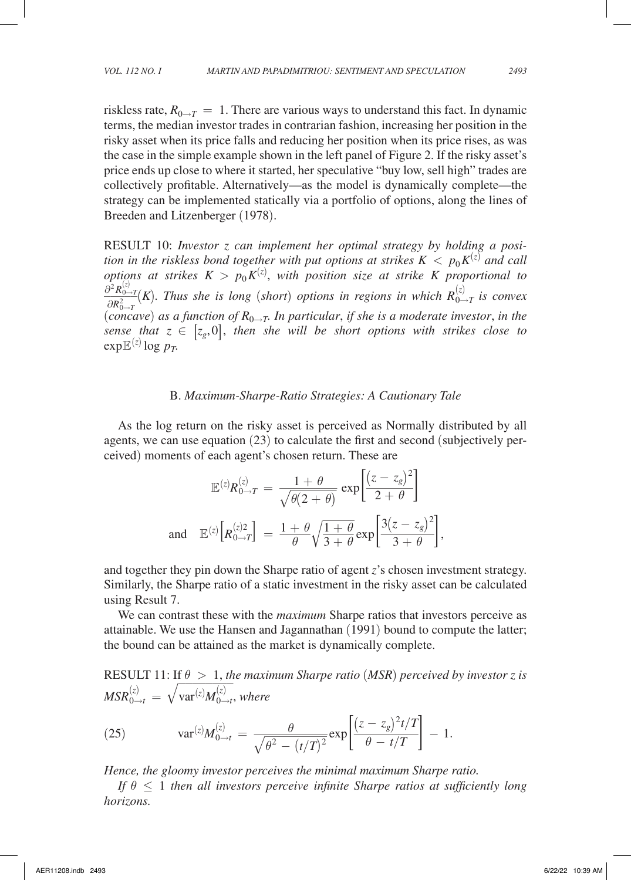riskless rate, $R_{0\to T} = 1$. There are various ways to understand this fact. In dynamic terms, the median investor trades in contrarian fashion, increasing her position in the risky asset when its price falls and reducing her position when its price rises, as was the case in the simple example shown in the left panel of Figure 2. If the risky asset's price ends up close to where it started, her speculative "buy low, sell high" trades are collectively profitable. Alternatively—as the model is dynamically complete—the strategy can be implemented statically via a portfolio of options, along the lines of Breeden and Litzenberger (1978).

RESULT 10: *Investor $z$ can implement her optimal strategy by holding a position in the riskless bond together with put options at strikes $K < p_0 K^{(z)}$ and call options at strikes $K > p_0 K^{(z)}$, with position size at strike $K$ proportional to $\frac{\partial^2 R_{0\to T}^{(z)}}{\partial R_{0\to T}^2}(K)$. Thus she is long (short) options in regions in which $R_{0\to T}^{(z)}$ is convex (concave) as a function of $R_{0\to T}$. In particular, if she is a moderate investor, in the sense that $z \in [z_g, 0]$, then she will be short options with strikes close to $\exp \mathbb{E}^{(z)} \log p_T$.*

### B. *Maximum-Sharpe-Ratio Strategies: A Cautionary Tale*

As the log return on the risky asset is perceived as Normally distributed by all agents, we can use equation (23) to calculate the first and second (subjectively perceived) moments of each agent's chosen return. These are

$$\mathbb{E}^{(z)} R_{0\to T}^{(z)} = \frac{1+\theta}{\sqrt{\theta(2+\theta)}} \exp\left[\frac{(z-z_g)^2}{2+\theta}\right]$$

$$\text{and} \quad \mathbb{E}^{(z)}\left[R_{0\to T}^{(z)2}\right] = \frac{1+\theta}{\theta}\sqrt{\frac{1+\theta}{3+\theta}} \exp\left[\frac{3(z-z_g)^2}{3+\theta}\right],$$

and together they pin down the Sharpe ratio of agent $z$'s chosen investment strategy. Similarly, the Sharpe ratio of a static investment in the risky asset can be calculated using Result 7.

We can contrast these with the *maximum* Sharpe ratios that investors perceive as attainable. We use the Hansen and Jagannathan (1991) bound to compute the latter; the bound can be attained as the market is dynamically complete.

RESULT 11: If $\theta > 1$, *the maximum Sharpe ratio (MSR) perceived by investor $z$ is $MSR_{0\to t}^{(z)} = \sqrt{\operatorname{var}^{(z)} M_{0\to t}^{(z)}}$, where*

$$\operatorname{var}^{(z)} M_{0\to t}^{(z)} = \frac{\theta}{\sqrt{\theta^2 - (t/T)^2}} \exp\left[\frac{(z-z_g)^2 t/T}{\theta - t/T}\right] - 1. \tag{25}$$

*Hence, the gloomy investor perceives the minimal maximum Sharpe ratio.*

*If $\theta \leq 1$ then all investors perceive infinite Sharpe ratios at sufficiently long horizons.*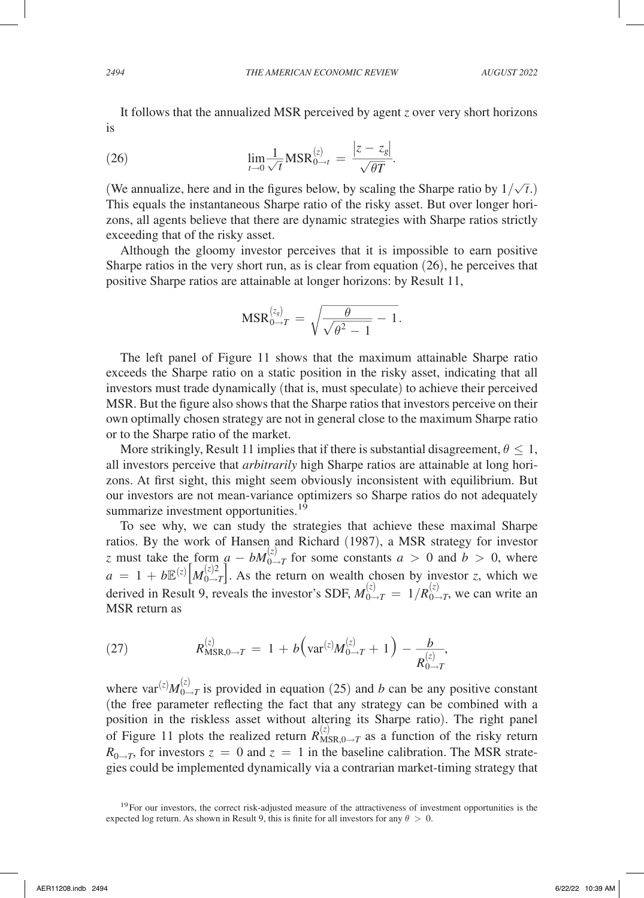It follows that the annualized MSR perceived by agent $z$ over very short horizons is

$$\lim_{t \to 0} \frac{1}{\sqrt{t}} \text{MSR}_{0 \to t}^{(z)} = \frac{|z - z_g|}{\sqrt{\theta T}}. \tag{26}$$

(We annualize, here and in the figures below, by scaling the Sharpe ratio by $1/\sqrt{t}$.) This equals the instantaneous Sharpe ratio of the risky asset. But over longer horizons, all agents believe that there are dynamic strategies with Sharpe ratios strictly exceeding that of the risky asset.

Although the gloomy investor perceives that it is impossible to earn positive Sharpe ratios in the very short run, as is clear from equation (26), he perceives that positive Sharpe ratios are attainable at longer horizons: by Result 11,

$$\text{MSR}_{0 \to T}^{(z_g)} = \sqrt{\frac{\theta}{\sqrt{\theta^2 - 1}} - 1}.$$

The left panel of Figure 11 shows that the maximum attainable Sharpe ratio exceeds the Sharpe ratio on a static position in the risky asset, indicating that all investors must trade dynamically (that is, must speculate) to achieve their perceived MSR. But the figure also shows that the Sharpe ratios that investors perceive on their own optimally chosen strategy are not in general close to the maximum Sharpe ratio or to the Sharpe ratio of the market.

More strikingly, Result 11 implies that if there is substantial disagreement, $\theta \leq 1$, all investors perceive that *arbitrarily* high Sharpe ratios are attainable at long horizons. At first sight, this might seem obviously inconsistent with equilibrium. But our investors are not mean-variance optimizers so Sharpe ratios do not adequately summarize investment opportunities.[19]

To see why, we can study the strategies that achieve these maximal Sharpe ratios. By the work of Hansen and Richard (1987), a MSR strategy for investor $z$ must take the form $a - bM_{0 \to T}^{(z)}$ for some constants $a > 0$ and $b > 0$, where $a = 1 + b\mathbb{E}^{(z)}\left[M_{0 \to T}^{(z)2}\right]$. As the return on wealth chosen by investor $z$, which we derived in Result 9, reveals the investor's SDF, $M_{0 \to T}^{(z)} = 1/R_{0 \to T}^{(z)}$, we can write an MSR return as

$$R_{\text{MSR},0 \to T}^{(z)} = 1 + b\left(\text{var}^{(z)} M_{0 \to T}^{(z)} + 1\right) - \frac{b}{R_{0 \to T}^{(z)}}, \tag{27}$$

where $\text{var}^{(z)} M_{0 \to T}^{(z)}$ is provided in equation (25) and $b$ can be any positive constant (the free parameter reflecting the fact that any strategy can be combined with a position in the riskless asset without altering its Sharpe ratio). The right panel of Figure 11 plots the realized return $R_{\text{MSR},0 \to T}^{(z)}$ as a function of the risky return $R_{0 \to T}$, for investors $z = 0$ and $z = 1$ in the baseline calibration. The MSR strategies could be implemented dynamically via a contrarian market-timing strategy that

[19] For our investors, the correct risk-adjusted measure of the attractiveness of investment opportunities is the expected log return. As shown in Result 9, this is finite for all investors for any $\theta > 0$.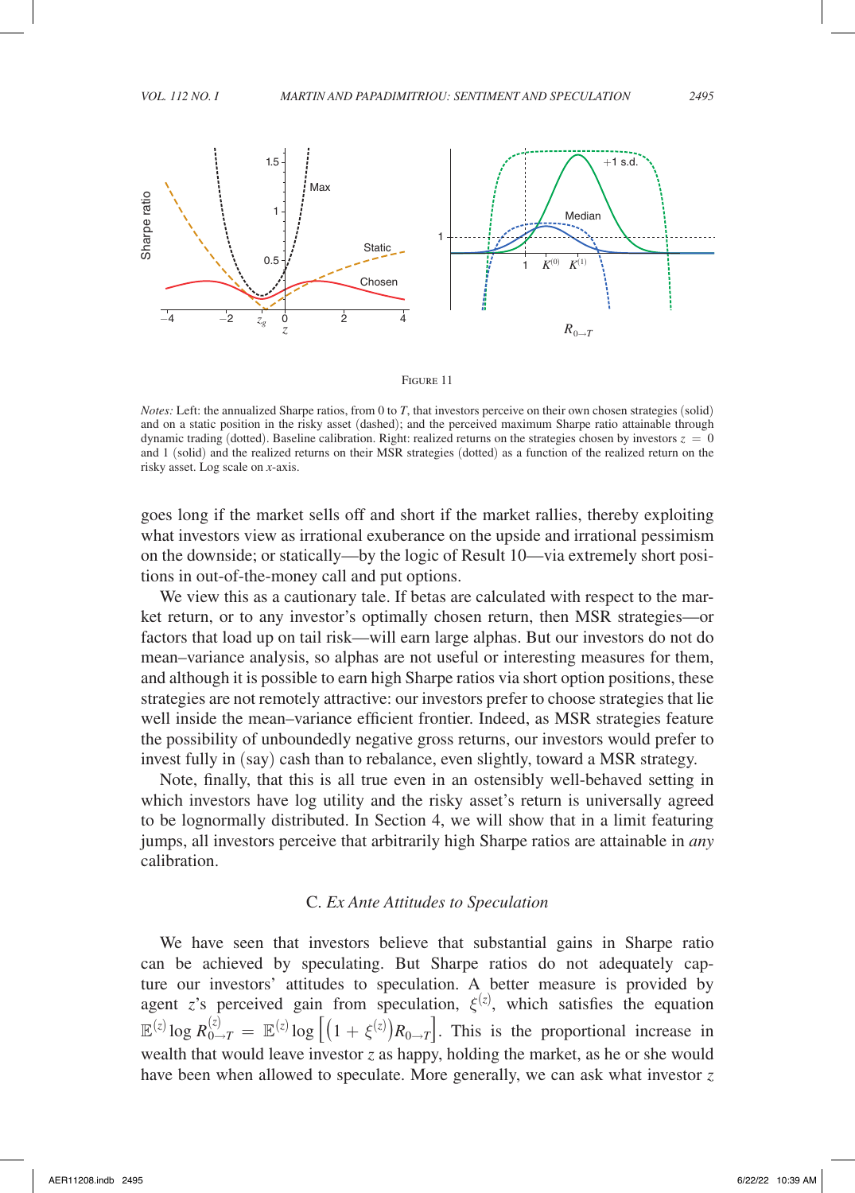Figure 11

*Notes:* Left: the annualized Sharpe ratios, from 0 to $T$, that investors perceive on their own chosen strategies (solid) and on a static position in the risky asset (dashed); and the perceived maximum Sharpe ratio attainable through dynamic trading (dotted). Baseline calibration. Right: realized returns on the strategies chosen by investors $z = 0$ and 1 (solid) and the realized returns on their MSR strategies (dotted) as a function of the realized return on the risky asset. Log scale on $x$-axis.

goes long if the market sells off and short if the market rallies, thereby exploiting what investors view as irrational exuberance on the upside and irrational pessimism on the downside; or statically—by the logic of Result 10—via extremely short positions in out-of-the-money call and put options.

We view this as a cautionary tale. If betas are calculated with respect to the market return, or to any investor's optimally chosen return, then MSR strategies—or factors that load up on tail risk—will earn large alphas. But our investors do not do mean–variance analysis, so alphas are not useful or interesting measures for them, and although it is possible to earn high Sharpe ratios via short option positions, these strategies are not remotely attractive: our investors prefer to choose strategies that lie well inside the mean–variance efficient frontier. Indeed, as MSR strategies feature the possibility of unboundedly negative gross returns, our investors would prefer to invest fully in (say) cash than to rebalance, even slightly, toward a MSR strategy.

Note, finally, that this is all true even in an ostensibly well-behaved setting in which investors have log utility and the risky asset's return is universally agreed to be lognormally distributed. In Section 4, we will show that in a limit featuring jumps, all investors perceive that arbitrarily high Sharpe ratios are attainable in *any* calibration.

### C. *Ex Ante Attitudes to Speculation*

We have seen that investors believe that substantial gains in Sharpe ratio can be achieved by speculating. But Sharpe ratios do not adequately capture our investors' attitudes to speculation. A better measure is provided by agent $z$'s perceived gain from speculation, $\xi^{(z)}$, which satisfies the equation $\mathbb{E}^{(z)} \log R_{0\to T}^{(z)} = \mathbb{E}^{(z)} \log\left[\left(1+\xi^{(z)}\right)R_{0\to T}\right]$. This is the proportional increase in wealth that would leave investor $z$ as happy, holding the market, as he or she would have been when allowed to speculate. More generally, we can ask what investor $z$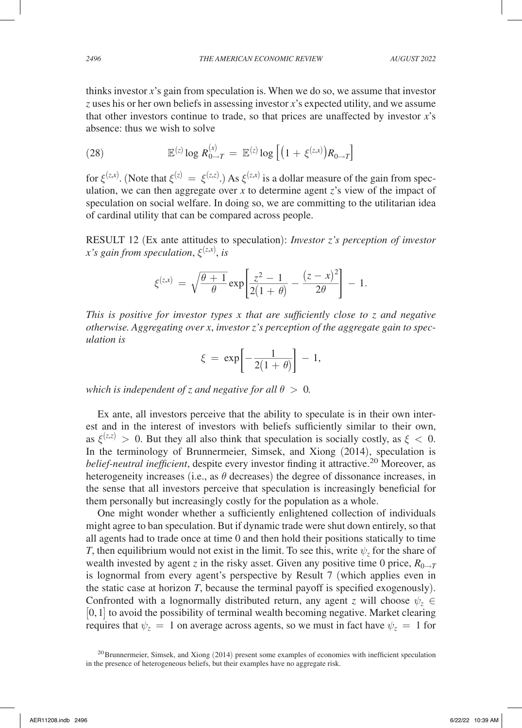thinks investor $x$'s gain from speculation is. When we do so, we assume that investor $z$ uses his or her own beliefs in assessing investor $x$'s expected utility, and we assume that other investors continue to trade, so that prices are unaffected by investor $x$'s absence: thus we wish to solve

$$\mathbb{E}^{(z)} \log R_{0 \to T}^{(x)} = \mathbb{E}^{(z)} \log \left[ \left(1 + \xi^{(z,x)}\right) R_{0 \to T} \right] \tag{28}$$

for $\xi^{(z,x)}$. (Note that $\xi^{(z)} = \xi^{(z,z)}$.) As $\xi^{(z,x)}$ is a dollar measure of the gain from speculation, we can then aggregate over $x$ to determine agent $z$'s view of the impact of speculation on social welfare. In doing so, we are committing to the utilitarian idea of cardinal utility that can be compared across people.

RESULT 12 (Ex ante attitudes to speculation): *Investor $z$'s perception of investor $x$'s gain from speculation*, $\xi^{(z,x)}$, *is*

$$\xi^{(z,x)} = \sqrt{\frac{\theta + 1}{\theta}} \exp\left[\frac{z^2 - 1}{2(1 + \theta)} - \frac{(z - x)^2}{2\theta}\right] - 1.$$

*This is positive for investor types $x$ that are sufficiently close to $z$ and negative otherwise. Aggregating over $x$, investor $z$'s perception of the aggregate gain to speculation is*

$$\xi = \exp\left[-\frac{1}{2(1 + \theta)}\right] - 1,$$

*which is independent of $z$ and negative for all $\theta > 0$.*

Ex ante, all investors perceive that the ability to speculate is in their own interest and in the interest of investors with beliefs sufficiently similar to their own, as $\xi^{(z,z)} > 0$. But they all also think that speculation is socially costly, as $\xi < 0$. In the terminology of Brunnermeier, Simsek, and Xiong (2014), speculation is *belief-neutral inefficient*, despite every investor finding it attractive.[20] Moreover, as heterogeneity increases (i.e., as $\theta$ decreases) the degree of dissonance increases, in the sense that all investors perceive that speculation is increasingly beneficial for them personally but increasingly costly for the population as a whole.

One might wonder whether a sufficiently enlightened collection of individuals might agree to ban speculation. But if dynamic trade were shut down entirely, so that all agents had to trade once at time 0 and then hold their positions statically to time $T$, then equilibrium would not exist in the limit. To see this, write $\psi_z$ for the share of wealth invested by agent $z$ in the risky asset. Given any positive time 0 price, $R_{0 \to T}$ is lognormal from every agent's perspective by Result 7 (which applies even in the static case at horizon $T$, because the terminal payoff is specified exogenously). Confronted with a lognormally distributed return, any agent $z$ will choose $\psi_z \in [0, 1]$ to avoid the possibility of terminal wealth becoming negative. Market clearing requires that $\psi_z = 1$ on average across agents, so we must in fact have $\psi_z = 1$ for

[20] Brunnermeier, Simsek, and Xiong (2014) present some examples of economies with inefficient speculation in the presence of heterogeneous beliefs, but their examples have no aggregate risk.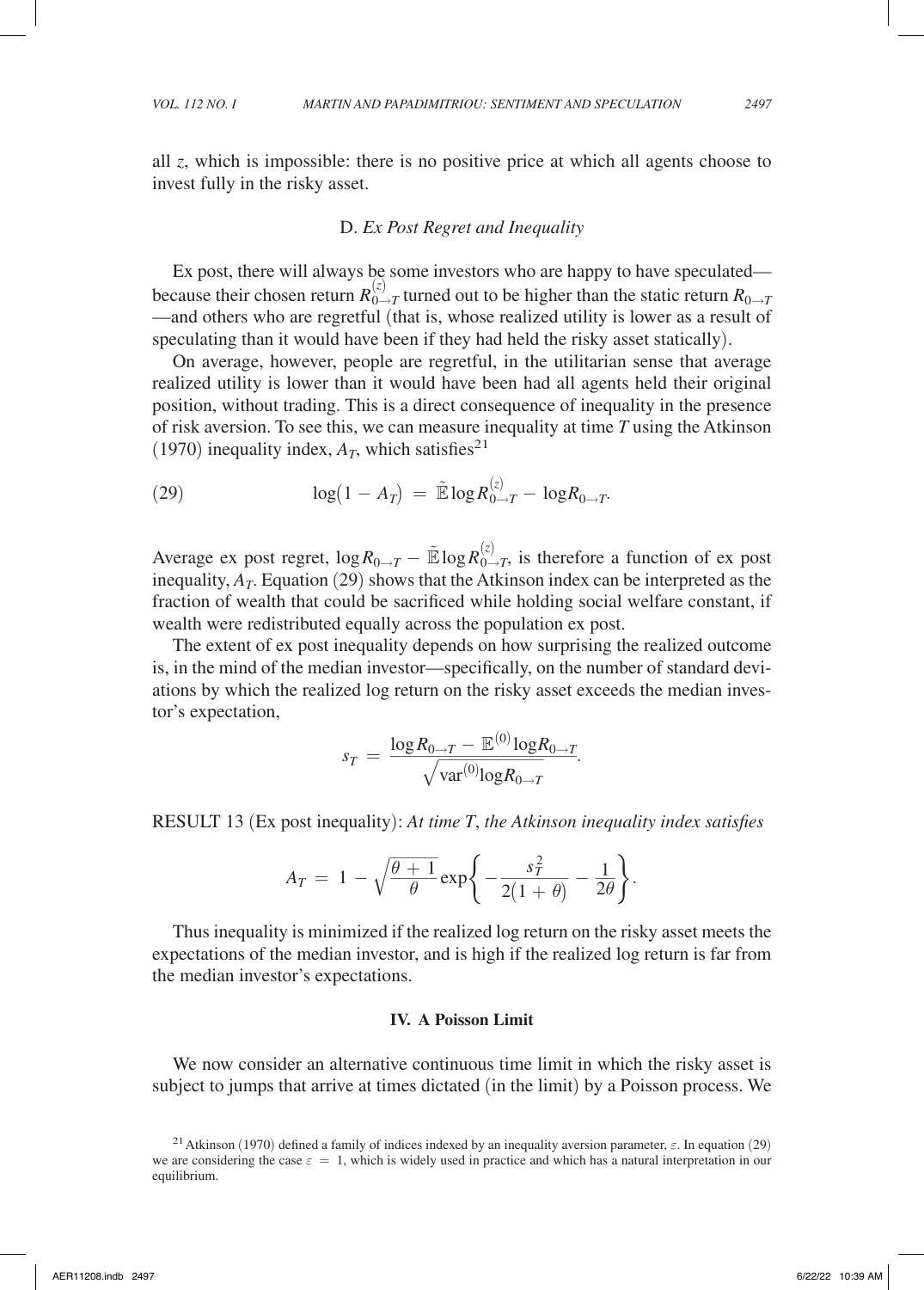all $z$, which is impossible: there is no positive price at which all agents choose to invest fully in the risky asset.

### D. *Ex Post Regret and Inequality*

Ex post, there will always be some investors who are happy to have speculated—because their chosen return $R^{(z)}_{0\to T}$ turned out to be higher than the static return $R_{0\to T}$—and others who are regretful (that is, whose realized utility is lower as a result of speculating than it would have been if they had held the risky asset statically).

On average, however, people are regretful, in the utilitarian sense that average realized utility is lower than it would have been had all agents held their original position, without trading. This is a direct consequence of inequality in the presence of risk aversion. To see this, we can measure inequality at time $T$ using the Atkinson (1970) inequality index, $A_T$, which satisfies[21]

$$\log(1 - A_T) = \tilde{\mathbb{E}} \log R^{(z)}_{0\to T} - \log R_{0\to T}. \tag{29}$$

Average ex post regret, $\log R_{0\to T} - \tilde{\mathbb{E}} \log R^{(z)}_{0\to T}$, is therefore a function of ex post inequality, $A_T$. Equation (29) shows that the Atkinson index can be interpreted as the fraction of wealth that could be sacrificed while holding social welfare constant, if wealth were redistributed equally across the population ex post.

The extent of ex post inequality depends on how surprising the realized outcome is, in the mind of the median investor—specifically, on the number of standard deviations by which the realized log return on the risky asset exceeds the median investor's expectation,

$$s_T = \frac{\log R_{0\to T} - \mathbb{E}^{(0)} \log R_{0\to T}}{\sqrt{\operatorname{var}^{(0)} \log R_{0\to T}}}.$$

RESULT 13 (Ex post inequality): *At time $T$, the Atkinson inequality index satisfies*

$$A_T = 1 - \sqrt{\frac{\theta + 1}{\theta}} \exp\left\{ -\frac{s_T^2}{2(1+\theta)} - \frac{1}{2\theta} \right\}.$$

Thus inequality is minimized if the realized log return on the risky asset meets the expectations of the median investor, and is high if the realized log return is far from the median investor's expectations.

## IV. A Poisson Limit

We now consider an alternative continuous time limit in which the risky asset is subject to jumps that arrive at times dictated (in the limit) by a Poisson process. We

[21] Atkinson (1970) defined a family of indices indexed by an inequality aversion parameter, $\varepsilon$. In equation (29) we are considering the case $\varepsilon = 1$, which is widely used in practice and which has a natural interpretation in our equilibrium.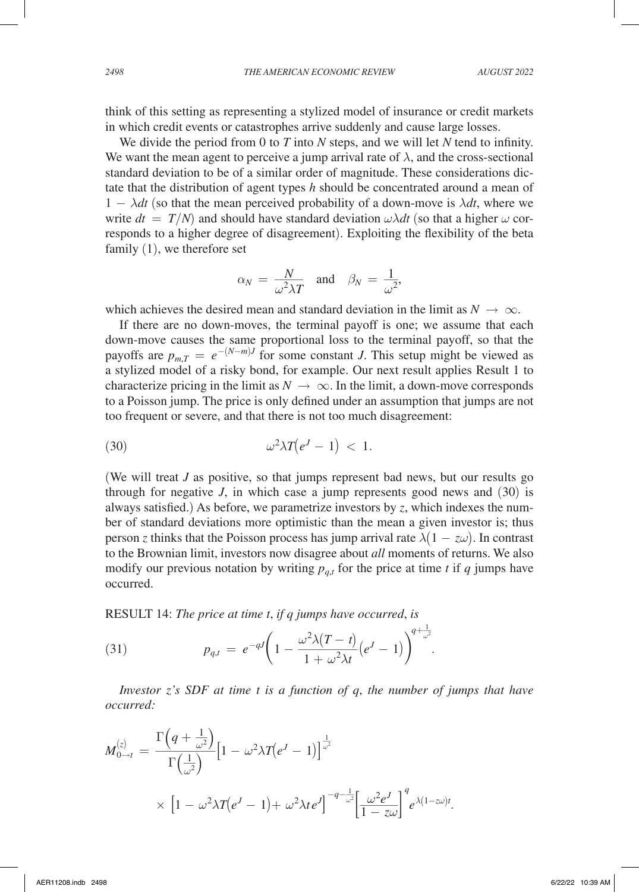think of this setting as representing a stylized model of insurance or credit markets in which credit events or catastrophes arrive suddenly and cause large losses.

We divide the period from 0 to $T$ into $N$ steps, and we will let $N$ tend to infinity. We want the mean agent to perceive a jump arrival rate of $\lambda$, and the cross-sectional standard deviation to be of a similar order of magnitude. These considerations dictate that the distribution of agent types $h$ should be concentrated around a mean of $1 - \lambda dt$ (so that the mean perceived probability of a down-move is $\lambda dt$, where we write $dt = T/N$) and should have standard deviation $\omega \lambda dt$ (so that a higher $\omega$ corresponds to a higher degree of disagreement). Exploiting the flexibility of the beta family (1), we therefore set

$$\alpha_N = \frac{N}{\omega^2 \lambda T} \quad \text{and} \quad \beta_N = \frac{1}{\omega^2},$$

which achieves the desired mean and standard deviation in the limit as $N \to \infty$.

If there are no down-moves, the terminal payoff is one; we assume that each down-move causes the same proportional loss to the terminal payoff, so that the payoffs are $p_{m,T} = e^{-(N-m)J}$ for some constant $J$. This setup might be viewed as a stylized model of a risky bond, for example. Our next result applies Result 1 to characterize pricing in the limit as $N \to \infty$. In the limit, a down-move corresponds to a Poisson jump. The price is only defined under an assumption that jumps are not too frequent or severe, and that there is not too much disagreement:

$$\omega^2 \lambda T \left(e^J - 1\right) < 1. \tag{30}$$

(We will treat $J$ as positive, so that jumps represent bad news, but our results go through for negative $J$, in which case a jump represents good news and (30) is always satisfied.) As before, we parametrize investors by $z$, which indexes the number of standard deviations more optimistic than the mean a given investor is; thus person $z$ thinks that the Poisson process has jump arrival rate $\lambda(1 - z\omega)$. In contrast to the Brownian limit, investors now disagree about *all* moments of returns. We also modify our previous notation by writing $p_{q,t}$ for the price at time $t$ if $q$ jumps have occurred.

RESULT 14: *The price at time $t$, if $q$ jumps have occurred, is*

$$p_{q,t} = e^{-qJ}\left(1 - \frac{\omega^2 \lambda (T-t)}{1 + \omega^2 \lambda t}\left(e^J - 1\right)\right)^{q + \frac{1}{\omega^2}}. \tag{31}$$

*Investor $z$'s SDF at time $t$ is a function of $q$, the number of jumps that have occurred:*

$$M_{0 \to t}^{(z)} = \frac{\Gamma\left(q + \frac{1}{\omega^2}\right)}{\Gamma\left(\frac{1}{\omega^2}\right)} \left[1 - \omega^2 \lambda T \left(e^J - 1\right)\right]^{\frac{1}{\omega^2}}$$

$$\times \left[1 - \omega^2 \lambda T\left(e^J - 1\right) + \omega^2 \lambda t \, e^J\right]^{-q - \frac{1}{\omega^2}} \left[\frac{\omega^2 e^J}{1 - z\omega}\right]^q e^{\lambda(1 - z\omega)t}.$$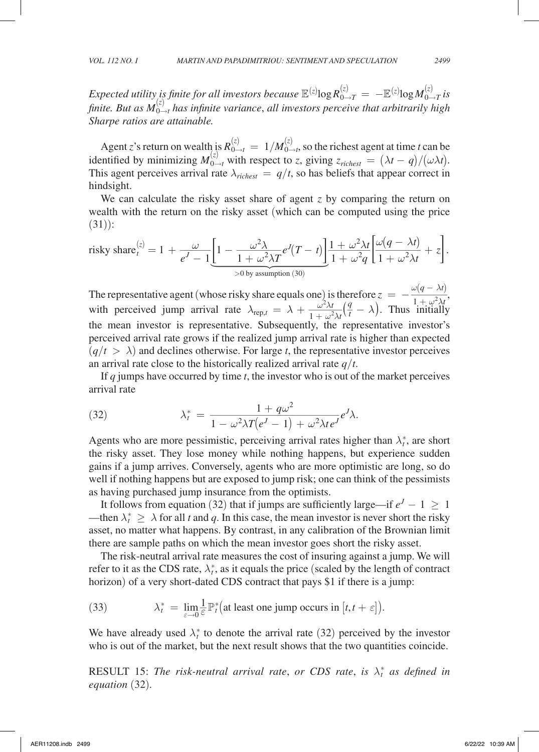*Expected utility is finite for all investors because* $\mathbb{E}^{(z)}\log R^{(z)}_{0\to T} = -\mathbb{E}^{(z)}\log M^{(z)}_{0\to T}$ *is finite. But as* $M^{(z)}_{0\to t}$ *has infinite variance, all investors perceive that arbitrarily high Sharpe ratios are attainable.*

Agent $z$'s return on wealth is $R^{(z)}_{0\to t} = 1/M^{(z)}_{0\to t}$, so the richest agent at time $t$ can be identified by minimizing $M^{(z)}_{0\to t}$ with respect to $z$, giving $z_{richest} = (\lambda t - q)/(\omega \lambda t)$. This agent perceives arrival rate $\lambda_{richest} = q/t$, so has beliefs that appear correct in hindsight.

We can calculate the risky asset share of agent $z$ by comparing the return on wealth with the return on the risky asset (which can be computed using the price (31)):

$$\text{risky share}^{(z)}_t = 1 + \frac{\omega}{e^J - 1}\underbrace{\left[1 - \frac{\omega^2\lambda}{1+\omega^2\lambda T}e^J(T-t)\right]}_{>0 \text{ by assumption (30)}}\frac{1+\omega^2\lambda t}{1+\omega^2 q}\left[\frac{\omega(q-\lambda t)}{1+\omega^2\lambda t} + z\right].$$

The representative agent (whose risky share equals one) is therefore $z = -\frac{\omega(q-\lambda t)}{1+\omega^2\lambda t}$, with perceived jump arrival rate $\lambda_{\text{rep},t} = \lambda + \frac{\omega^2\lambda t}{1+\omega^2\lambda t}\left(\frac{q}{t} - \lambda\right)$. Thus initially the mean investor is representative. Subsequently, the representative investor's perceived arrival rate grows if the realized jump arrival rate is higher than expected ($q/t > \lambda$) and declines otherwise. For large $t$, the representative investor perceives an arrival rate close to the historically realized arrival rate $q/t$.

If $q$ jumps have occurred by time $t$, the investor who is out of the market perceives arrival rate

$$\lambda^*_t = \frac{1+q\omega^2}{1-\omega^2\lambda T(e^J-1) + \omega^2\lambda t e^J}e^J\lambda. \tag{32}$$

Agents who are more pessimistic, perceiving arrival rates higher than $\lambda^*_t$, are short the risky asset. They lose money while nothing happens, but experience sudden gains if a jump arrives. Conversely, agents who are more optimistic are long, so do well if nothing happens but are exposed to jump risk; one can think of the pessimists as having purchased jump insurance from the optimists.

It follows from equation (32) that if jumps are sufficiently large—if $e^J - 1 \geq 1$ —then $\lambda^*_t \geq \lambda$ for all $t$ and $q$. In this case, the mean investor is never short the risky asset, no matter what happens. By contrast, in any calibration of the Brownian limit there are sample paths on which the mean investor goes short the risky asset.

The risk-neutral arrival rate measures the cost of insuring against a jump. We will refer to it as the CDS rate, $\lambda^*_t$, as it equals the price (scaled by the length of contract horizon) of a very short-dated CDS contract that pays \$1 if there is a jump:

$$\lambda^*_t = \lim_{\varepsilon\to 0}\frac{1}{\varepsilon}\mathbb{P}^*_t\big(\text{at least one jump occurs in } [t, t+\varepsilon]\big). \tag{33}$$

We have already used $\lambda^*_t$ to denote the arrival rate (32) perceived by the investor who is out of the market, but the next result shows that the two quantities coincide.

RESULT 15: *The risk-neutral arrival rate, or CDS rate, is* $\lambda^*_t$ *as defined in equation* (32).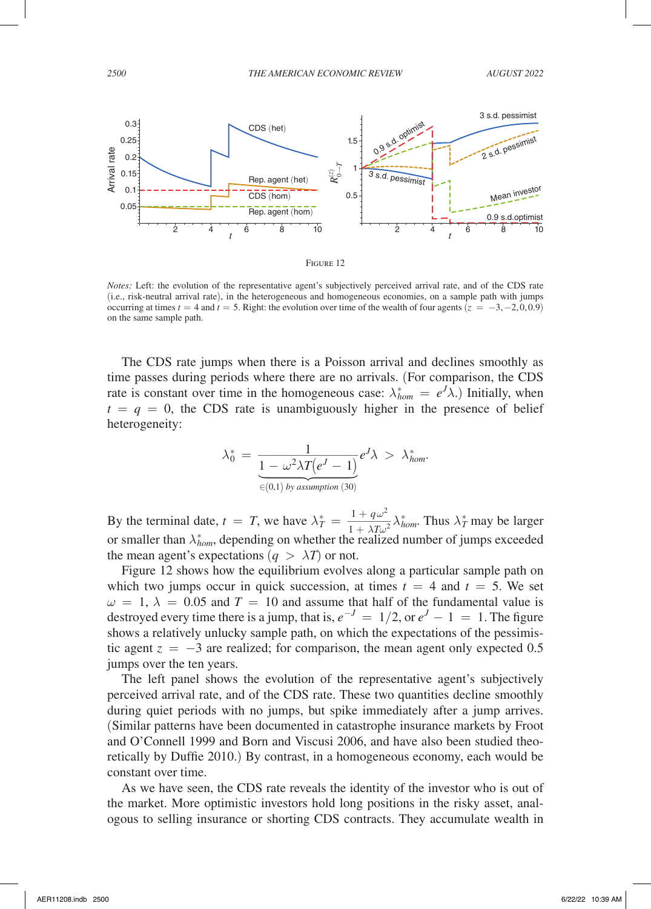Figure 12

*Notes:* Left: the evolution of the representative agent's subjectively perceived arrival rate, and of the CDS rate (i.e., risk-neutral arrival rate), in the heterogeneous and homogeneous economies, on a sample path with jumps occurring at times $t = 4$ and $t = 5$. Right: the evolution over time of the wealth of four agents ($z = -3, -2, 0, 0.9$) on the same sample path.

The CDS rate jumps when there is a Poisson arrival and declines smoothly as time passes during periods where there are no arrivals. (For comparison, the CDS rate is constant over time in the homogeneous case: $\lambda^*_{hom} = e^J \lambda$.) Initially, when $t = q = 0$, the CDS rate is unambiguously higher in the presence of belief heterogeneity:

$$\lambda^*_0 = \underbrace{\frac{1}{1 - \omega^2 \lambda T (e^J - 1)}}_{\in (0,1) \text{ by assumption } (30)} e^J \lambda > \lambda^*_{hom}.$$

By the terminal date, $t = T$, we have $\lambda^*_T = \frac{1 + q\omega^2}{1 + \lambda T \omega^2} \lambda^*_{hom}$. Thus $\lambda^*_T$ may be larger or smaller than $\lambda^*_{hom}$, depending on whether the realized number of jumps exceeded the mean agent's expectations ($q > \lambda T$) or not.

Figure 12 shows how the equilibrium evolves along a particular sample path on which two jumps occur in quick succession, at times $t = 4$ and $t = 5$. We set $\omega = 1$, $\lambda = 0.05$ and $T = 10$ and assume that half of the fundamental value is destroyed every time there is a jump, that is, $e^{-J} = 1/2$, or $e^J - 1 = 1$. The figure shows a relatively unlucky sample path, on which the expectations of the pessimistic agent $z = -3$ are realized; for comparison, the mean agent only expected 0.5 jumps over the ten years.

The left panel shows the evolution of the representative agent's subjectively perceived arrival rate, and of the CDS rate. These two quantities decline smoothly during quiet periods with no jumps, but spike immediately after a jump arrives. (Similar patterns have been documented in catastrophe insurance markets by Froot and O'Connell 1999 and Born and Viscusi 2006, and have also been studied theoretically by Duffie 2010.) By contrast, in a homogeneous economy, each would be constant over time.

As we have seen, the CDS rate reveals the identity of the investor who is out of the market. More optimistic investors hold long positions in the risky asset, analogous to selling insurance or shorting CDS contracts. They accumulate wealth in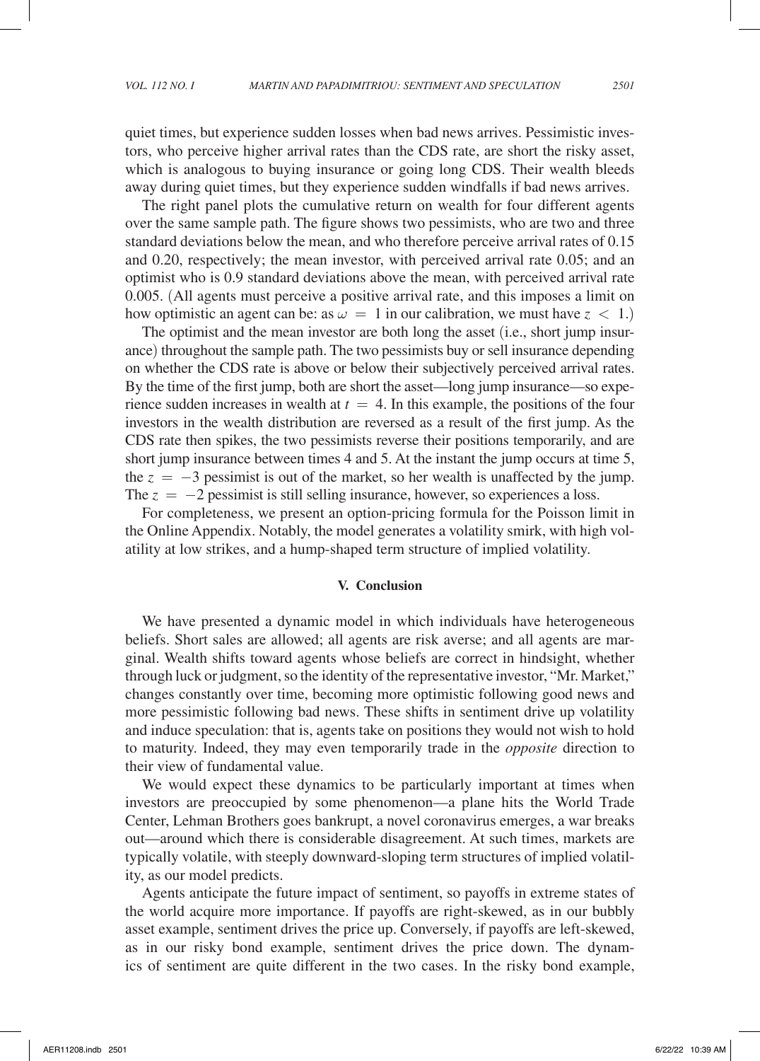quiet times, but experience sudden losses when bad news arrives. Pessimistic investors, who perceive higher arrival rates than the CDS rate, are short the risky asset, which is analogous to buying insurance or going long CDS. Their wealth bleeds away during quiet times, but they experience sudden windfalls if bad news arrives.

The right panel plots the cumulative return on wealth for four different agents over the same sample path. The figure shows two pessimists, who are two and three standard deviations below the mean, and who therefore perceive arrival rates of 0.15 and 0.20, respectively; the mean investor, with perceived arrival rate 0.05; and an optimist who is 0.9 standard deviations above the mean, with perceived arrival rate 0.005. (All agents must perceive a positive arrival rate, and this imposes a limit on how optimistic an agent can be: as $\omega = 1$ in our calibration, we must have $z < 1$.)

The optimist and the mean investor are both long the asset (i.e., short jump insurance) throughout the sample path. The two pessimists buy or sell insurance depending on whether the CDS rate is above or below their subjectively perceived arrival rates. By the time of the first jump, both are short the asset—long jump insurance—so experience sudden increases in wealth at $t = 4$. In this example, the positions of the four investors in the wealth distribution are reversed as a result of the first jump. As the CDS rate then spikes, the two pessimists reverse their positions temporarily, and are short jump insurance between times 4 and 5. At the instant the jump occurs at time 5, the $z = -3$ pessimist is out of the market, so her wealth is unaffected by the jump. The $z = -2$ pessimist is still selling insurance, however, so experiences a loss.

For completeness, we present an option-pricing formula for the Poisson limit in the Online Appendix. Notably, the model generates a volatility smirk, with high volatility at low strikes, and a hump-shaped term structure of implied volatility.

## V. Conclusion

We have presented a dynamic model in which individuals have heterogeneous beliefs. Short sales are allowed; all agents are risk averse; and all agents are marginal. Wealth shifts toward agents whose beliefs are correct in hindsight, whether through luck or judgment, so the identity of the representative investor, "Mr. Market," changes constantly over time, becoming more optimistic following good news and more pessimistic following bad news. These shifts in sentiment drive up volatility and induce speculation: that is, agents take on positions they would not wish to hold to maturity. Indeed, they may even temporarily trade in the *opposite* direction to their view of fundamental value.

We would expect these dynamics to be particularly important at times when investors are preoccupied by some phenomenon—a plane hits the World Trade Center, Lehman Brothers goes bankrupt, a novel coronavirus emerges, a war breaks out—around which there is considerable disagreement. At such times, markets are typically volatile, with steeply downward-sloping term structures of implied volatility, as our model predicts.

Agents anticipate the future impact of sentiment, so payoffs in extreme states of the world acquire more importance. If payoffs are right-skewed, as in our bubbly asset example, sentiment drives the price up. Conversely, if payoffs are left-skewed, as in our risky bond example, sentiment drives the price down. The dynamics of sentiment are quite different in the two cases. In the risky bond example,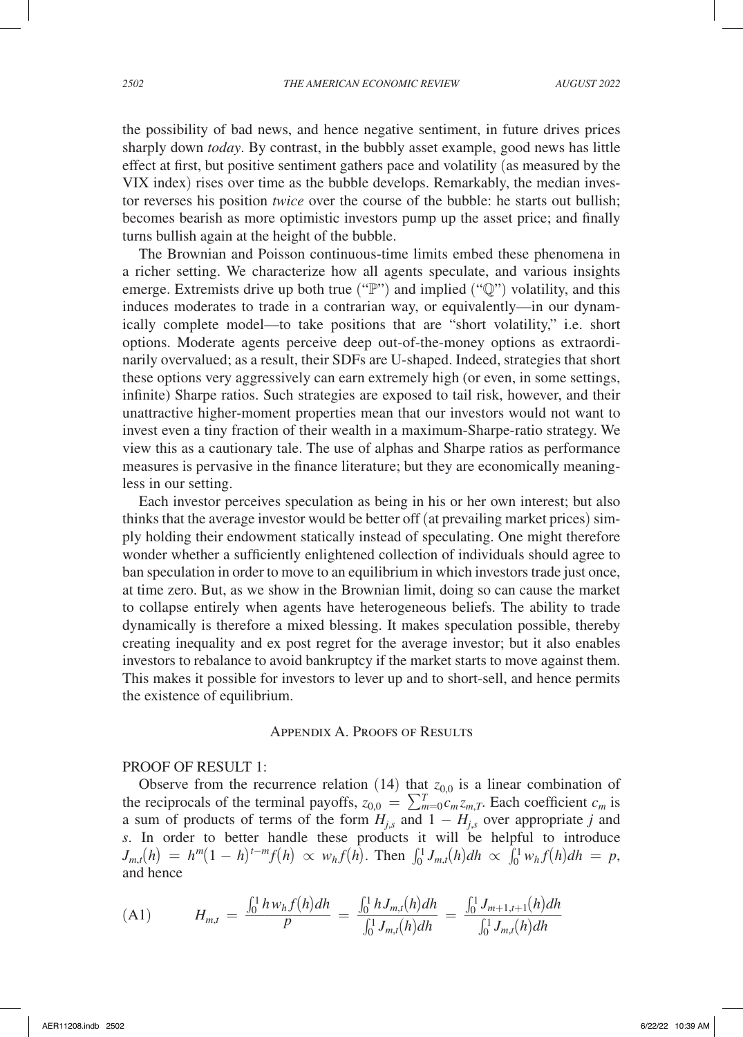the possibility of bad news, and hence negative sentiment, in future drives prices sharply down *today*. By contrast, in the bubbly asset example, good news has little effect at first, but positive sentiment gathers pace and volatility (as measured by the VIX index) rises over time as the bubble develops. Remarkably, the median investor reverses his position *twice* over the course of the bubble: he starts out bullish; becomes bearish as more optimistic investors pump up the asset price; and finally turns bullish again at the height of the bubble.

The Brownian and Poisson continuous-time limits embed these phenomena in a richer setting. We characterize how all agents speculate, and various insights emerge. Extremists drive up both true ("$\mathbb{P}$") and implied ("$\mathbb{Q}$") volatility, and this induces moderates to trade in a contrarian way, or equivalently—in our dynamically complete model—to take positions that are "short volatility," i.e. short options. Moderate agents perceive deep out-of-the-money options as extraordinarily overvalued; as a result, their SDFs are U-shaped. Indeed, strategies that short these options very aggressively can earn extremely high (or even, in some settings, infinite) Sharpe ratios. Such strategies are exposed to tail risk, however, and their unattractive higher-moment properties mean that our investors would not want to invest even a tiny fraction of their wealth in a maximum-Sharpe-ratio strategy. We view this as a cautionary tale. The use of alphas and Sharpe ratios as performance measures is pervasive in the finance literature; but they are economically meaningless in our setting.

Each investor perceives speculation as being in his or her own interest; but also thinks that the average investor would be better off (at prevailing market prices) simply holding their endowment statically instead of speculating. One might therefore wonder whether a sufficiently enlightened collection of individuals should agree to ban speculation in order to move to an equilibrium in which investors trade just once, at time zero. But, as we show in the Brownian limit, doing so can cause the market to collapse entirely when agents have heterogeneous beliefs. The ability to trade dynamically is therefore a mixed blessing. It makes speculation possible, thereby creating inequality and ex post regret for the average investor; but it also enables investors to rebalance to avoid bankruptcy if the market starts to move against them. This makes it possible for investors to lever up and to short-sell, and hence permits the existence of equilibrium.

## Appendix A. Proofs of Results

PROOF OF RESULT 1:

Observe from the recurrence relation (14) that $z_{0,0}$ is a linear combination of the reciprocals of the terminal payoffs, $z_{0,0} = \sum_{m=0}^{T} c_m z_{m,T}$. Each coefficient $c_m$ is a sum of products of terms of the form $H_{j,s}$ and $1 - H_{j,s}$ over appropriate $j$ and $s$. In order to better handle these products it will be helpful to introduce $J_{m,t}(h) = h^m(1-h)^{t-m} f(h) \propto w_h f(h)$. Then $\int_0^1 J_{m,t}(h)\,dh \propto \int_0^1 w_h f(h)\,dh = p$, and hence

$$
\text{(A1)} \qquad H_{m,t} = \frac{\int_0^1 h w_h f(h)\,dh}{p} = \frac{\int_0^1 h J_{m,t}(h)\,dh}{\int_0^1 J_{m,t}(h)\,dh} = \frac{\int_0^1 J_{m+1,t+1}(h)\,dh}{\int_0^1 J_{m,t}(h)\,dh}
$$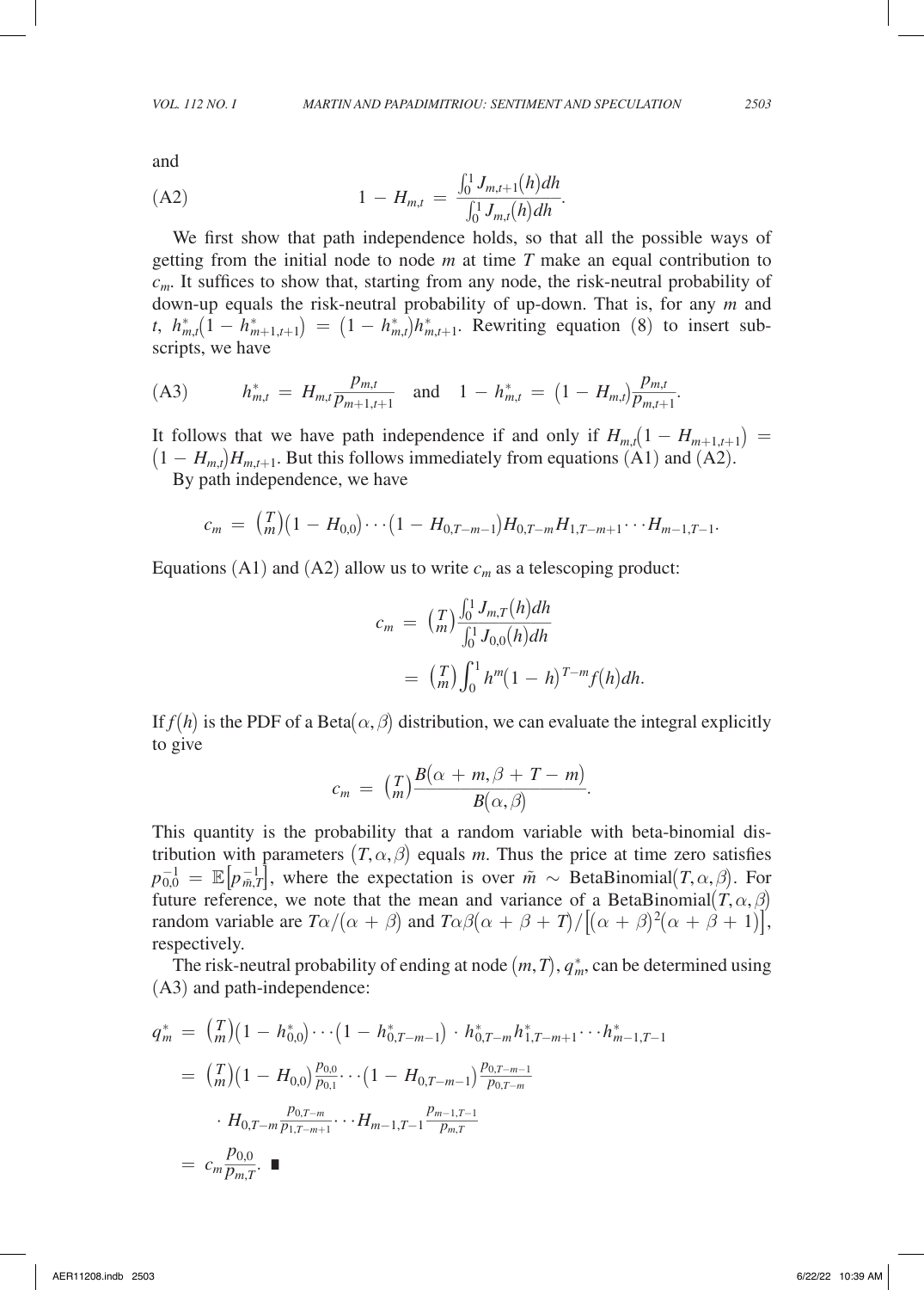and

$$
\text{(A2)} \qquad 1 - H_{m,t} = \frac{\int_0^1 J_{m,t+1}(h)dh}{\int_0^1 J_{m,t}(h)dh}.
$$

We first show that path independence holds, so that all the possible ways of getting from the initial node to node $m$ at time $T$ make an equal contribution to $c_m$. It suffices to show that, starting from any node, the risk-neutral probability of down-up equals the risk-neutral probability of up-down. That is, for any $m$ and $t$, $h^*_{m,t}(1 - h^*_{m+1,t+1}) = (1 - h^*_{m,t})h^*_{m,t+1}$. Rewriting equation (8) to insert subscripts, we have

$$
\text{(A3)} \qquad h^*_{m,t} = H_{m,t}\frac{p_{m,t}}{p_{m+1,t+1}} \quad \text{and} \quad 1 - h^*_{m,t} = (1 - H_{m,t})\frac{p_{m,t}}{p_{m,t+1}}.
$$

It follows that we have path independence if and only if $H_{m,t}(1 - H_{m+1,t+1}) = (1 - H_{m,t})H_{m,t+1}$. But this follows immediately from equations (A1) and (A2).

By path independence, we have

$$
c_m = \binom{T}{m}(1 - H_{0,0})\cdots(1 - H_{0,T-m-1})H_{0,T-m}H_{1,T-m+1}\cdots H_{m-1,T-1}.
$$

Equations (A1) and (A2) allow us to write $c_m$ as a telescoping product:

$$
\begin{aligned}
c_m &= \binom{T}{m}\frac{\int_0^1 J_{m,T}(h)dh}{\int_0^1 J_{0,0}(h)dh} \\
&= \binom{T}{m}\int_0^1 h^m(1 - h)^{T-m}f(h)dh.
\end{aligned}
$$

If $f(h)$ is the PDF of a Beta$(\alpha,\beta)$ distribution, we can evaluate the integral explicitly to give

$$
c_m = \binom{T}{m}\frac{B(\alpha + m, \beta + T - m)}{B(\alpha,\beta)}.
$$

This quantity is the probability that a random variable with beta-binomial distribution with parameters $(T,\alpha,\beta)$ equals $m$. Thus the price at time zero satisfies $p_{0,0}^{-1} = \mathbb{E}\left[p_{\tilde{m},T}^{-1}\right]$, where the expectation is over $\tilde{m} \sim \text{BetaBinomial}(T,\alpha,\beta)$. For future reference, we note that the mean and variance of a BetaBinomial$(T,\alpha,\beta)$ random variable are $T\alpha/(\alpha + \beta)$ and $T\alpha\beta(\alpha + \beta + T)/\left[(\alpha + \beta)^2(\alpha + \beta + 1)\right]$, respectively.

The risk-neutral probability of ending at node $(m,T)$, $q^*_m$, can be determined using (A3) and path-independence:

$$
\begin{aligned}
q^*_m &= \binom{T}{m}(1 - h^*_{0,0})\cdots(1 - h^*_{0,T-m-1}) \cdot h^*_{0,T-m}h^*_{1,T-m+1}\cdots h^*_{m-1,T-1} \\
&= \binom{T}{m}(1 - H_{0,0})\frac{p_{0,0}}{p_{0,1}}\cdots(1 - H_{0,T-m-1})\frac{p_{0,T-m-1}}{p_{0,T-m}} \\
&\quad \cdot H_{0,T-m}\frac{p_{0,T-m}}{p_{1,T-m+1}}\cdots H_{m-1,T-1}\frac{p_{m-1,T-1}}{p_{m,T}} \\
&= c_m\frac{p_{0,0}}{p_{m,T}}. \quad \blacksquare
\end{aligned}
$$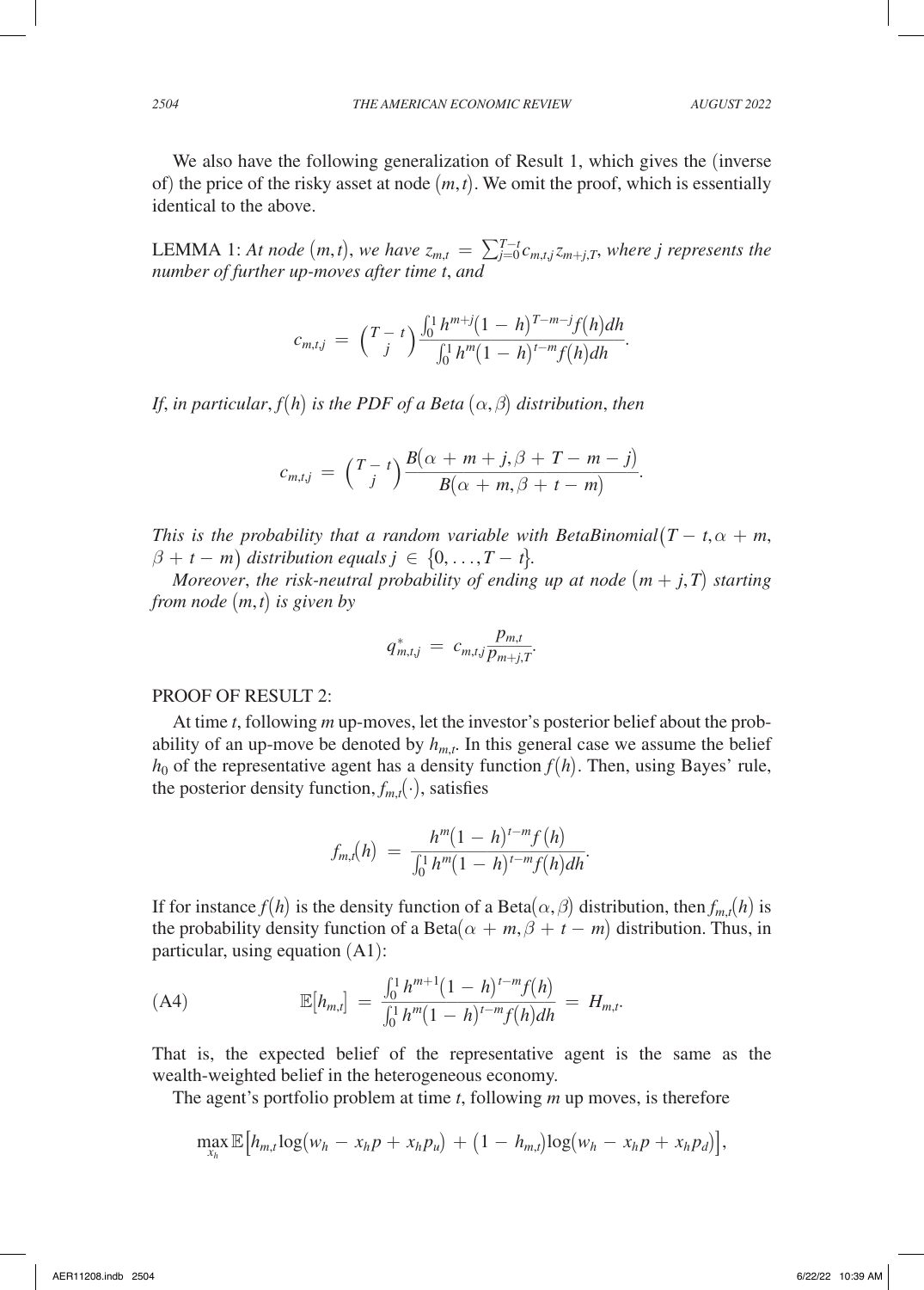We also have the following generalization of Result 1, which gives the (inverse of) the price of the risky asset at node $(m,t)$. We omit the proof, which is essentially identical to the above.

LEMMA 1: *At node $(m,t)$, we have $z_{m,t} = \sum_{j=0}^{T-t} c_{m,t,j} z_{m+j,T}$, where $j$ represents the number of further up-moves after time $t$, and*

$$c_{m,t,j} = \binom{T-t}{j} \frac{\int_0^1 h^{m+j}(1-h)^{T-m-j} f(h) dh}{\int_0^1 h^m (1-h)^{t-m} f(h) dh}.$$

*If, in particular, $f(h)$ is the PDF of a Beta $(\alpha, \beta)$ distribution, then*

$$c_{m,t,j} = \binom{T-t}{j} \frac{B(\alpha + m + j, \beta + T - m - j)}{B(\alpha + m, \beta + t - m)}.$$

*This is the probability that a random variable with BetaBinomial$(T-t, \alpha+m, \beta+t-m)$ distribution equals $j \in \{0, \ldots, T-t\}$.*

*Moreover, the risk-neutral probability of ending up at node $(m+j, T)$ starting from node $(m,t)$ is given by*

$$q^*_{m,t,j} = c_{m,t,j} \frac{p_{m,t}}{p_{m+j,T}}.$$

PROOF OF RESULT 2:

At time $t$, following $m$ up-moves, let the investor's posterior belief about the probability of an up-move be denoted by $h_{m,t}$. In this general case we assume the belief $h_0$ of the representative agent has a density function $f(h)$. Then, using Bayes' rule, the posterior density function, $f_{m,t}(\cdot)$, satisfies

$$f_{m,t}(h) = \frac{h^m (1-h)^{t-m} f(h)}{\int_0^1 h^m (1-h)^{t-m} f(h) dh}.$$

If for instance $f(h)$ is the density function of a Beta$(\alpha, \beta)$ distribution, then $f_{m,t}(h)$ is the probability density function of a Beta$(\alpha+m, \beta+t-m)$ distribution. Thus, in particular, using equation (A1):

$$\text{(A4)} \qquad \mathbb{E}[h_{m,t}] = \frac{\int_0^1 h^{m+1}(1-h)^{t-m} f(h)}{\int_0^1 h^m (1-h)^{t-m} f(h) dh} = H_{m,t}.$$

That is, the expected belief of the representative agent is the same as the wealth-weighted belief in the heterogeneous economy.

The agent's portfolio problem at time $t$, following $m$ up moves, is therefore

$$\max_{x_h} \mathbb{E}\left[h_{m,t} \log(w_h - x_h p + x_h p_u) + (1 - h_{m,t}) \log(w_h - x_h p + x_h p_d)\right],$$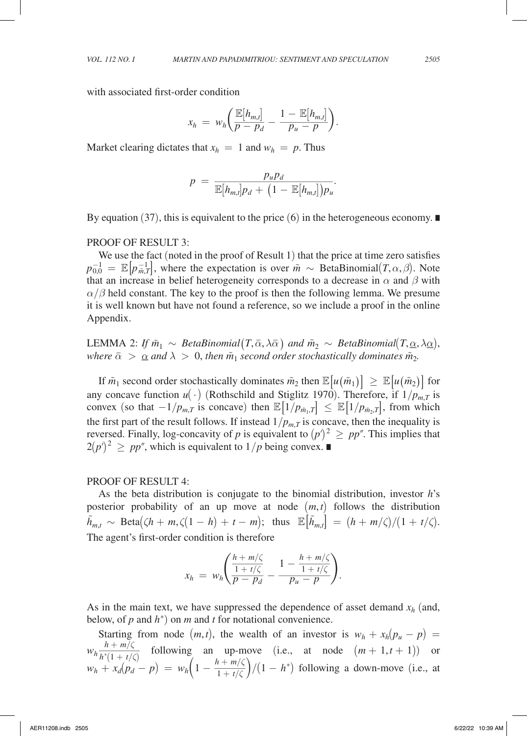with associated first-order condition

$$x_h = w_h\left(\frac{\mathbb{E}[h_{m,t}]}{p - p_d} - \frac{1 - \mathbb{E}[h_{m,t}]}{p_u - p}\right).$$

Market clearing dictates that $x_h = 1$ and $w_h = p$. Thus

$$p = \frac{p_u p_d}{\mathbb{E}[h_{m,t}]p_d + \left(1 - \mathbb{E}[h_{m,t}]\right)p_u}.$$

By equation (37), this is equivalent to the price (6) in the heterogeneous economy. ■

PROOF OF RESULT 3:

We use the fact (noted in the proof of Result 1) that the price at time zero satisfies $p_{0,0}^{-1} = \mathbb{E}\left[p_{\tilde{m},T}^{-1}\right]$, where the expectation is over $\tilde{m} \sim \text{BetaBinomial}(T, \alpha, \beta)$. Note that an increase in belief heterogeneity corresponds to a decrease in $\alpha$ and $\beta$ with $\alpha/\beta$ held constant. The key to the proof is then the following lemma. We presume it is well known but have not found a reference, so we include a proof in the online Appendix.

LEMMA 2: *If $\tilde{m}_1 \sim \text{BetaBinomial}(T, \bar{\alpha}, \lambda\bar{\alpha})$ and $\tilde{m}_2 \sim \text{BetaBinomial}(T, \underline{\alpha}, \lambda\underline{\alpha})$, where $\bar{\alpha} > \underline{\alpha}$ and $\lambda > 0$, then $\tilde{m}_1$ second order stochastically dominates $\tilde{m}_2$.*

If $\tilde{m}_1$ second order stochastically dominates $\tilde{m}_2$ then $\mathbb{E}[u(\tilde{m}_1)] \geq \mathbb{E}[u(\tilde{m}_2)]$ for any concave function $u(\cdot)$ (Rothschild and Stiglitz 1970). Therefore, if $1/p_{m,T}$ is convex (so that $-1/p_{m,T}$ is concave) then $\mathbb{E}[1/p_{\tilde{m}_1,T}] \leq \mathbb{E}[1/p_{\tilde{m}_2,T}]$, from which the first part of the result follows. If instead $1/p_{m,T}$ is concave, then the inequality is reversed. Finally, log-concavity of $p$ is equivalent to $(p')^2 \geq pp''$. This implies that $2(p')^2 \geq pp''$, which is equivalent to $1/p$ being convex. ■

PROOF OF RESULT 4:

As the beta distribution is conjugate to the binomial distribution, investor $h$'s posterior probability of an up move at node $(m,t)$ follows the distribution $\tilde{h}_{m,t} \sim \text{Beta}(\zeta h + m, \zeta(1-h) + t - m)$; thus $\mathbb{E}[\tilde{h}_{m,t}] = (h + m/\zeta)/(1 + t/\zeta)$. The agent's first-order condition is therefore

$$x_h = w_h\left(\frac{\frac{h + m/\zeta}{1 + t/\zeta}}{p - p_d} - \frac{1 - \frac{h + m/\zeta}{1 + t/\zeta}}{p_u - p}\right).$$

As in the main text, we have suppressed the dependence of asset demand $x_h$ (and, below, of $p$ and $h^*$) on $m$ and $t$ for notational convenience.

Starting from node $(m,t)$, the wealth of an investor is $w_h + x_h(p_u - p) = w_h \frac{h + m/\zeta}{h^*(1 + t/\zeta)}$ following an up-move (i.e., at node $(m+1, t+1)$) or $w_h + x_d(p_d - p) = w_h\left(1 - \frac{h + m/\zeta}{1 + t/\zeta}\right)/(1 - h^*)$ following a down-move (i.e., at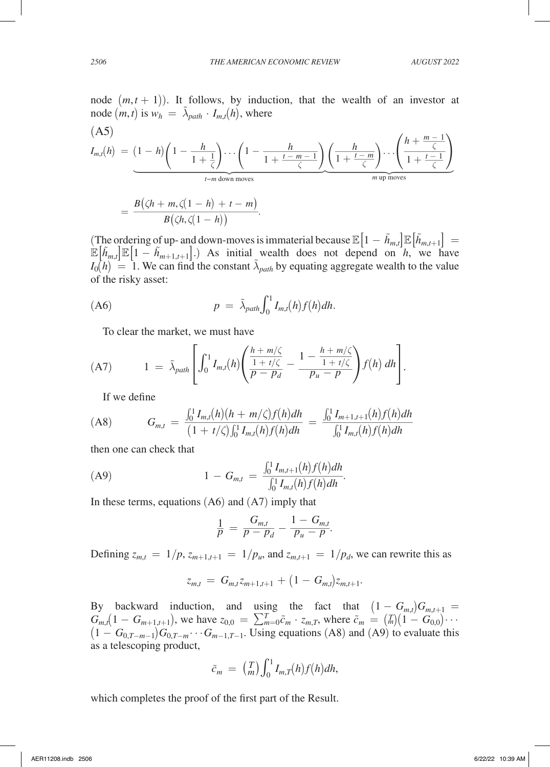node $(m, t+1)$). It follows, by induction, that the wealth of an investor at node $(m, t)$ is $w_h = \tilde{\lambda}_{path} \cdot I_{m,t}(h)$, where

$$
\text{(A5)} \quad I_{m,t}(h) = \underbrace{(1-h)\left(1 - \frac{h}{1+\frac{1}{\zeta}}\right)\cdots\left(1 - \frac{h}{1+\frac{t-m-1}{\zeta}}\right)}_{t-m \text{ down moves}}\underbrace{\left(\frac{h}{1+\frac{t-m}{\zeta}}\right)\cdots\left(\frac{h+\frac{m-1}{\zeta}}{1+\frac{t-1}{\zeta}}\right)}_{m \text{ up moves}}
$$

$$
= \frac{B(\zeta h + m, \zeta(1-h) + t - m)}{B(\zeta h, \zeta(1-h))}.
$$

(The ordering of up- and down-moves is immaterial because $\mathbb{E}[1 - \tilde{h}_{m,t}]\mathbb{E}[\tilde{h}_{m,t+1}] = \mathbb{E}[\tilde{h}_{m,t}]\mathbb{E}[1 - \tilde{h}_{m+1,t+1}]$.) As initial wealth does not depend on $h$, we have $I_0(h) = 1$. We can find the constant $\tilde{\lambda}_{path}$ by equating aggregate wealth to the value of the risky asset:

$$
\text{(A6)} \qquad p = \tilde{\lambda}_{path} \int_0^1 I_{m,t}(h) f(h) dh.
$$

To clear the market, we must have

$$
\text{(A7)} \qquad 1 = \tilde{\lambda}_{path}\left[\int_0^1 I_{m,t}(h)\left(\frac{\frac{h+m/\zeta}{1+t/\zeta}}{p - p_d} - \frac{1 - \frac{h+m/\zeta}{1+t/\zeta}}{p_u - p}\right) f(h)\, dh\right].
$$

If we define

$$
\text{(A8)} \qquad G_{m,t} = \frac{\int_0^1 I_{m,t}(h)(h + m/\zeta) f(h) dh}{(1 + t/\zeta)\int_0^1 I_{m,t}(h) f(h) dh} = \frac{\int_0^1 I_{m+1,t+1}(h) f(h) dh}{\int_0^1 I_{m,t}(h) f(h) dh}
$$

then one can check that

$$
\text{(A9)} \qquad 1 - G_{m,t} = \frac{\int_0^1 I_{m,t+1}(h) f(h) dh}{\int_0^1 I_{m,t}(h) f(h) dh}.
$$

In these terms, equations (A6) and (A7) imply that

$$
\frac{1}{p} = \frac{G_{m,t}}{p - p_d} - \frac{1 - G_{m,t}}{p_u - p}.
$$

Defining $z_{m,t} = 1/p$, $z_{m+1,t+1} = 1/p_u$, and $z_{m,t+1} = 1/p_d$, we can rewrite this as

$$
z_{m,t} = G_{m,t} z_{m+1,t+1} + (1 - G_{m,t}) z_{m,t+1}.
$$

By backward induction, and using the fact that $(1 - G_{m,t})G_{m,t+1} = G_{m,t}(1 - G_{m+1,t+1})$, we have $z_{0,0} = \sum_{m=0}^{T} \tilde{c}_m \cdot z_{m,T}$, where $\tilde{c}_m = \binom{T}{m}(1 - G_{0,0})\cdots(1 - G_{0,T-m-1})G_{0,T-m}\cdots G_{m-1,T-1}$. Using equations (A8) and (A9) to evaluate this as a telescoping product,

$$
\tilde{c}_m = \binom{T}{m}\int_0^1 I_{m,T}(h) f(h) dh,
$$

which completes the proof of the first part of the Result.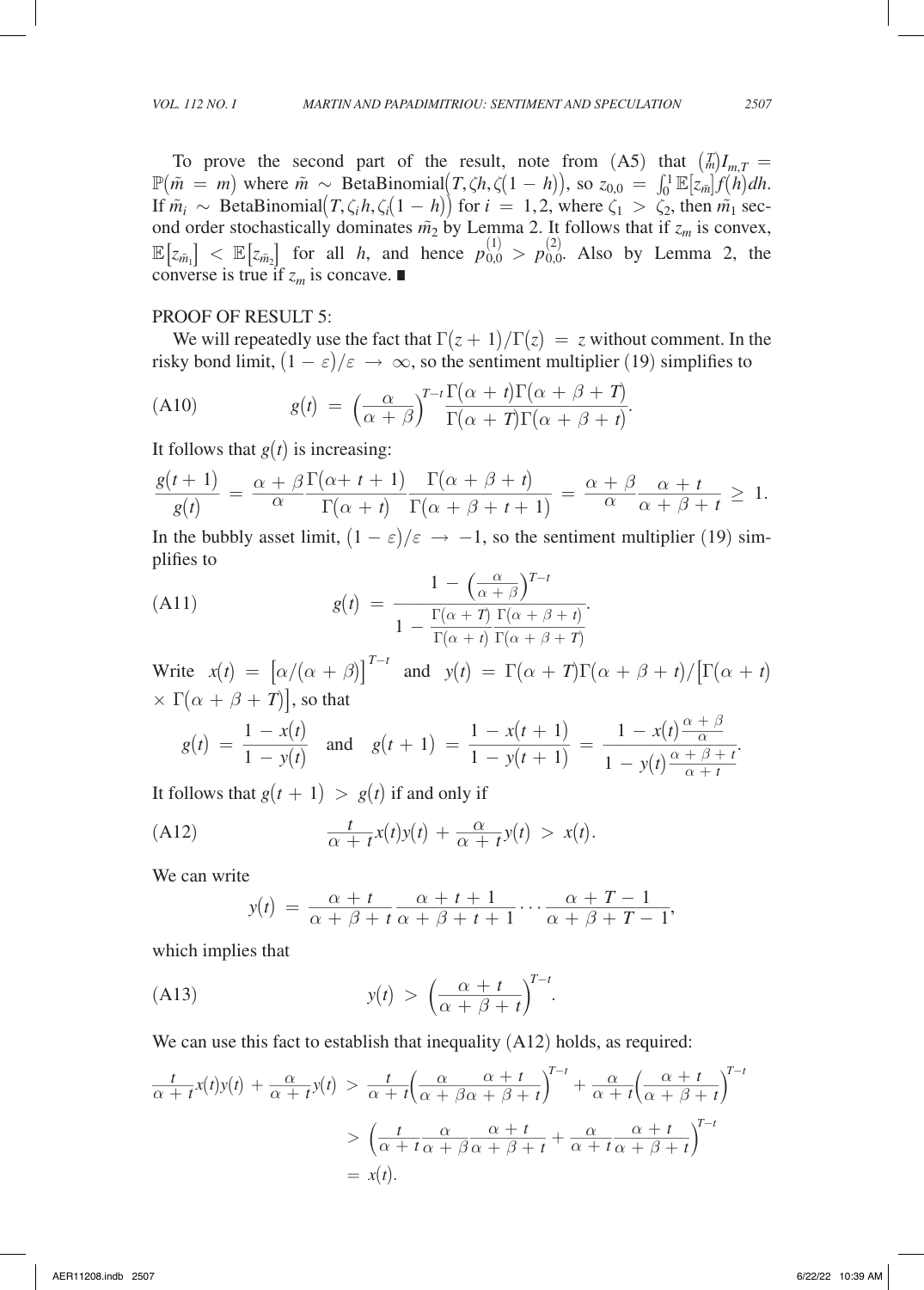To prove the second part of the result, note from (A5) that $\binom{T}{m} I_{m,T} = \mathbb{P}(\tilde{m} = m)$ where $\tilde{m} \sim \text{BetaBinomial}(T, \zeta h, \zeta(1-h))$, so $z_{0,0} = \int_0^1 \mathbb{E}[z_{\tilde{m}}] f(h) dh$. If $\tilde{m}_i \sim \text{BetaBinomial}(T, \zeta_i h, \zeta_i(1-h))$ for $i = 1, 2$, where $\zeta_1 > \zeta_2$, then $\tilde{m}_1$ second order stochastically dominates $\tilde{m}_2$ by Lemma 2. It follows that if $z_m$ is convex, $\mathbb{E}[z_{\tilde{m}_1}] < \mathbb{E}[z_{\tilde{m}_2}]$ for all $h$, and hence $p_{0,0}^{(1)} > p_{0,0}^{(2)}$. Also by Lemma 2, the converse is true if $z_m$ is concave. ∎

PROOF OF RESULT 5:

We will repeatedly use the fact that $\Gamma(z+1)/\Gamma(z) = z$ without comment. In the risky bond limit, $(1-\varepsilon)/\varepsilon \to \infty$, so the sentiment multiplier (19) simplifies to

$$g(t) = \left(\frac{\alpha}{\alpha+\beta}\right)^{T-t} \frac{\Gamma(\alpha+t)\Gamma(\alpha+\beta+T)}{\Gamma(\alpha+T)\Gamma(\alpha+\beta+t)}. \tag{A10}$$

It follows that $g(t)$ is increasing:

$$\frac{g(t+1)}{g(t)} = \frac{\alpha+\beta}{\alpha} \frac{\Gamma(\alpha+t+1)}{\Gamma(\alpha+t)} \frac{\Gamma(\alpha+\beta+t)}{\Gamma(\alpha+\beta+t+1)} = \frac{\alpha+\beta}{\alpha} \frac{\alpha+t}{\alpha+\beta+t} \geq 1.$$

In the bubbly asset limit, $(1-\varepsilon)/\varepsilon \to -1$, so the sentiment multiplier (19) simplifies to

$$g(t) = \frac{1 - \left(\frac{\alpha}{\alpha+\beta}\right)^{T-t}}{1 - \frac{\Gamma(\alpha+T)}{\Gamma(\alpha+t)} \frac{\Gamma(\alpha+\beta+t)}{\Gamma(\alpha+\beta+T)}}. \tag{A11}$$

Write $x(t) = [\alpha/(\alpha+\beta)]^{T-t}$ and $y(t) = \Gamma(\alpha+T)\Gamma(\alpha+\beta+t)/[\Gamma(\alpha+t) \times \Gamma(\alpha+\beta+T)]$, so that

$$g(t) = \frac{1-x(t)}{1-y(t)} \quad \text{and} \quad g(t+1) = \frac{1-x(t+1)}{1-y(t+1)} = \frac{1-x(t)\frac{\alpha+\beta}{\alpha}}{1-y(t)\frac{\alpha+\beta+t}{\alpha+t}}.$$

It follows that $g(t+1) > g(t)$ if and only if

$$\frac{t}{\alpha+t} x(t) y(t) + \frac{\alpha}{\alpha+t} y(t) > x(t). \tag{A12}$$

We can write

$$y(t) = \frac{\alpha+t}{\alpha+\beta+t} \frac{\alpha+t+1}{\alpha+\beta+t+1} \cdots \frac{\alpha+T-1}{\alpha+\beta+T-1},$$

which implies that

$$y(t) > \left(\frac{\alpha+t}{\alpha+\beta+t}\right)^{T-t}. \tag{A13}$$

We can use this fact to establish that inequality (A12) holds, as required:

$$\begin{aligned}
\frac{t}{\alpha+t} x(t) y(t) + \frac{\alpha}{\alpha+t} y(t) &> \frac{t}{\alpha+t}\left(\frac{\alpha}{\alpha+\beta} \frac{\alpha+t}{\alpha+\beta+t}\right)^{T-t} + \frac{\alpha}{\alpha+t}\left(\frac{\alpha+t}{\alpha+\beta+t}\right)^{T-t} \\
&> \left(\frac{t}{\alpha+t} \frac{\alpha}{\alpha+\beta} \frac{\alpha+t}{\alpha+\beta+t} + \frac{\alpha}{\alpha+t} \frac{\alpha+t}{\alpha+\beta+t}\right)^{T-t} \\
&= x(t).
\end{aligned}$$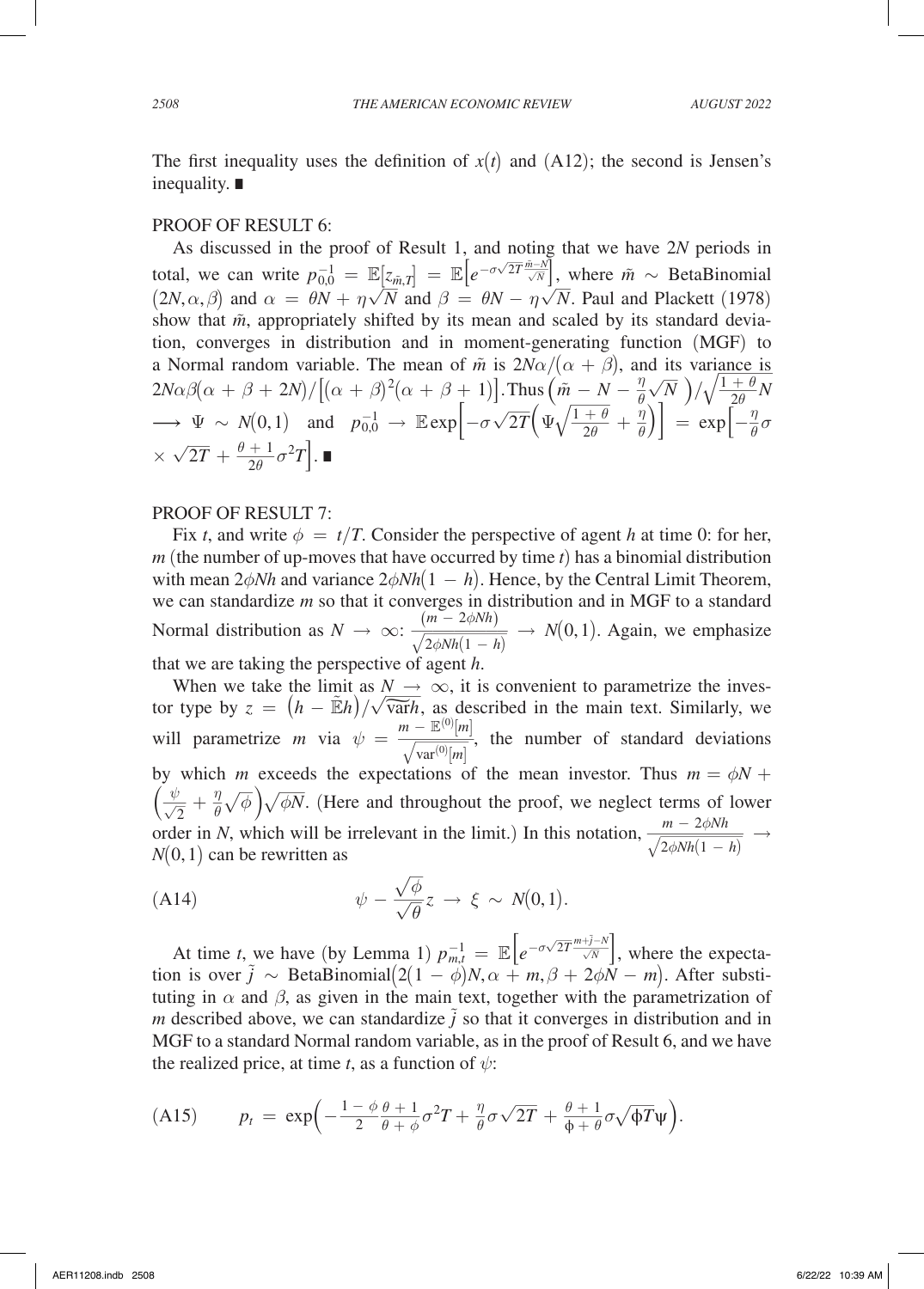The first inequality uses the definition of $x(t)$ and (A12); the second is Jensen's inequality. ∎

PROOF OF RESULT 6:

As discussed in the proof of Result 1, and noting that we have $2N$ periods in total, we can write $p_{0,0}^{-1} = \mathbb{E}[z_{\tilde{m},T}] = \mathbb{E}\left[e^{-\sigma\sqrt{2T}\frac{\tilde{m}-N}{\sqrt{N}}}\right]$, where $\tilde{m} \sim$ BetaBinomial $(2N, \alpha, \beta)$ and $\alpha = \theta N + \eta\sqrt{N}$ and $\beta = \theta N - \eta\sqrt{N}$. Paul and Plackett (1978) show that $\tilde{m}$, appropriately shifted by its mean and scaled by its standard deviation, converges in distribution and in moment-generating function (MGF) to a Normal random variable. The mean of $\tilde{m}$ is $2N\alpha/(\alpha+\beta)$, and its variance is $2N\alpha\beta(\alpha+\beta+2N)/\left[(\alpha+\beta)^2(\alpha+\beta+1)\right]$. Thus $\left(\tilde{m} - N - \frac{\eta}{\theta}\sqrt{N}\right)/\sqrt{\frac{1+\theta}{2\theta}N} \longrightarrow \Psi \sim N(0,1)$ and $p_{0,0}^{-1} \to \mathbb{E}\exp\left[-\sigma\sqrt{2T}\left(\Psi\sqrt{\frac{1+\theta}{2\theta}} + \frac{\eta}{\theta}\right)\right] = \exp\left[-\frac{\eta}{\theta}\sigma \times \sqrt{2T} + \frac{\theta+1}{2\theta}\sigma^2 T\right]$. ∎

PROOF OF RESULT 7:

Fix $t$, and write $\phi = t/T$. Consider the perspective of agent $h$ at time 0: for her, $m$ (the number of up-moves that have occurred by time $t$) has a binomial distribution with mean $2\phi Nh$ and variance $2\phi Nh(1-h)$. Hence, by the Central Limit Theorem, we can standardize $m$ so that it converges in distribution and in MGF to a standard Normal distribution as $N \to \infty$: $\frac{(m - 2\phi Nh)}{\sqrt{2\phi Nh(1-h)}} \to N(0,1)$. Again, we emphasize that we are taking the perspective of agent $h$.

When we take the limit as $N \to \infty$, it is convenient to parametrize the investor type by $z = \left(h - \tilde{\mathbb{E}}h\right)/\sqrt{\widetilde{\operatorname{var}}h}$, as described in the main text. Similarly, we will parametrize $m$ via $\psi = \frac{m - \mathbb{E}^{(0)}[m]}{\sqrt{\operatorname{var}^{(0)}[m]}}$, the number of standard deviations by which $m$ exceeds the expectations of the mean investor. Thus $m = \phi N + \left(\frac{\psi}{\sqrt{2}} + \frac{\eta}{\theta}\sqrt{\phi}\right)\sqrt{\phi N}$. (Here and throughout the proof, we neglect terms of lower order in $N$, which will be irrelevant in the limit.) In this notation, $\frac{m - 2\phi Nh}{\sqrt{2\phi Nh(1-h)}} \to N(0,1)$ can be rewritten as

$$\psi - \frac{\sqrt{\phi}}{\sqrt{\theta}}z \to \xi \sim N(0,1). \tag{A14}$$

At time $t$, we have (by Lemma 1) $p_{m,t}^{-1} = \mathbb{E}\left[e^{-\sigma\sqrt{2T}\frac{m+\tilde{j}-N}{\sqrt{N}}}\right]$, where the expectation is over $\tilde{j} \sim$ BetaBinomial$\left(2(1-\phi)N, \alpha + m, \beta + 2\phi N - m\right)$. After substituting in $\alpha$ and $\beta$, as given in the main text, together with the parametrization of $m$ described above, we can standardize $\tilde{j}$ so that it converges in distribution and in MGF to a standard Normal random variable, as in the proof of Result 6, and we have the realized price, at time $t$, as a function of $\psi$:

$$p_t = \exp\left(-\frac{1-\phi}{2}\frac{\theta+1}{\theta+\phi}\sigma^2 T + \frac{\eta}{\theta}\sigma\sqrt{2T} + \frac{\theta+1}{\phi+\theta}\sigma\sqrt{\phi T}\psi\right). \tag{A15}$$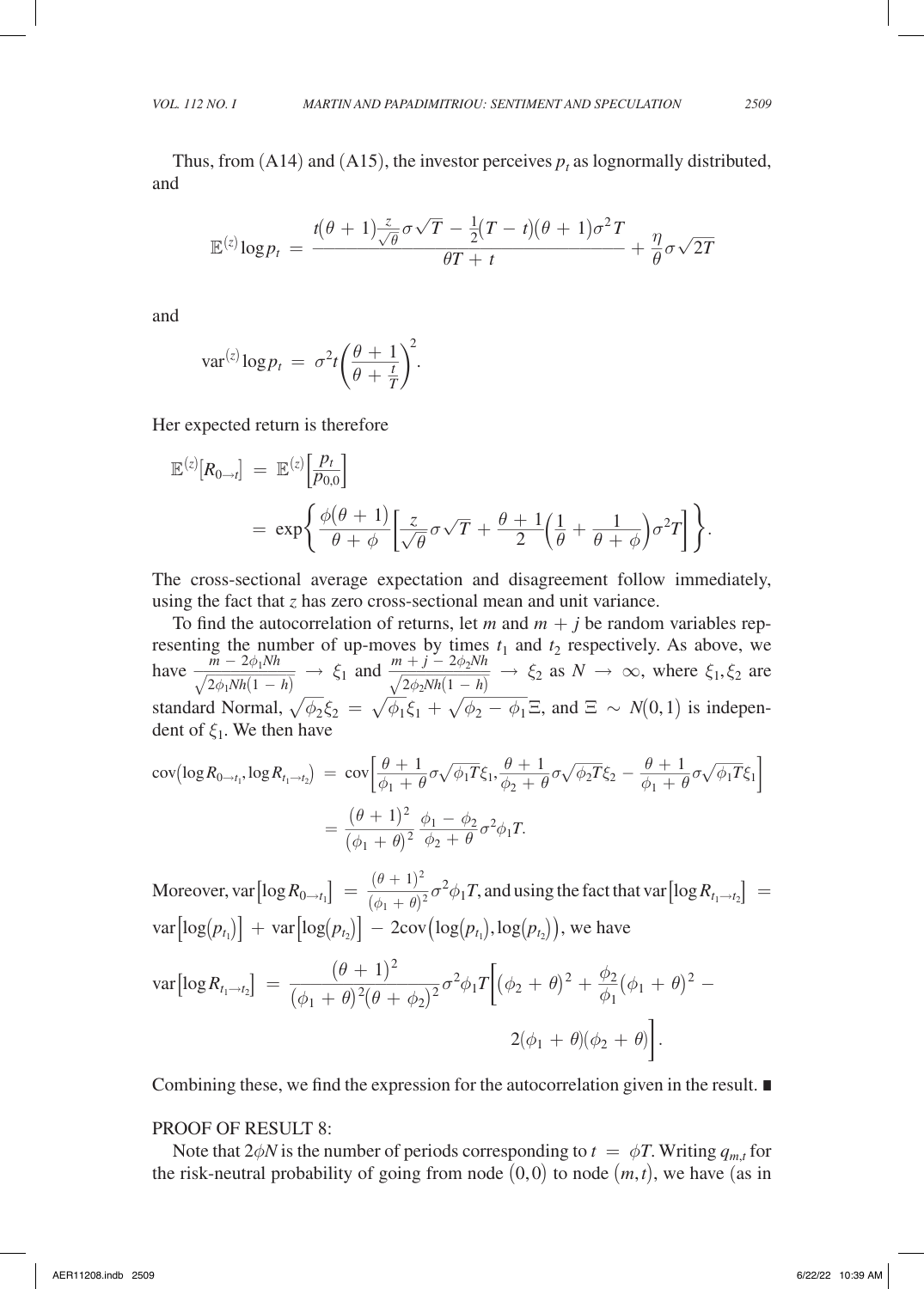Thus, from (A14) and (A15), the investor perceives $p_t$ as lognormally distributed, and

$$\mathbb{E}^{(z)} \log p_t = \frac{t(\theta+1)\frac{z}{\sqrt{\theta}}\sigma\sqrt{T} - \frac{1}{2}(T-t)(\theta+1)\sigma^2 T}{\theta T + t} + \frac{\eta}{\theta}\sigma\sqrt{2T}$$

and

$$\mathrm{var}^{(z)} \log p_t = \sigma^2 t \left(\frac{\theta+1}{\theta+\frac{t}{T}}\right)^2.$$

Her expected return is therefore

$$\begin{aligned}
\mathbb{E}^{(z)}[R_{0\to t}] &= \mathbb{E}^{(z)}\left[\frac{p_t}{p_{0,0}}\right] \\
&= \exp\left\{\frac{\phi(\theta+1)}{\theta+\phi}\left[\frac{z}{\sqrt{\theta}}\sigma\sqrt{T} + \frac{\theta+1}{2}\left(\frac{1}{\theta}+\frac{1}{\theta+\phi}\right)\sigma^2 T\right]\right\}.
\end{aligned}$$

The cross-sectional average expectation and disagreement follow immediately, using the fact that $z$ has zero cross-sectional mean and unit variance.

To find the autocorrelation of returns, let $m$ and $m+j$ be random variables representing the number of up-moves by times $t_1$ and $t_2$ respectively. As above, we have $\frac{m - 2\phi_1 Nh}{\sqrt{2\phi_1 Nh(1-h)}} \to \xi_1$ and $\frac{m+j-2\phi_2 Nh}{\sqrt{2\phi_2 Nh(1-h)}} \to \xi_2$ as $N \to \infty$, where $\xi_1, \xi_2$ are standard Normal, $\sqrt{\phi_2}\xi_2 = \sqrt{\phi_1}\xi_1 + \sqrt{\phi_2 - \phi_1}\Xi$, and $\Xi \sim N(0,1)$ is independent of $\xi_1$. We then have

$$\begin{aligned}
\mathrm{cov}(\log R_{0\to t_1}, \log R_{t_1 \to t_2}) &= \mathrm{cov}\left[\frac{\theta+1}{\phi_1+\theta}\sigma\sqrt{\phi_1 T}\xi_1, \frac{\theta+1}{\phi_2+\theta}\sigma\sqrt{\phi_2 T}\xi_2 - \frac{\theta+1}{\phi_1+\theta}\sigma\sqrt{\phi_1 T}\xi_1\right] \\
&= \frac{(\theta+1)^2}{(\phi_1+\theta)^2}\,\frac{\phi_1-\phi_2}{\phi_2+\theta}\sigma^2\phi_1 T.
\end{aligned}$$

Moreover, $\mathrm{var}[\log R_{0\to t_1}] = \frac{(\theta+1)^2}{(\phi_1+\theta)^2}\sigma^2\phi_1 T$, and using the fact that $\mathrm{var}[\log R_{t_1\to t_2}] = \mathrm{var}[\log(p_{t_1})] + \mathrm{var}[\log(p_{t_2})] - 2\mathrm{cov}(\log(p_{t_1}), \log(p_{t_2}))$, we have

$$\mathrm{var}[\log R_{t_1\to t_2}] = \frac{(\theta+1)^2}{(\phi_1+\theta)^2(\theta+\phi_2)^2}\sigma^2\phi_1 T\left[(\phi_2+\theta)^2 + \frac{\phi_2}{\phi_1}(\phi_1+\theta)^2 - 2(\phi_1+\theta)(\phi_2+\theta)\right].$$

Combining these, we find the expression for the autocorrelation given in the result. ∎

PROOF OF RESULT 8:

Note that $2\phi N$ is the number of periods corresponding to $t = \phi T$. Writing $q_{m,t}$ for the risk-neutral probability of going from node $(0,0)$ to node $(m,t)$, we have (as in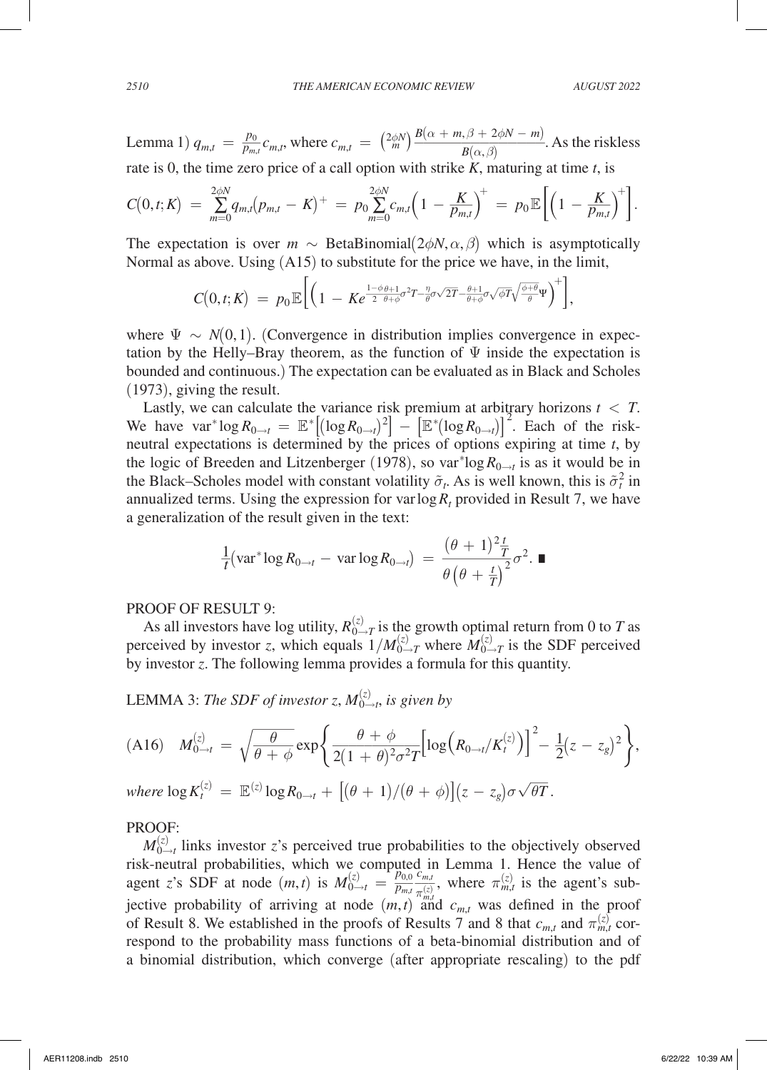Lemma 1) $q_{m,t} = \frac{p_0}{p_{m,t}} c_{m,t}$, where $c_{m,t} = \binom{2\phi N}{m} \frac{B(\alpha + m, \beta + 2\phi N - m)}{B(\alpha, \beta)}$. As the riskless rate is 0, the time zero price of a call option with strike $K$, maturing at time $t$, is

$$C(0,t;K) = \sum_{m=0}^{2\phi N} q_{m,t}(p_{m,t} - K)^+ = p_0 \sum_{m=0}^{2\phi N} c_{m,t}\left(1 - \frac{K}{p_{m,t}}\right)^+ = p_0 \mathbb{E}\left[\left(1 - \frac{K}{p_{m,t}}\right)^+\right].$$

The expectation is over $m \sim \text{BetaBinomial}(2\phi N, \alpha, \beta)$ which is asymptotically Normal as above. Using (A15) to substitute for the price we have, in the limit,

$$C(0,t;K) = p_0 \mathbb{E}\left[\left(1 - Ke^{\frac{1-\phi}{2}\frac{\theta+1}{\theta+\phi}\sigma^2 T - \frac{\eta}{\theta}\sigma\sqrt{2T} - \frac{\theta+1}{\theta+\phi}\sigma\sqrt{\phi T}\sqrt{\frac{\phi+\theta}{\theta}}\Psi}\right)^+\right],$$

where $\Psi \sim N(0,1)$. (Convergence in distribution implies convergence in expectation by the Helly–Bray theorem, as the function of $\Psi$ inside the expectation is bounded and continuous.) The expectation can be evaluated as in Black and Scholes (1973), giving the result.

Lastly, we can calculate the variance risk premium at arbitrary horizons $t < T$. We have $\text{var}^* \log R_{0\to t} = \mathbb{E}^*\left[(\log R_{0\to t})^2\right] - \left[\mathbb{E}^*(\log R_{0\to t})\right]^2$. Each of the risk-neutral expectations is determined by the prices of options expiring at time $t$, by the logic of Breeden and Litzenberger (1978), so $\text{var}^* \log R_{0\to t}$ is as it would be in the Black–Scholes model with constant volatility $\tilde{\sigma}_t$. As is well known, this is $\tilde{\sigma}_t^2$ in annualized terms. Using the expression for $\text{var} \log R_t$ provided in Result 7, we have a generalization of the result given in the text:

$$\frac{1}{t}\left(\text{var}^* \log R_{0\to t} - \text{var} \log R_{0\to t}\right) = \frac{(\theta+1)^2 \frac{t}{T}}{\theta\left(\theta + \frac{t}{T}\right)^2}\sigma^2. \blacksquare$$

PROOF OF RESULT 9:

As all investors have log utility, $R_{0\to T}^{(z)}$ is the growth optimal return from 0 to $T$ as perceived by investor $z$, which equals $1/M_{0\to T}^{(z)}$ where $M_{0\to T}^{(z)}$ is the SDF perceived by investor $z$. The following lemma provides a formula for this quantity.

LEMMA 3: *The SDF of investor $z$, $M_{0\to t}^{(z)}$, is given by*

$$\text{(A16)} \quad M_{0\to t}^{(z)} = \sqrt{\frac{\theta}{\theta+\phi}} \exp\left\{\frac{\theta+\phi}{2(1+\theta)^2\sigma^2 T}\left[\log\left(R_{0\to t}/K_t^{(z)}\right)\right]^2 - \frac{1}{2}(z - z_g)^2\right\},$$

*where* $\log K_t^{(z)} = \mathbb{E}^{(z)} \log R_{0\to t} + \left[(\theta+1)/(\theta+\phi)\right](z - z_g)\sigma\sqrt{\theta T}$.

PROOF:

$M_{0\to t}^{(z)}$ links investor $z$'s perceived true probabilities to the objectively observed risk-neutral probabilities, which we computed in Lemma 1. Hence the value of agent $z$'s SDF at node $(m,t)$ is $M_{0\to t}^{(z)} = \frac{p_{0,0}}{p_{m,t}} \frac{c_{m,t}}{\pi_{m,t}^{(z)}}$, where $\pi_{m,t}^{(z)}$ is the agent's subjective probability of arriving at node $(m,t)$ and $c_{m,t}$ was defined in the proof of Result 8. We established in the proofs of Results 7 and 8 that $c_{m,t}$ and $\pi_{m,t}^{(z)}$ correspond to the probability mass functions of a beta-binomial distribution and of a binomial distribution, which converge (after appropriate rescaling) to the pdf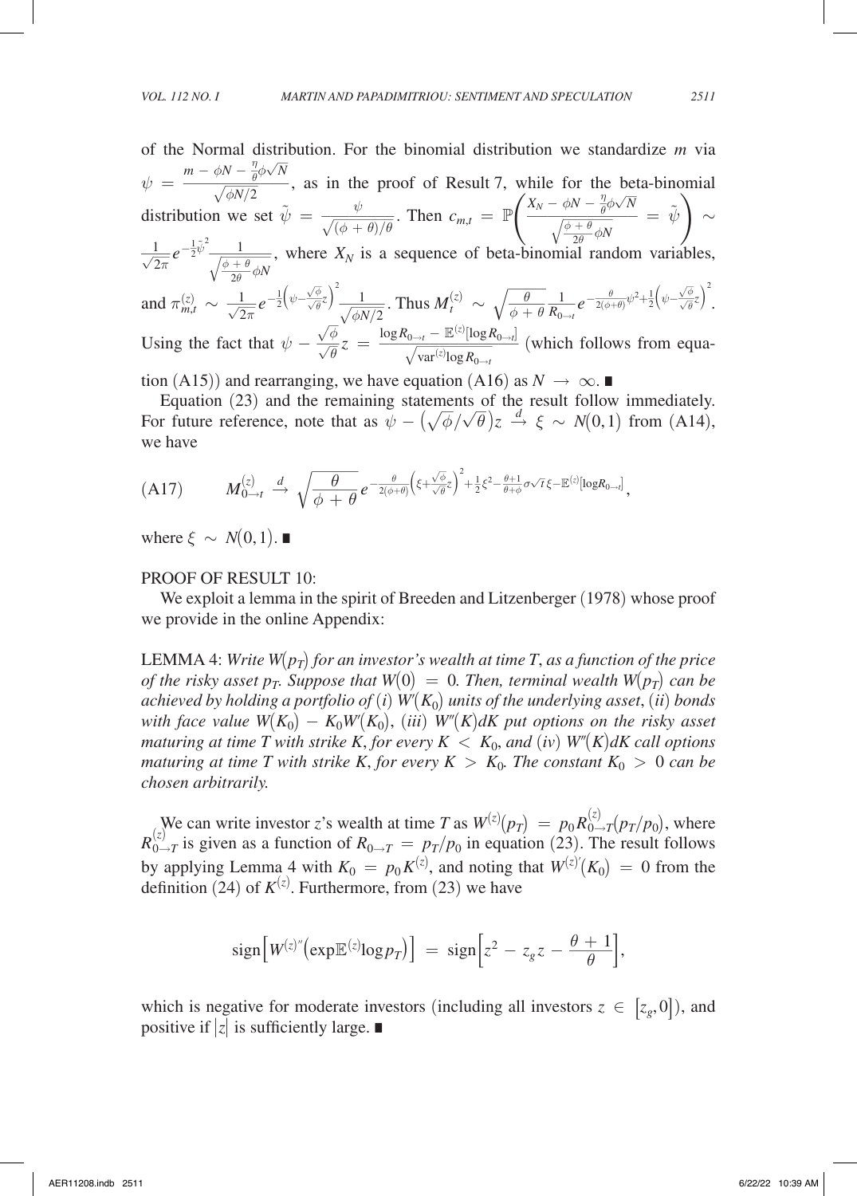of the Normal distribution. For the binomial distribution we standardize $m$ via $\psi = \frac{m - \phi N - \frac{\eta}{\theta}\phi\sqrt{N}}{\sqrt{\phi N/2}}$, as in the proof of Result 7, while for the beta-binomial distribution we set $\tilde{\psi} = \frac{\psi}{\sqrt{(\phi+\theta)/\theta}}$. Then $c_{m,t} = \mathbb{P}\left(\frac{X_N - \phi N - \frac{\eta}{\theta}\phi\sqrt{N}}{\sqrt{\frac{\phi+\theta}{2\theta}\phi N}} = \tilde{\psi}\right) \sim \frac{1}{\sqrt{2\pi}} e^{-\frac{1}{2}\tilde{\psi}^2} \frac{1}{\sqrt{\frac{\phi+\theta}{2\theta}\phi N}}$, where $X_N$ is a sequence of beta-binomial random variables, and $\pi_{m,t}^{(z)} \sim \frac{1}{\sqrt{2\pi}} e^{-\frac{1}{2}\left(\psi - \frac{\sqrt{\phi}}{\sqrt{\theta}}z\right)^2} \frac{1}{\sqrt{\phi N/2}}$. Thus $M_t^{(z)} \sim \sqrt{\frac{\theta}{\phi+\theta}} \frac{1}{R_{0\to t}} e^{-\frac{\theta}{2(\phi+\theta)}\psi^2 + \frac{1}{2}\left(\psi - \frac{\sqrt{\phi}}{\sqrt{\theta}}z\right)^2}$. Using the fact that $\psi - \frac{\sqrt{\phi}}{\sqrt{\theta}}z = \frac{\log R_{0\to t} - \mathbb{E}^{(z)}[\log R_{0\to t}]}{\sqrt{\mathrm{var}^{(z)} \log R_{0\to t}}}$ (which follows from equation (A15)) and rearranging, we have equation (A16) as $N \to \infty$. ∎

Equation (23) and the remaining statements of the result follow immediately. For future reference, note that as $\psi - \left(\sqrt{\phi}/\sqrt{\theta}\right)z \xrightarrow{d} \xi \sim N(0,1)$ from (A14), we have

$$
\text{(A17)} \qquad M_{0\to t}^{(z)} \xrightarrow{d} \sqrt{\frac{\theta}{\phi+\theta}} e^{-\frac{\theta}{2(\phi+\theta)}\left(\xi + \frac{\sqrt{\phi}}{\sqrt{\theta}}z\right)^2 + \frac{1}{2}\xi^2 - \frac{\theta+1}{\theta+\phi}\sigma\sqrt{t}\,\xi - \mathbb{E}^{(z)}[\log R_{0\to t}]},
$$

where $\xi \sim N(0,1)$. ∎

PROOF OF RESULT 10:

We exploit a lemma in the spirit of Breeden and Litzenberger (1978) whose proof we provide in the online Appendix:

LEMMA 4: *Write $W(p_T)$ for an investor's wealth at time $T$, as a function of the price of the risky asset $p_T$. Suppose that $W(0) = 0$. Then, terminal wealth $W(p_T)$ can be achieved by holding a portfolio of (i) $W'(K_0)$ units of the underlying asset, (ii) bonds with face value $W(K_0) - K_0 W'(K_0)$, (iii) $W''(K)dK$ put options on the risky asset maturing at time $T$ with strike $K$, for every $K < K_0$, and (iv) $W''(K)dK$ call options maturing at time $T$ with strike $K$, for every $K > K_0$. The constant $K_0 > 0$ can be chosen arbitrarily.*

We can write investor $z$'s wealth at time $T$ as $W^{(z)}(p_T) = p_0 R_{0\to T}^{(z)}(p_T/p_0)$, where $R_{0\to T}^{(z)}$ is given as a function of $R_{0\to T} = p_T/p_0$ in equation (23). The result follows by applying Lemma 4 with $K_0 = p_0 K^{(z)}$, and noting that $W^{(z)'}(K_0) = 0$ from the definition (24) of $K^{(z)}$. Furthermore, from (23) we have

$$
\mathrm{sign}\left[W^{(z)''}\left(\exp \mathbb{E}^{(z)} \log p_T\right)\right] = \mathrm{sign}\left[z^2 - z_g z - \frac{\theta+1}{\theta}\right],
$$

which is negative for moderate investors (including all investors $z \in [z_g, 0]$), and positive if $|z|$ is sufficiently large. ∎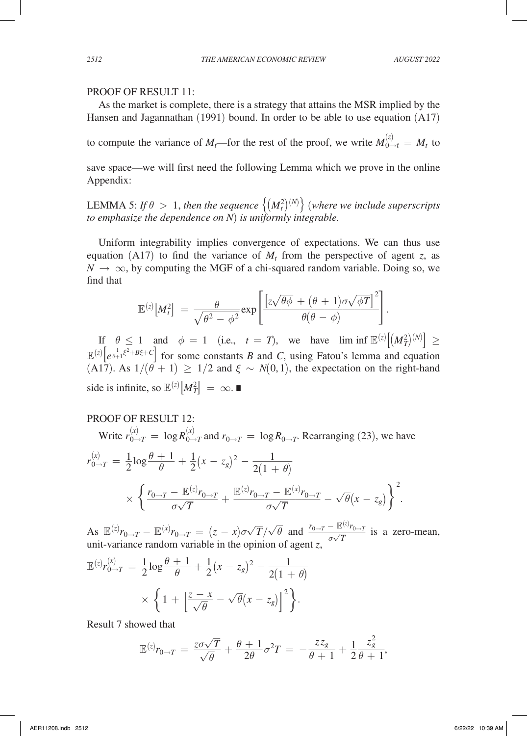PROOF OF RESULT 11:

As the market is complete, there is a strategy that attains the MSR implied by the Hansen and Jagannathan (1991) bound. In order to be able to use equation (A17) to compute the variance of $M_t$—for the rest of the proof, we write $M_{0\to t}^{(z)} = M_t$ to save space—we will first need the following Lemma which we prove in the online Appendix:

LEMMA 5: *If $\theta > 1$, then the sequence $\{(M_t^2)^{(N)}\}$ (where we include superscripts to emphasize the dependence on N) is uniformly integrable.*

Uniform integrability implies convergence of expectations. We can thus use equation (A17) to find the variance of $M_t$ from the perspective of agent $z$, as $N \to \infty$, by computing the MGF of a chi-squared random variable. Doing so, we find that

$$\mathbb{E}^{(z)}\left[M_t^2\right] = \frac{\theta}{\sqrt{\theta^2 - \phi^2}} \exp\left[\frac{\left[z\sqrt{\theta\phi} + (\theta+1)\sigma\sqrt{\phi T}\right]^2}{\theta(\theta-\phi)}\right].$$

If $\theta \leq 1$ and $\phi = 1$ (i.e., $t = T$), we have $\liminf \mathbb{E}^{(z)}\left[(M_T^2)^{(N)}\right] \geq \mathbb{E}^{(z)}\left[e^{\frac{1}{\theta+1}\xi^2 + B\xi + C}\right]$ for some constants $B$ and $C$, using Fatou's lemma and equation (A17). As $1/(\theta+1) \geq 1/2$ and $\xi \sim N(0,1)$, the expectation on the right-hand side is infinite, so $\mathbb{E}^{(z)}\left[M_T^2\right] = \infty$. ∎

PROOF OF RESULT 12:

Write $r_{0\to T}^{(x)} = \log R_{0\to T}^{(x)}$ and $r_{0\to T} = \log R_{0\to T}$. Rearranging (23), we have

$$r_{0\to T}^{(x)} = \frac{1}{2}\log\frac{\theta+1}{\theta} + \frac{1}{2}(x - z_g)^2 - \frac{1}{2(1+\theta)} \times \left\{\frac{r_{0\to T} - \mathbb{E}^{(z)} r_{0\to T}}{\sigma\sqrt{T}} + \frac{\mathbb{E}^{(z)} r_{0\to T} - \mathbb{E}^{(x)} r_{0\to T}}{\sigma\sqrt{T}} - \sqrt{\theta}(x - z_g)\right\}^2.$$

As $\mathbb{E}^{(z)} r_{0\to T} - \mathbb{E}^{(x)} r_{0\to T} = (z - x)\sigma\sqrt{T}/\sqrt{\theta}$ and $\frac{r_{0\to T} - \mathbb{E}^{(z)} r_{0\to T}}{\sigma\sqrt{T}}$ is a zero-mean, unit-variance random variable in the opinion of agent $z$,

$$\mathbb{E}^{(z)} r_{0\to T}^{(x)} = \frac{1}{2}\log\frac{\theta+1}{\theta} + \frac{1}{2}(x - z_g)^2 - \frac{1}{2(1+\theta)} \times \left\{1 + \left[\frac{z-x}{\sqrt{\theta}} - \sqrt{\theta}(x - z_g)\right]^2\right\}.$$

Result 7 showed that

$$\mathbb{E}^{(z)} r_{0\to T} = \frac{z\sigma\sqrt{T}}{\sqrt{\theta}} + \frac{\theta+1}{2\theta}\sigma^2 T = -\frac{z z_g}{\theta+1} + \frac{1}{2}\frac{z_g^2}{\theta+1},$$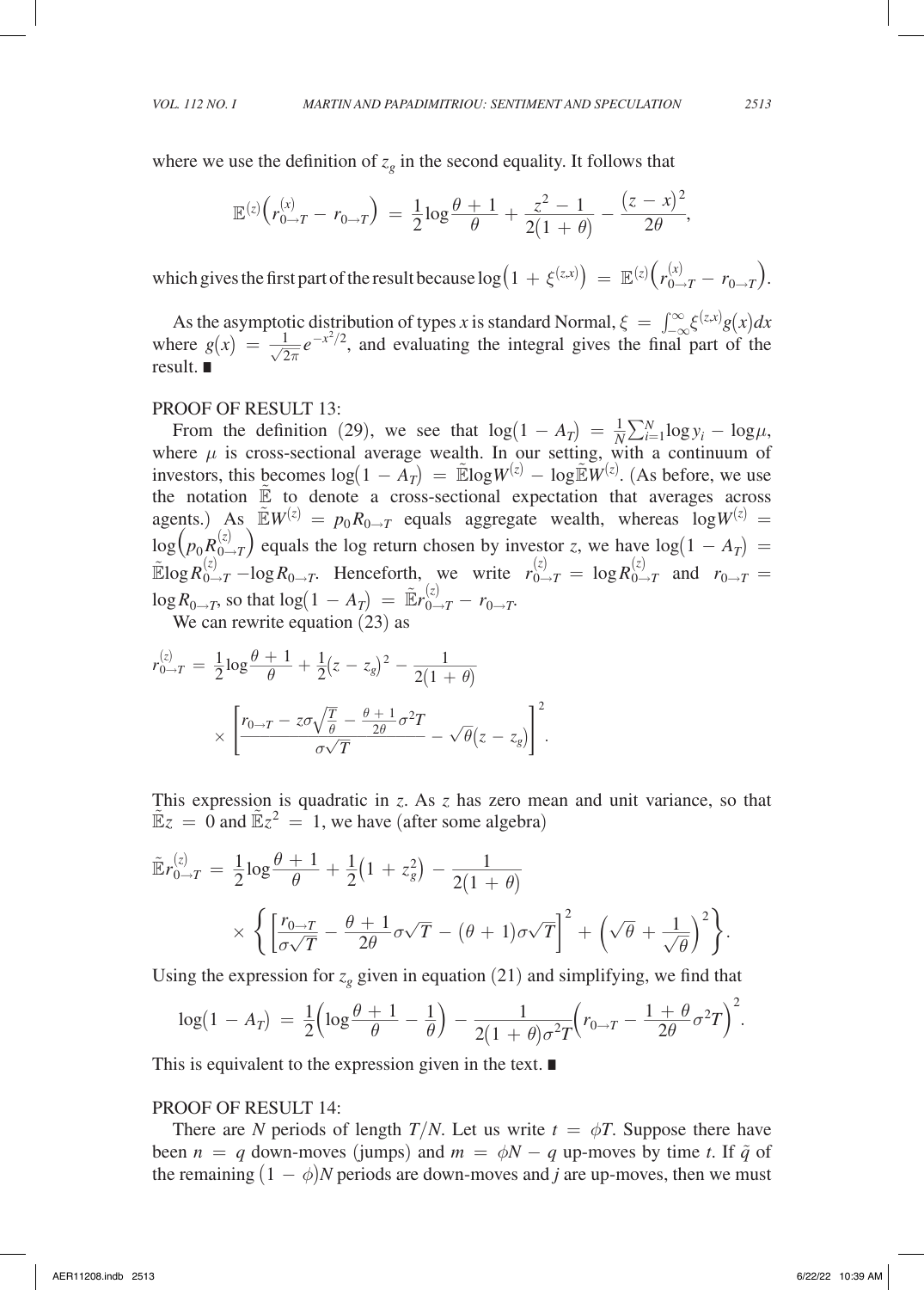where we use the definition of $z_g$ in the second equality. It follows that

$$\mathbb{E}^{(z)}\left(r_{0\to T}^{(x)} - r_{0\to T}\right) = \frac{1}{2}\log\frac{\theta+1}{\theta} + \frac{z^2-1}{2(1+\theta)} - \frac{(z-x)^2}{2\theta},$$

which gives the first part of the result because $\log\left(1+\xi^{(z,x)}\right) = \mathbb{E}^{(z)}\left(r_{0\to T}^{(x)} - r_{0\to T}\right)$.

As the asymptotic distribution of types $x$ is standard Normal, $\xi = \int_{-\infty}^{\infty}\xi^{(z,x)}g(x)dx$ where $g(x) = \frac{1}{\sqrt{2\pi}}e^{-x^2/2}$, and evaluating the integral gives the final part of the result. ■

PROOF OF RESULT 13:

From the definition (29), we see that $\log(1-A_T) = \frac{1}{N}\sum_{i=1}^{N}\log y_i - \log\mu$, where $\mu$ is cross-sectional average wealth. In our setting, with a continuum of investors, this becomes $\log(1-A_T) = \tilde{\mathbb{E}}\log W^{(z)} - \log\tilde{\mathbb{E}}W^{(z)}$. (As before, we use the notation $\tilde{\mathbb{E}}$ to denote a cross-sectional expectation that averages across agents.) As $\tilde{\mathbb{E}}W^{(z)} = p_0 R_{0\to T}$ equals aggregate wealth, whereas $\log W^{(z)} = \log\left(p_0 R_{0\to T}^{(z)}\right)$ equals the log return chosen by investor $z$, we have $\log(1-A_T) = \tilde{\mathbb{E}}\log R_{0\to T}^{(z)} - \log R_{0\to T}$. Henceforth, we write $r_{0\to T}^{(z)} = \log R_{0\to T}^{(z)}$ and $r_{0\to T} = \log R_{0\to T}$, so that $\log(1-A_T) = \tilde{\mathbb{E}}r_{0\to T}^{(z)} - r_{0\to T}$.

We can rewrite equation (23) as

$$r_{0\to T}^{(z)} = \frac{1}{2}\log\frac{\theta+1}{\theta} + \frac{1}{2}(z-z_g)^2 - \frac{1}{2(1+\theta)} \times \left[\frac{r_{0\to T} - z\sigma\sqrt{\frac{T}{\theta}} - \frac{\theta+1}{2\theta}\sigma^2 T}{\sigma\sqrt{T}} - \sqrt{\theta}(z-z_g)\right]^2.$$

This expression is quadratic in $z$. As $z$ has zero mean and unit variance, so that $\tilde{\mathbb{E}}z = 0$ and $\tilde{\mathbb{E}}z^2 = 1$, we have (after some algebra)

$$\tilde{\mathbb{E}}r_{0\to T}^{(z)} = \frac{1}{2}\log\frac{\theta+1}{\theta} + \frac{1}{2}\left(1+z_g^2\right) - \frac{1}{2(1+\theta)} \times \left\{\left[\frac{r_{0\to T}}{\sigma\sqrt{T}} - \frac{\theta+1}{2\theta}\sigma\sqrt{T} - (\theta+1)\sigma\sqrt{T}\right]^2 + \left(\sqrt{\theta}+\frac{1}{\sqrt{\theta}}\right)^2\right\}.$$

Using the expression for $z_g$ given in equation (21) and simplifying, we find that

$$\log(1-A_T) = \frac{1}{2}\left(\log\frac{\theta+1}{\theta} - \frac{1}{\theta}\right) - \frac{1}{2(1+\theta)\sigma^2 T}\left(r_{0\to T} - \frac{1+\theta}{2\theta}\sigma^2 T\right)^2.$$

This is equivalent to the expression given in the text. ■

PROOF OF RESULT 14:

There are $N$ periods of length $T/N$. Let us write $t = \phi T$. Suppose there have been $n = q$ down-moves (jumps) and $m = \phi N - q$ up-moves by time $t$. If $\tilde{q}$ of the remaining $(1-\phi)N$ periods are down-moves and $j$ are up-moves, then we must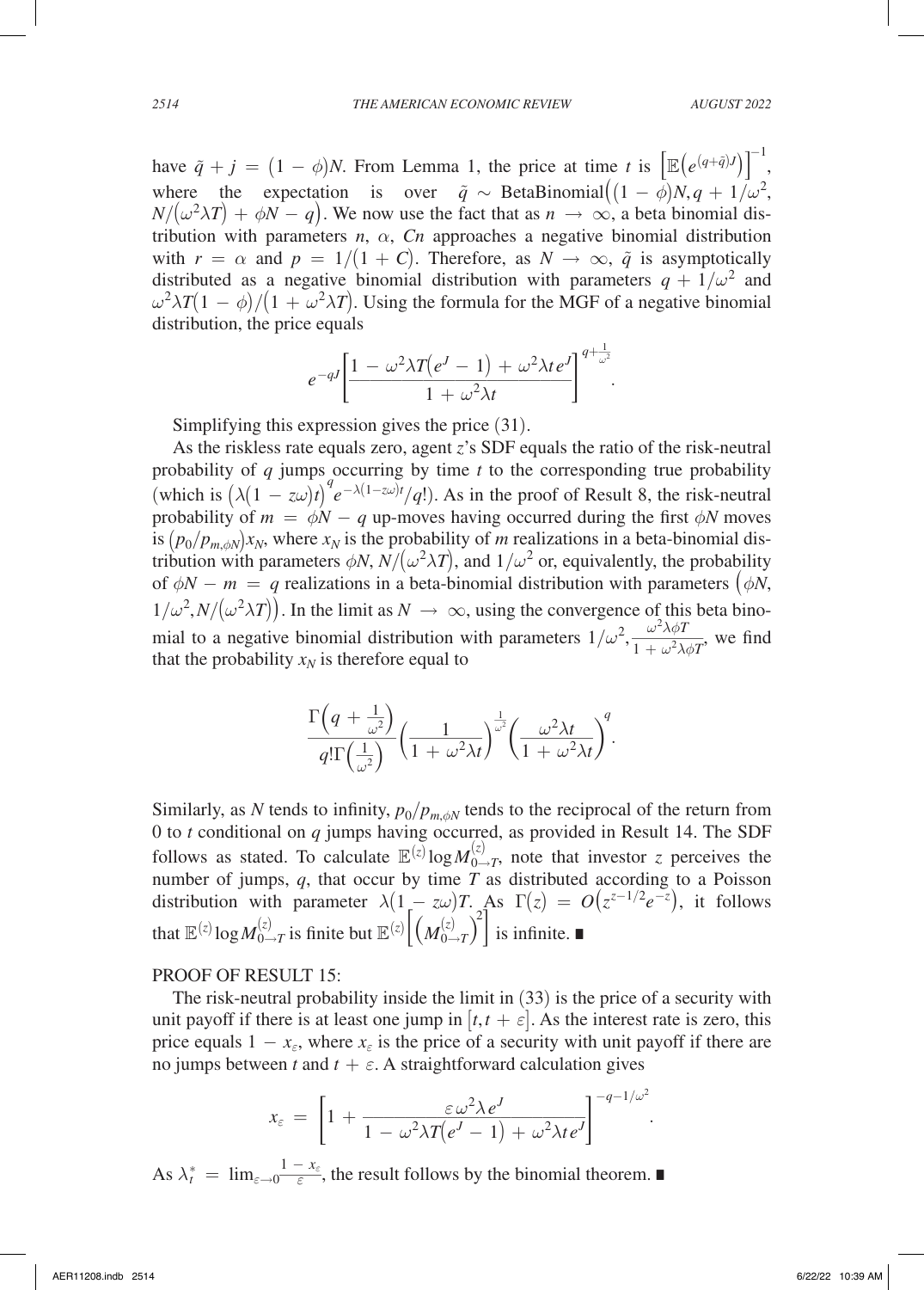have $\tilde{q} + j = (1-\phi)N$. From Lemma 1, the price at time $t$ is $\left[\mathbb{E}\left(e^{(q+\tilde{q})J}\right)\right]^{-1}$, where the expectation is over $\tilde{q} \sim \text{BetaBinomial}\left((1-\phi)N, q + 1/\omega^2, N/(\omega^2\lambda T) + \phi N - q\right)$. We now use the fact that as $n \to \infty$, a beta binomial distribution with parameters $n$, $\alpha$, $Cn$ approaches a negative binomial distribution with $r = \alpha$ and $p = 1/(1+C)$. Therefore, as $N \to \infty$, $\tilde{q}$ is asymptotically distributed as a negative binomial distribution with parameters $q + 1/\omega^2$ and $\omega^2\lambda T(1-\phi)/(1+\omega^2\lambda T)$. Using the formula for the MGF of a negative binomial distribution, the price equals

$$e^{-qJ}\left[\frac{1 - \omega^2\lambda T(e^J - 1) + \omega^2\lambda t e^J}{1 + \omega^2\lambda t}\right]^{q+\frac{1}{\omega^2}}.$$

Simplifying this expression gives the price (31).

As the riskless rate equals zero, agent $z$'s SDF equals the ratio of the risk-neutral probability of $q$ jumps occurring by time $t$ to the corresponding true probability (which is $\left(\lambda(1-z\omega)t\right)^q e^{-\lambda(1-z\omega)t}/q!$). As in the proof of Result 8, the risk-neutral probability of $m = \phi N - q$ up-moves having occurred during the first $\phi N$ moves is $(p_0/p_{m,\phi N})x_N$, where $x_N$ is the probability of $m$ realizations in a beta-binomial distribution with parameters $\phi N$, $N/(\omega^2\lambda T)$, and $1/\omega^2$ or, equivalently, the probability of $\phi N - m = q$ realizations in a beta-binomial distribution with parameters $(\phi N, 1/\omega^2, N/(\omega^2\lambda T))$. In the limit as $N \to \infty$, using the convergence of this beta binomial to a negative binomial distribution with parameters $1/\omega^2, \frac{\omega^2\lambda\phi T}{1+\omega^2\lambda\phi T}$, we find that the probability $x_N$ is therefore equal to

$$\frac{\Gamma\left(q + \frac{1}{\omega^2}\right)}{q!\,\Gamma\left(\frac{1}{\omega^2}\right)}\left(\frac{1}{1+\omega^2\lambda t}\right)^{\frac{1}{\omega^2}}\left(\frac{\omega^2\lambda t}{1+\omega^2\lambda t}\right)^q.$$

Similarly, as $N$ tends to infinity, $p_0/p_{m,\phi N}$ tends to the reciprocal of the return from 0 to $t$ conditional on $q$ jumps having occurred, as provided in Result 14. The SDF follows as stated. To calculate $\mathbb{E}^{(z)}\log M^{(z)}_{0\to T}$, note that investor $z$ perceives the number of jumps, $q$, that occur by time $T$ as distributed according to a Poisson distribution with parameter $\lambda(1-z\omega)T$. As $\Gamma(z) = O\left(z^{z-1/2}e^{-z}\right)$, it follows that $\mathbb{E}^{(z)}\log M^{(z)}_{0\to T}$ is finite but $\mathbb{E}^{(z)}\left[\left(M^{(z)}_{0\to T}\right)^2\right]$ is infinite. ■

PROOF OF RESULT 15:

The risk-neutral probability inside the limit in (33) is the price of a security with unit payoff if there is at least one jump in $[t, t+\varepsilon]$. As the interest rate is zero, this price equals $1 - x_\varepsilon$, where $x_\varepsilon$ is the price of a security with unit payoff if there are no jumps between $t$ and $t + \varepsilon$. A straightforward calculation gives

$$x_\varepsilon = \left[1 + \frac{\varepsilon\omega^2\lambda e^J}{1 - \omega^2\lambda T(e^J - 1) + \omega^2\lambda t e^J}\right]^{-q-1/\omega^2}.$$

As $\lambda_t^* = \lim_{\varepsilon\to 0}\frac{1-x_\varepsilon}{\varepsilon}$, the result follows by the binomial theorem. ■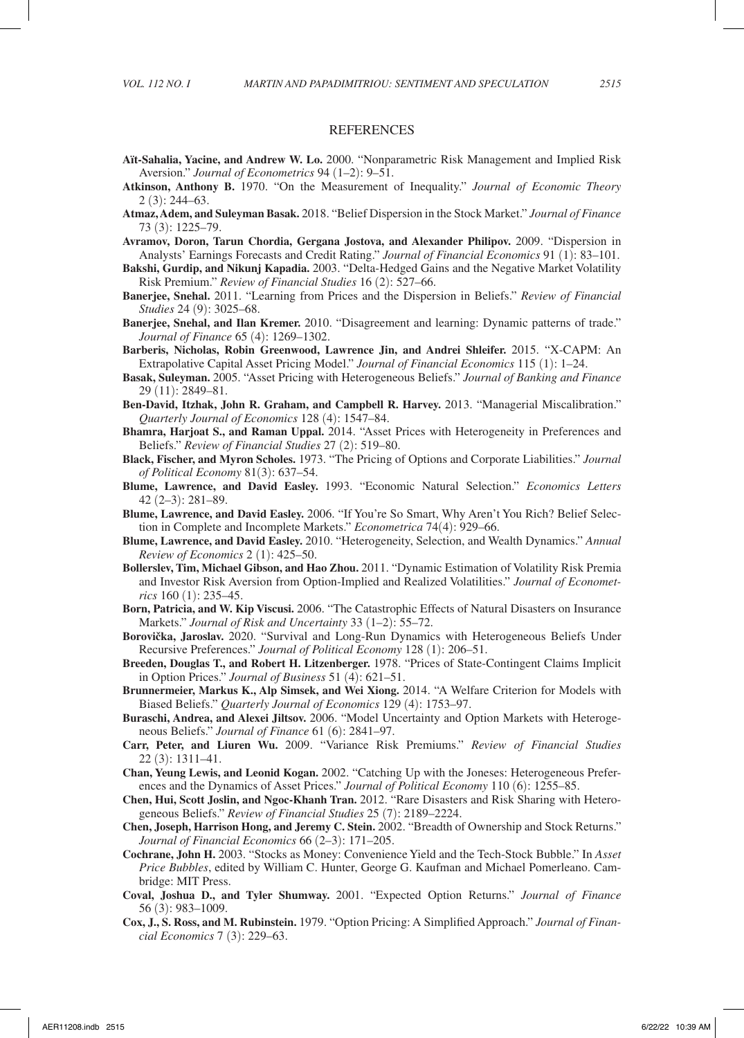## REFERENCES

**Aït-Sahalia, Yacine, and Andrew W. Lo.** 2000. "Nonparametric Risk Management and Implied Risk Aversion." *Journal of Econometrics* 94 (1–2): 9–51.

**Atkinson, Anthony B.** 1970. "On the Measurement of Inequality." *Journal of Economic Theory* 2 (3): 244–63.

**Atmaz, Adem, and Suleyman Basak.** 2018. "Belief Dispersion in the Stock Market." *Journal of Finance* 73 (3): 1225–79.

**Avramov, Doron, Tarun Chordia, Gergana Jostova, and Alexander Philipov.** 2009. "Dispersion in Analysts' Earnings Forecasts and Credit Rating." *Journal of Financial Economics* 91 (1): 83–101.

**Bakshi, Gurdip, and Nikunj Kapadia.** 2003. "Delta-Hedged Gains and the Negative Market Volatility Risk Premium." *Review of Financial Studies* 16 (2): 527–66.

**Banerjee, Snehal.** 2011. "Learning from Prices and the Dispersion in Beliefs." *Review of Financial Studies* 24 (9): 3025–68.

**Banerjee, Snehal, and Ilan Kremer.** 2010. "Disagreement and learning: Dynamic patterns of trade." *Journal of Finance* 65 (4): 1269–1302.

**Barberis, Nicholas, Robin Greenwood, Lawrence Jin, and Andrei Shleifer.** 2015. "X-CAPM: An Extrapolative Capital Asset Pricing Model." *Journal of Financial Economics* 115 (1): 1–24.

**Basak, Suleyman.** 2005. "Asset Pricing with Heterogeneous Beliefs." *Journal of Banking and Finance* 29 (11): 2849–81.

**Ben-David, Itzhak, John R. Graham, and Campbell R. Harvey.** 2013. "Managerial Miscalibration." *Quarterly Journal of Economics* 128 (4): 1547–84.

**Bhamra, Harjoat S., and Raman Uppal.** 2014. "Asset Prices with Heterogeneity in Preferences and Beliefs." *Review of Financial Studies* 27 (2): 519–80.

**Black, Fischer, and Myron Scholes.** 1973. "The Pricing of Options and Corporate Liabilities." *Journal of Political Economy* 81(3): 637–54.

**Blume, Lawrence, and David Easley.** 1993. "Economic Natural Selection." *Economics Letters* 42 (2–3): 281–89.

**Blume, Lawrence, and David Easley.** 2006. "If You're So Smart, Why Aren't You Rich? Belief Selection in Complete and Incomplete Markets." *Econometrica* 74(4): 929–66.

**Blume, Lawrence, and David Easley.** 2010. "Heterogeneity, Selection, and Wealth Dynamics." *Annual Review of Economics* 2 (1): 425–50.

**Bollerslev, Tim, Michael Gibson, and Hao Zhou.** 2011. "Dynamic Estimation of Volatility Risk Premia and Investor Risk Aversion from Option-Implied and Realized Volatilities." *Journal of Econometrics* 160 (1): 235–45.

**Born, Patricia, and W. Kip Viscusi.** 2006. "The Catastrophic Effects of Natural Disasters on Insurance Markets." *Journal of Risk and Uncertainty* 33 (1–2): 55–72.

**Borovička, Jaroslav.** 2020. "Survival and Long-Run Dynamics with Heterogeneous Beliefs Under Recursive Preferences." *Journal of Political Economy* 128 (1): 206–51.

**Breeden, Douglas T., and Robert H. Litzenberger.** 1978. "Prices of State-Contingent Claims Implicit in Option Prices." *Journal of Business* 51 (4): 621–51.

**Brunnermeier, Markus K., Alp Simsek, and Wei Xiong.** 2014. "A Welfare Criterion for Models with Biased Beliefs." *Quarterly Journal of Economics* 129 (4): 1753–97.

**Buraschi, Andrea, and Alexei Jiltsov.** 2006. "Model Uncertainty and Option Markets with Heterogeneous Beliefs." *Journal of Finance* 61 (6): 2841–97.

**Carr, Peter, and Liuren Wu.** 2009. "Variance Risk Premiums." *Review of Financial Studies* 22 (3): 1311–41.

**Chan, Yeung Lewis, and Leonid Kogan.** 2002. "Catching Up with the Joneses: Heterogeneous Preferences and the Dynamics of Asset Prices." *Journal of Political Economy* 110 (6): 1255–85.

**Chen, Hui, Scott Joslin, and Ngoc-Khanh Tran.** 2012. "Rare Disasters and Risk Sharing with Heterogeneous Beliefs." *Review of Financial Studies* 25 (7): 2189–2224.

**Chen, Joseph, Harrison Hong, and Jeremy C. Stein.** 2002. "Breadth of Ownership and Stock Returns." *Journal of Financial Economics* 66 (2–3): 171–205.

**Cochrane, John H.** 2003. "Stocks as Money: Convenience Yield and the Tech-Stock Bubble." In *Asset Price Bubbles*, edited by William C. Hunter, George G. Kaufman and Michael Pomerleano. Cambridge: MIT Press.

**Coval, Joshua D., and Tyler Shumway.** 2001. "Expected Option Returns." *Journal of Finance* 56 (3): 983–1009.

**Cox, J., S. Ross, and M. Rubinstein.** 1979. "Option Pricing: A Simplified Approach." *Journal of Financial Economics* 7 (3): 229–63.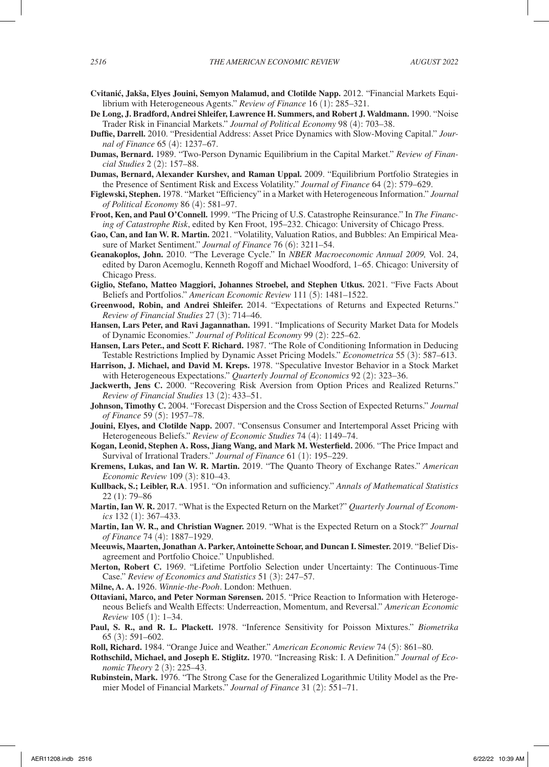**Cvitanić, Jakša, Elyes Jouini, Semyon Malamud, and Clotilde Napp.** 2012. "Financial Markets Equilibrium with Heterogeneous Agents." *Review of Finance* 16 (1): 285–321.

**De Long, J. Bradford, Andrei Shleifer, Lawrence H. Summers, and Robert J. Waldmann.** 1990. "Noise Trader Risk in Financial Markets." *Journal of Political Economy* 98 (4): 703–38.

**Duffie, Darrell.** 2010. "Presidential Address: Asset Price Dynamics with Slow-Moving Capital." *Journal of Finance* 65 (4): 1237–67.

**Dumas, Bernard.** 1989. "Two-Person Dynamic Equilibrium in the Capital Market." *Review of Financial Studies* 2 (2): 157–88.

**Dumas, Bernard, Alexander Kurshev, and Raman Uppal.** 2009. "Equilibrium Portfolio Strategies in the Presence of Sentiment Risk and Excess Volatility." *Journal of Finance* 64 (2): 579–629.

**Figlewski, Stephen.** 1978. "Market "Efficiency" in a Market with Heterogeneous Information." *Journal of Political Economy* 86 (4): 581–97.

**Froot, Ken, and Paul O'Connell.** 1999. "The Pricing of U.S. Catastrophe Reinsurance." In *The Financing of Catastrophe Risk*, edited by Ken Froot, 195–232. Chicago: University of Chicago Press.

**Gao, Can, and Ian W. R. Martin.** 2021. "Volatility, Valuation Ratios, and Bubbles: An Empirical Measure of Market Sentiment." *Journal of Finance* 76 (6): 3211–54.

**Geanakoplos, John.** 2010. "The Leverage Cycle." In *NBER Macroeconomic Annual 2009,* Vol. 24, edited by Daron Acemoglu, Kenneth Rogoff and Michael Woodford, 1–65. Chicago: University of Chicago Press.

**Giglio, Stefano, Matteo Maggiori, Johannes Stroebel, and Stephen Utkus.** 2021. "Five Facts About Beliefs and Portfolios." *American Economic Review* 111 (5): 1481–1522.

**Greenwood, Robin, and Andrei Shleifer.** 2014. "Expectations of Returns and Expected Returns." *Review of Financial Studies* 27 (3): 714–46.

**Hansen, Lars Peter, and Ravi Jagannathan.** 1991. "Implications of Security Market Data for Models of Dynamic Economies." *Journal of Political Economy* 99 (2): 225–62.

**Hansen, Lars Peter., and Scott F. Richard.** 1987. "The Role of Conditioning Information in Deducing Testable Restrictions Implied by Dynamic Asset Pricing Models." *Econometrica* 55 (3): 587–613.

**Harrison, J. Michael, and David M. Kreps.** 1978. "Speculative Investor Behavior in a Stock Market with Heterogeneous Expectations." *Quarterly Journal of Economics* 92 (2): 323–36.

**Jackwerth, Jens C.** 2000. "Recovering Risk Aversion from Option Prices and Realized Returns." *Review of Financial Studies* 13 (2): 433–51.

**Johnson, Timothy C.** 2004. "Forecast Dispersion and the Cross Section of Expected Returns." *Journal of Finance* 59 (5): 1957–78.

**Jouini, Elyes, and Clotilde Napp.** 2007. "Consensus Consumer and Intertemporal Asset Pricing with Heterogeneous Beliefs." *Review of Economic Studies* 74 (4): 1149–74.

**Kogan, Leonid, Stephen A. Ross, Jiang Wang, and Mark M. Westerfield.** 2006. "The Price Impact and Survival of Irrational Traders." *Journal of Finance* 61 (1): 195–229.

**Kremens, Lukas, and Ian W. R. Martin.** 2019. "The Quanto Theory of Exchange Rates." *American Economic Review* 109 (3): 810–43.

**Kullback, S.; Leibler, R.A**. 1951. "On information and sufficiency." *Annals of Mathematical Statistics* 22 (1): 79–86

**Martin, Ian W. R.** 2017. "What is the Expected Return on the Market?" *Quarterly Journal of Economics* 132 (1): 367–433.

**Martin, Ian W. R., and Christian Wagner.** 2019. "What is the Expected Return on a Stock?" *Journal of Finance* 74 (4): 1887–1929.

**Meeuwis, Maarten, Jonathan A. Parker, Antoinette Schoar, and Duncan I. Simester.** 2019. "Belief Disagreement and Portfolio Choice." Unpublished.

**Merton, Robert C.** 1969. "Lifetime Portfolio Selection under Uncertainty: The Continuous-Time Case." *Review of Economics and Statistics* 51 (3): 247–57.

**Milne, A. A.** 1926. *Winnie-the-Pooh*. London: Methuen.

**Ottaviani, Marco, and Peter Norman Sørensen.** 2015. "Price Reaction to Information with Heterogeneous Beliefs and Wealth Effects: Underreaction, Momentum, and Reversal." *American Economic Review* 105 (1): 1–34.

**Paul, S. R., and R. L. Plackett.** 1978. "Inference Sensitivity for Poisson Mixtures." *Biometrika* 65 (3): 591–602.

**Roll, Richard.** 1984. "Orange Juice and Weather." *American Economic Review* 74 (5): 861–80.

**Rothschild, Michael, and Joseph E. Stiglitz.** 1970. "Increasing Risk: I. A Definition." *Journal of Economic Theory* 2 (3): 225–43.

**Rubinstein, Mark.** 1976. "The Strong Case for the Generalized Logarithmic Utility Model as the Premier Model of Financial Markets." *Journal of Finance* 31 (2): 551–71.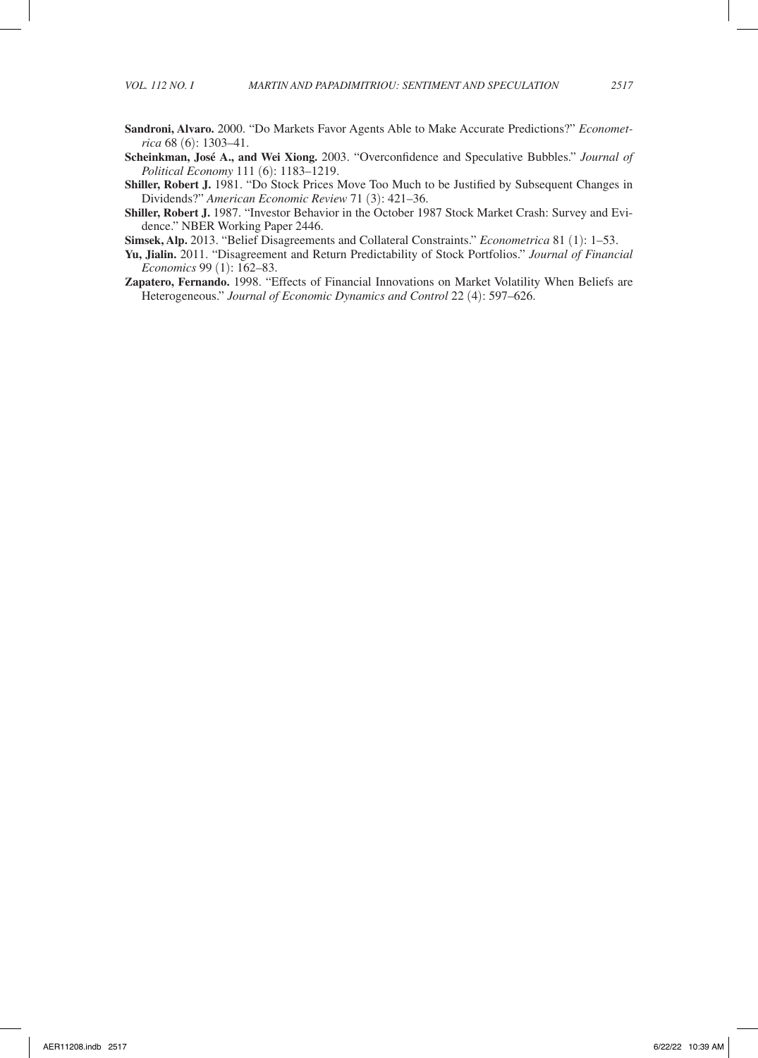**Sandroni, Alvaro.** 2000. "Do Markets Favor Agents Able to Make Accurate Predictions?" *Econometrica* 68 (6): 1303–41.

**Scheinkman, José A., and Wei Xiong.** 2003. "Overconfidence and Speculative Bubbles." *Journal of Political Economy* 111 (6): 1183–1219.

**Shiller, Robert J.** 1981. "Do Stock Prices Move Too Much to be Justified by Subsequent Changes in Dividends?" *American Economic Review* 71 (3): 421–36.

**Shiller, Robert J.** 1987. "Investor Behavior in the October 1987 Stock Market Crash: Survey and Evidence." NBER Working Paper 2446.

**Simsek, Alp.** 2013. "Belief Disagreements and Collateral Constraints." *Econometrica* 81 (1): 1–53.

**Yu, Jialin.** 2011. "Disagreement and Return Predictability of Stock Portfolios." *Journal of Financial Economics* 99 (1): 162–83.

**Zapatero, Fernando.** 1998. "Effects of Financial Innovations on Market Volatility When Beliefs are Heterogeneous." *Journal of Economic Dynamics and Control* 22 (4): 597–626.